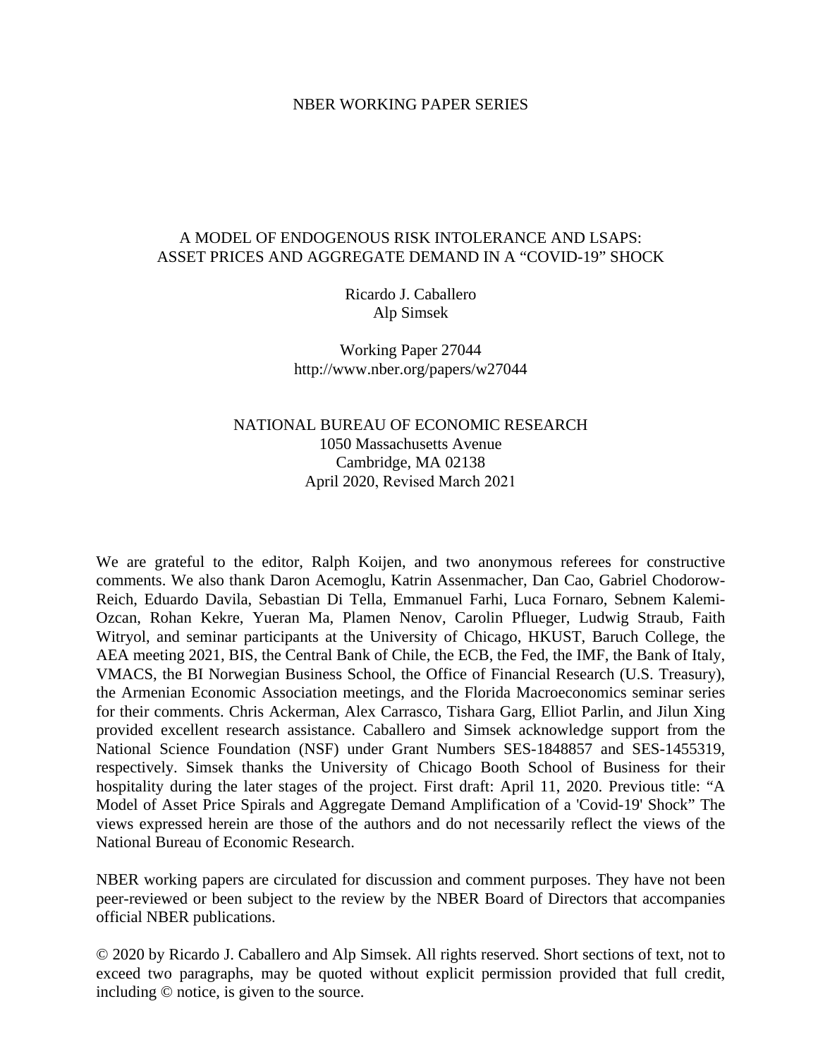NBER WORKING PAPER SERIES

# A MODEL OF ENDOGENOUS RISK INTOLERANCE AND LSAPS: ASSET PRICES AND AGGREGATE DEMAND IN A "COVID-19" SHOCK

Ricardo J. Caballero
Alp Simsek

Working Paper 27044
http://www.nber.org/papers/w27044

NATIONAL BUREAU OF ECONOMIC RESEARCH
1050 Massachusetts Avenue
Cambridge, MA 02138
April 2020, Revised March 2021

We are grateful to the editor, Ralph Koijen, and two anonymous referees for constructive comments. We also thank Daron Acemoglu, Katrin Assenmacher, Dan Cao, Gabriel Chodorow-Reich, Eduardo Davila, Sebastian Di Tella, Emmanuel Farhi, Luca Fornaro, Sebnem Kalemi-Ozcan, Rohan Kekre, Yueran Ma, Plamen Nenov, Carolin Pflueger, Ludwig Straub, Faith Witryol, and seminar participants at the University of Chicago, HKUST, Baruch College, the AEA meeting 2021, BIS, the Central Bank of Chile, the ECB, the Fed, the IMF, the Bank of Italy, VMACS, the BI Norwegian Business School, the Office of Financial Research (U.S. Treasury), the Armenian Economic Association meetings, and the Florida Macroeconomics seminar series for their comments. Chris Ackerman, Alex Carrasco, Tishara Garg, Elliot Parlin, and Jilun Xing provided excellent research assistance. Caballero and Simsek acknowledge support from the National Science Foundation (NSF) under Grant Numbers SES-1848857 and SES-1455319, respectively. Simsek thanks the University of Chicago Booth School of Business for their hospitality during the later stages of the project. First draft: April 11, 2020. Previous title: "A Model of Asset Price Spirals and Aggregate Demand Amplification of a 'Covid-19' Shock" The views expressed herein are those of the authors and do not necessarily reflect the views of the National Bureau of Economic Research.

NBER working papers are circulated for discussion and comment purposes. They have not been peer-reviewed or been subject to the review by the NBER Board of Directors that accompanies official NBER publications.

© 2020 by Ricardo J. Caballero and Alp Simsek. All rights reserved. Short sections of text, not to exceed two paragraphs, may be quoted without explicit permission provided that full credit, including © notice, is given to the source.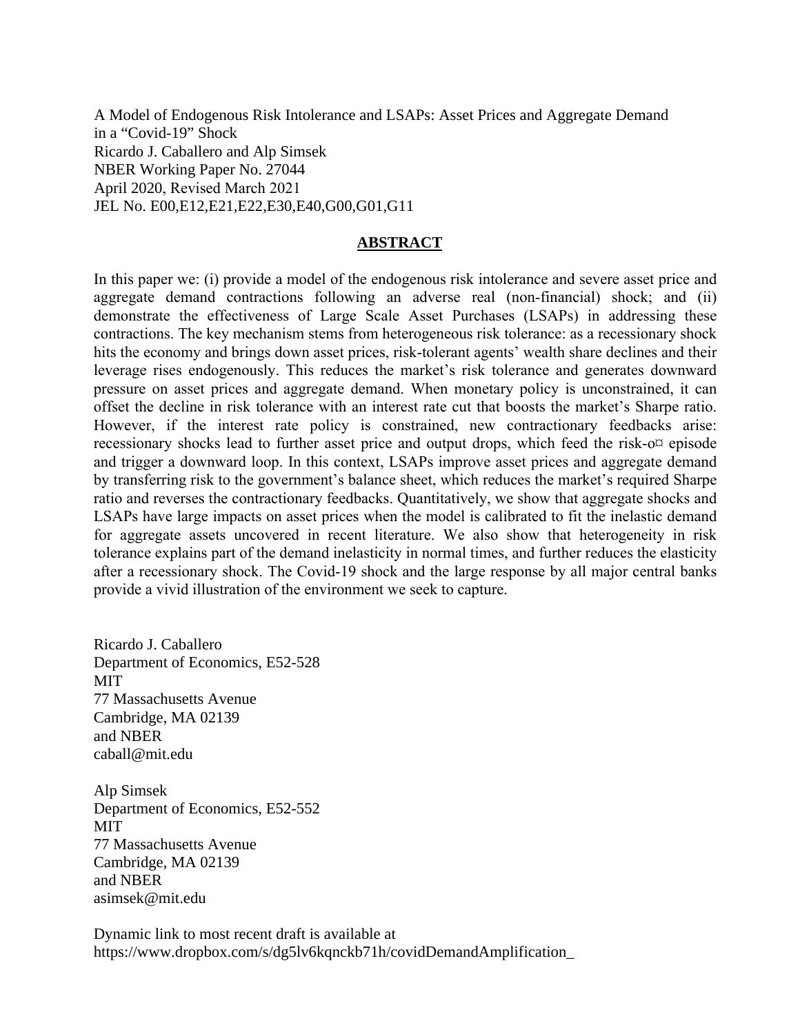A Model of Endogenous Risk Intolerance and LSAPs: Asset Prices and Aggregate Demand in a "Covid-19" Shock
Ricardo J. Caballero and Alp Simsek
NBER Working Paper No. 27044
April 2020, Revised March 2021
JEL No. E00,E12,E21,E22,E30,E40,G00,G01,G11

## ABSTRACT

In this paper we: (i) provide a model of the endogenous risk intolerance and severe asset price and aggregate demand contractions following an adverse real (non-financial) shock; and (ii) demonstrate the effectiveness of Large Scale Asset Purchases (LSAPs) in addressing these contractions. The key mechanism stems from heterogeneous risk tolerance: as a recessionary shock hits the economy and brings down asset prices, risk-tolerant agents' wealth share declines and their leverage rises endogenously. This reduces the market's risk tolerance and generates downward pressure on asset prices and aggregate demand. When monetary policy is unconstrained, it can offset the decline in risk tolerance with an interest rate cut that boosts the market's Sharpe ratio. However, if the interest rate policy is constrained, new contractionary feedbacks arise: recessionary shocks lead to further asset price and output drops, which feed the risk-o¤ episode and trigger a downward loop. In this context, LSAPs improve asset prices and aggregate demand by transferring risk to the government's balance sheet, which reduces the market's required Sharpe ratio and reverses the contractionary feedbacks. Quantitatively, we show that aggregate shocks and LSAPs have large impacts on asset prices when the model is calibrated to fit the inelastic demand for aggregate assets uncovered in recent literature. We also show that heterogeneity in risk tolerance explains part of the demand inelasticity in normal times, and further reduces the elasticity after a recessionary shock. The Covid-19 shock and the large response by all major central banks provide a vivid illustration of the environment we seek to capture.

Ricardo J. Caballero
Department of Economics, E52-528
MIT
77 Massachusetts Avenue
Cambridge, MA 02139
and NBER
caball@mit.edu

Alp Simsek
Department of Economics, E52-552
MIT
77 Massachusetts Avenue
Cambridge, MA 02139
and NBER
asimsek@mit.edu

Dynamic link to most recent draft is available at
https://www.dropbox.com/s/dg5lv6kqnckb71h/covidDemandAmplification_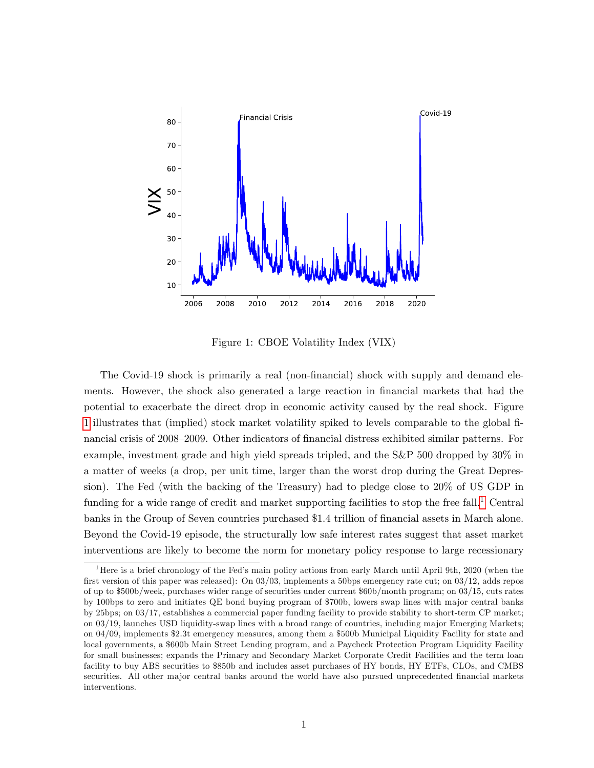Figure 1: CBOE Volatility Index (VIX)

The Covid-19 shock is primarily a real (non-financial) shock with supply and demand elements. However, the shock also generated a large reaction in financial markets that had the potential to exacerbate the direct drop in economic activity caused by the real shock. Figure 1 illustrates that (implied) stock market volatility spiked to levels comparable to the global financial crisis of 2008–2009. Other indicators of financial distress exhibited similar patterns. For example, investment grade and high yield spreads tripled, and the S&P 500 dropped by 30% in a matter of weeks (a drop, per unit time, larger than the worst drop during the Great Depression). The Fed (with the backing of the Treasury) had to pledge close to 20% of US GDP in funding for a wide range of credit and market supporting facilities to stop the free fall.[1] Central banks in the Group of Seven countries purchased $1.4 trillion of financial assets in March alone. Beyond the Covid-19 episode, the structurally low safe interest rates suggest that asset market interventions are likely to become the norm for monetary policy response to large recessionary

[1] Here is a brief chronology of the Fed's main policy actions from early March until April 9th, 2020 (when the first version of this paper was released): On 03/03, implements a 50bps emergency rate cut; on 03/12, adds repos of up to $500b/week, purchases wider range of securities under current $60b/month program; on 03/15, cuts rates by 100bps to zero and initiates QE bond buying program of $700b, lowers swap lines with major central banks by 25bps; on 03/17, establishes a commercial paper funding facility to provide stability to short-term CP market; on 03/19, launches USD liquidity-swap lines with a broad range of countries, including major Emerging Markets; on 04/09, implements $2.3t emergency measures, among them a $500b Municipal Liquidity Facility for state and local governments, a $600b Main Street Lending program, and a Paycheck Protection Program Liquidity Facility for small businesses; expands the Primary and Secondary Market Corporate Credit Facilities and the term loan facility to buy ABS securities to $850b and includes asset purchases of HY bonds, HY ETFs, CLOs, and CMBS securities. All other major central banks around the world have also pursued unprecedented financial markets interventions.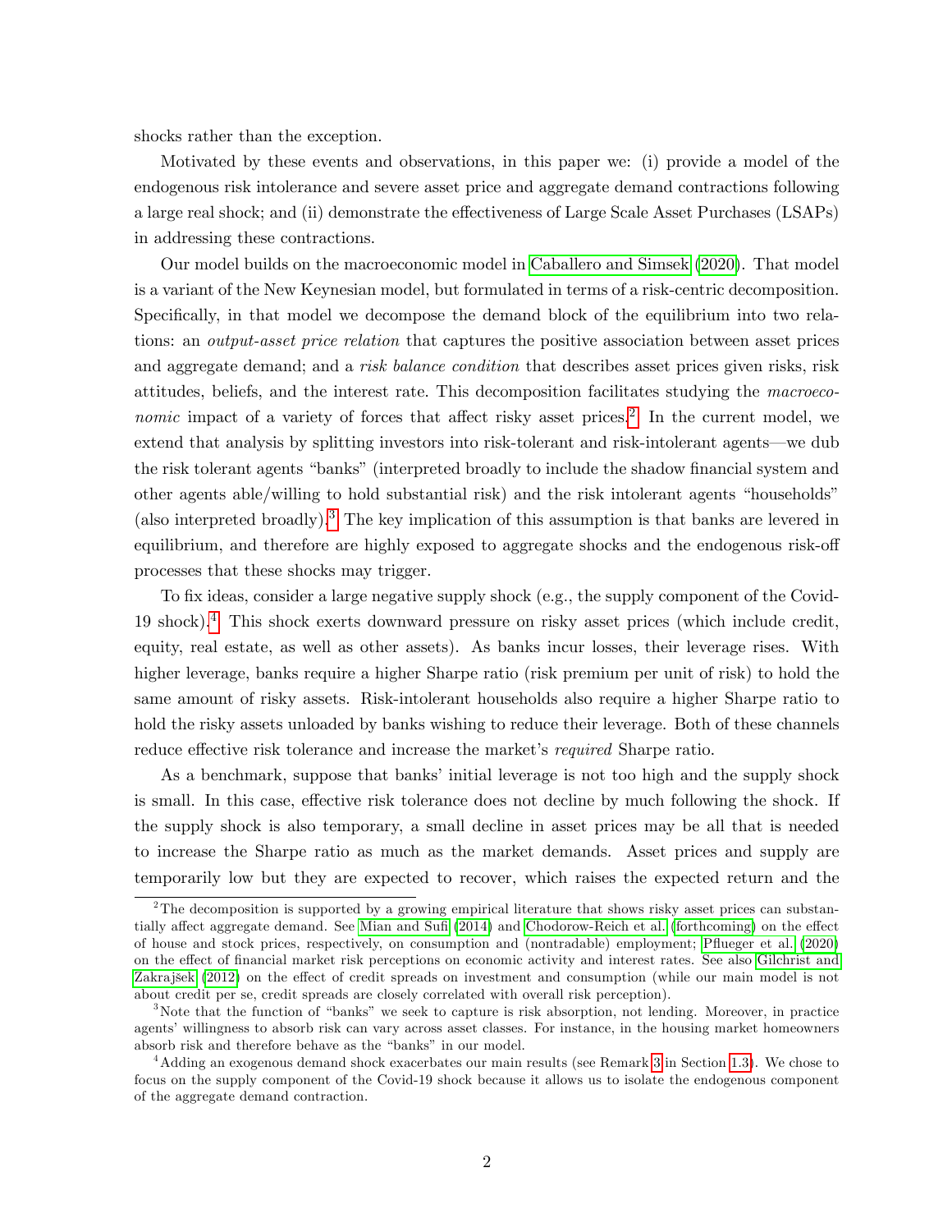shocks rather than the exception.

Motivated by these events and observations, in this paper we: (i) provide a model of the endogenous risk intolerance and severe asset price and aggregate demand contractions following a large real shock; and (ii) demonstrate the effectiveness of Large Scale Asset Purchases (LSAPs) in addressing these contractions.

Our model builds on the macroeconomic model in Caballero and Simsek (2020). That model is a variant of the New Keynesian model, but formulated in terms of a risk-centric decomposition. Specifically, in that model we decompose the demand block of the equilibrium into two relations: an *output-asset price relation* that captures the positive association between asset prices and aggregate demand; and a *risk balance condition* that describes asset prices given risks, risk attitudes, beliefs, and the interest rate. This decomposition facilitates studying the *macroeconomic* impact of a variety of forces that affect risky asset prices.[2] In the current model, we extend that analysis by splitting investors into risk-tolerant and risk-intolerant agents—we dub the risk tolerant agents "banks" (interpreted broadly to include the shadow financial system and other agents able/willing to hold substantial risk) and the risk intolerant agents "households" (also interpreted broadly).[3] The key implication of this assumption is that banks are levered in equilibrium, and therefore are highly exposed to aggregate shocks and the endogenous risk-off processes that these shocks may trigger.

To fix ideas, consider a large negative supply shock (e.g., the supply component of the Covid-19 shock).[4] This shock exerts downward pressure on risky asset prices (which include credit, equity, real estate, as well as other assets). As banks incur losses, their leverage rises. With higher leverage, banks require a higher Sharpe ratio (risk premium per unit of risk) to hold the same amount of risky assets. Risk-intolerant households also require a higher Sharpe ratio to hold the risky assets unloaded by banks wishing to reduce their leverage. Both of these channels reduce effective risk tolerance and increase the market's *required* Sharpe ratio.

As a benchmark, suppose that banks' initial leverage is not too high and the supply shock is small. In this case, effective risk tolerance does not decline by much following the shock. If the supply shock is also temporary, a small decline in asset prices may be all that is needed to increase the Sharpe ratio as much as the market demands. Asset prices and supply are temporarily low but they are expected to recover, which raises the expected return and the

[2] The decomposition is supported by a growing empirical literature that shows risky asset prices can substantially affect aggregate demand. See Mian and Sufi (2014) and Chodorow-Reich et al. (forthcoming) on the effect of house and stock prices, respectively, on consumption and (nontradable) employment; Pflueger et al. (2020) on the effect of financial market risk perceptions on economic activity and interest rates. See also Gilchrist and Zakrajšek (2012) on the effect of credit spreads on investment and consumption (while our main model is not about credit per se, credit spreads are closely correlated with overall risk perception).

[3] Note that the function of "banks" we seek to capture is risk absorption, not lending. Moreover, in practice agents' willingness to absorb risk can vary across asset classes. For instance, in the housing market homeowners absorb risk and therefore behave as the "banks" in our model.

[4] Adding an exogenous demand shock exacerbates our main results (see Remark 3 in Section 1.3). We chose to focus on the supply component of the Covid-19 shock because it allows us to isolate the endogenous component of the aggregate demand contraction.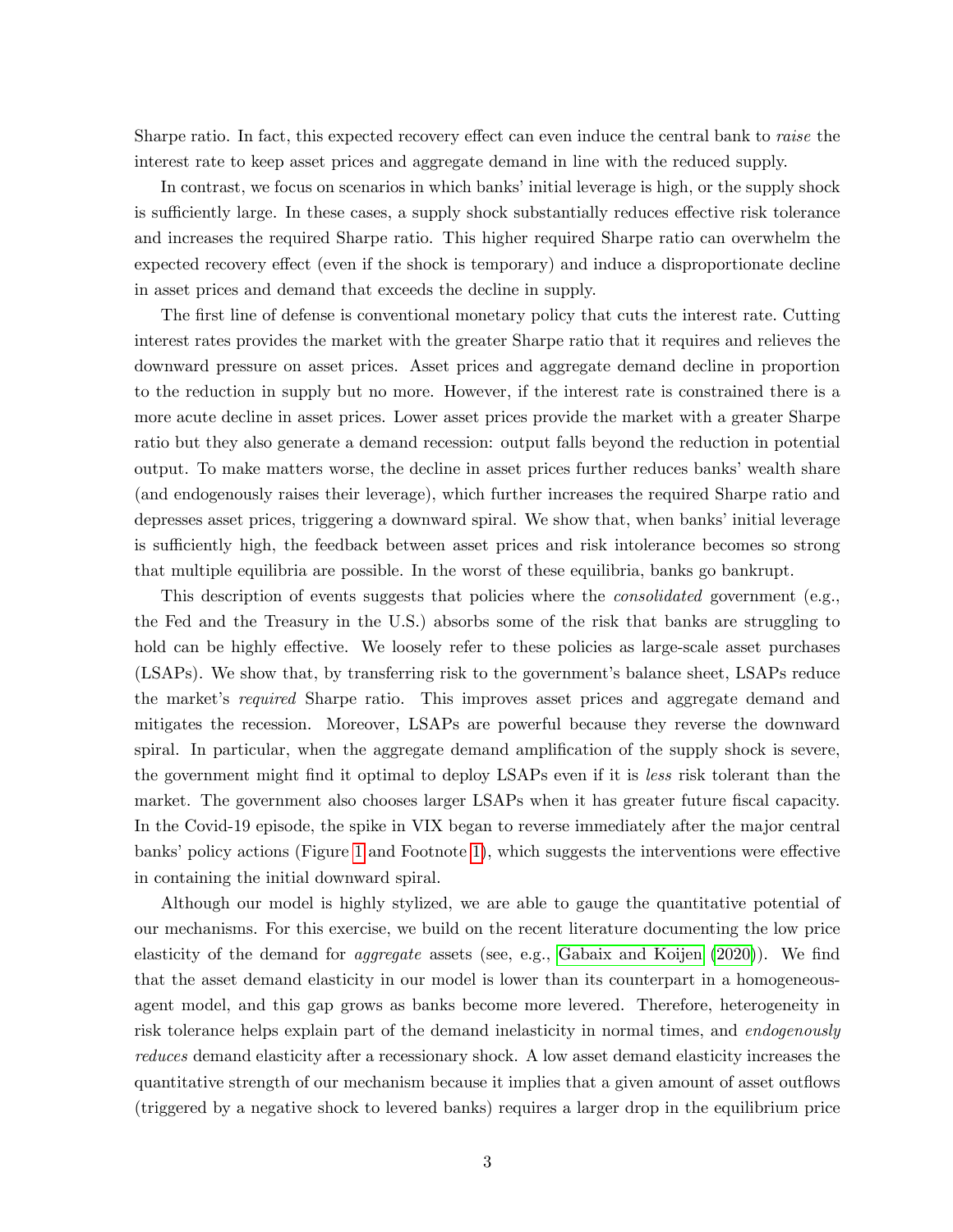Sharpe ratio. In fact, this expected recovery effect can even induce the central bank to *raise* the interest rate to keep asset prices and aggregate demand in line with the reduced supply.

In contrast, we focus on scenarios in which banks' initial leverage is high, or the supply shock is sufficiently large. In these cases, a supply shock substantially reduces effective risk tolerance and increases the required Sharpe ratio. This higher required Sharpe ratio can overwhelm the expected recovery effect (even if the shock is temporary) and induce a disproportionate decline in asset prices and demand that exceeds the decline in supply.

The first line of defense is conventional monetary policy that cuts the interest rate. Cutting interest rates provides the market with the greater Sharpe ratio that it requires and relieves the downward pressure on asset prices. Asset prices and aggregate demand decline in proportion to the reduction in supply but no more. However, if the interest rate is constrained there is a more acute decline in asset prices. Lower asset prices provide the market with a greater Sharpe ratio but they also generate a demand recession: output falls beyond the reduction in potential output. To make matters worse, the decline in asset prices further reduces banks' wealth share (and endogenously raises their leverage), which further increases the required Sharpe ratio and depresses asset prices, triggering a downward spiral. We show that, when banks' initial leverage is sufficiently high, the feedback between asset prices and risk intolerance becomes so strong that multiple equilibria are possible. In the worst of these equilibria, banks go bankrupt.

This description of events suggests that policies where the *consolidated* government (e.g., the Fed and the Treasury in the U.S.) absorbs some of the risk that banks are struggling to hold can be highly effective. We loosely refer to these policies as large-scale asset purchases (LSAPs). We show that, by transferring risk to the government's balance sheet, LSAPs reduce the market's *required* Sharpe ratio. This improves asset prices and aggregate demand and mitigates the recession. Moreover, LSAPs are powerful because they reverse the downward spiral. In particular, when the aggregate demand amplification of the supply shock is severe, the government might find it optimal to deploy LSAPs even if it is *less* risk tolerant than the market. The government also chooses larger LSAPs when it has greater future fiscal capacity. In the Covid-19 episode, the spike in VIX began to reverse immediately after the major central banks' policy actions (Figure 1 and Footnote 1), which suggests the interventions were effective in containing the initial downward spiral.

Although our model is highly stylized, we are able to gauge the quantitative potential of our mechanisms. For this exercise, we build on the recent literature documenting the low price elasticity of the demand for *aggregate* assets (see, e.g., Gabaix and Koijen (2020)). We find that the asset demand elasticity in our model is lower than its counterpart in a homogeneous-agent model, and this gap grows as banks become more levered. Therefore, heterogeneity in risk tolerance helps explain part of the demand inelasticity in normal times, and *endogenously reduces* demand elasticity after a recessionary shock. A low asset demand elasticity increases the quantitative strength of our mechanism because it implies that a given amount of asset outflows (triggered by a negative shock to levered banks) requires a larger drop in the equilibrium price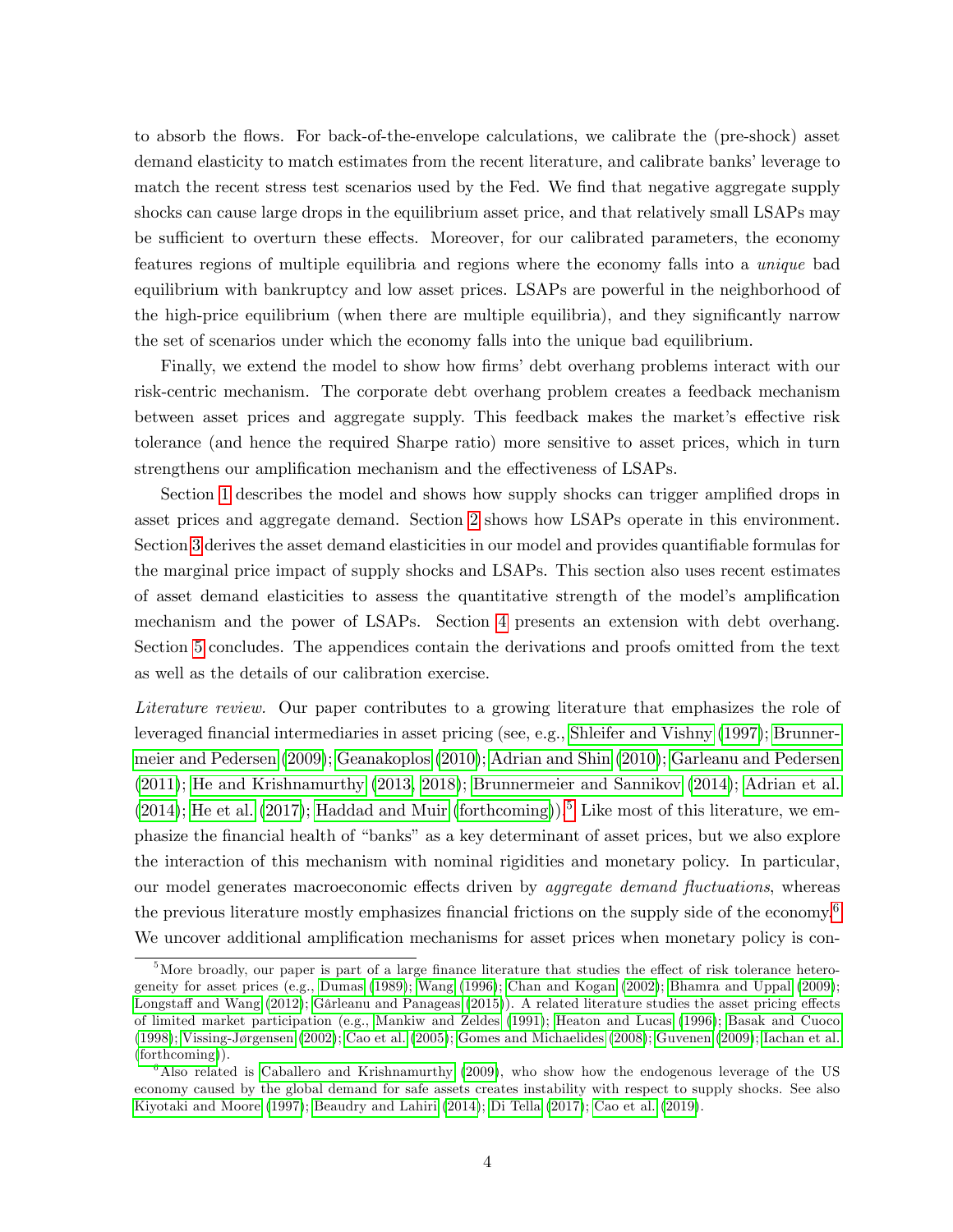to absorb the flows. For back-of-the-envelope calculations, we calibrate the (pre-shock) asset demand elasticity to match estimates from the recent literature, and calibrate banks' leverage to match the recent stress test scenarios used by the Fed. We find that negative aggregate supply shocks can cause large drops in the equilibrium asset price, and that relatively small LSAPs may be sufficient to overturn these effects. Moreover, for our calibrated parameters, the economy features regions of multiple equilibria and regions where the economy falls into a *unique* bad equilibrium with bankruptcy and low asset prices. LSAPs are powerful in the neighborhood of the high-price equilibrium (when there are multiple equilibria), and they significantly narrow the set of scenarios under which the economy falls into the unique bad equilibrium.

Finally, we extend the model to show how firms' debt overhang problems interact with our risk-centric mechanism. The corporate debt overhang problem creates a feedback mechanism between asset prices and aggregate supply. This feedback makes the market's effective risk tolerance (and hence the required Sharpe ratio) more sensitive to asset prices, which in turn strengthens our amplification mechanism and the effectiveness of LSAPs.

Section 1 describes the model and shows how supply shocks can trigger amplified drops in asset prices and aggregate demand. Section 2 shows how LSAPs operate in this environment. Section 3 derives the asset demand elasticities in our model and provides quantifiable formulas for the marginal price impact of supply shocks and LSAPs. This section also uses recent estimates of asset demand elasticities to assess the quantitative strength of the model's amplification mechanism and the power of LSAPs. Section 4 presents an extension with debt overhang. Section 5 concludes. The appendices contain the derivations and proofs omitted from the text as well as the details of our calibration exercise.

*Literature review.* Our paper contributes to a growing literature that emphasizes the role of leveraged financial intermediaries in asset pricing (see, e.g., Shleifer and Vishny (1997); Brunnermeier and Pedersen (2009); Geanakoplos (2010); Adrian and Shin (2010); Garleanu and Pedersen (2011); He and Krishnamurthy (2013, 2018); Brunnermeier and Sannikov (2014); Adrian et al. (2014); He et al. (2017); Haddad and Muir (forthcoming)).[5] Like most of this literature, we emphasize the financial health of "banks" as a key determinant of asset prices, but we also explore the interaction of this mechanism with nominal rigidities and monetary policy. In particular, our model generates macroeconomic effects driven by *aggregate demand fluctuations*, whereas the previous literature mostly emphasizes financial frictions on the supply side of the economy.[6] We uncover additional amplification mechanisms for asset prices when monetary policy is con-

[5] More broadly, our paper is part of a large finance literature that studies the effect of risk tolerance heterogeneity for asset prices (e.g., Dumas (1989); Wang (1996); Chan and Kogan (2002); Bhamra and Uppal (2009); Longstaff and Wang (2012); Gârleanu and Panageas (2015)). A related literature studies the asset pricing effects of limited market participation (e.g., Mankiw and Zeldes (1991); Heaton and Lucas (1996); Basak and Cuoco (1998); Vissing-Jørgensen (2002); Cao et al. (2005); Gomes and Michaelides (2008); Guvenen (2009); Iachan et al. (forthcoming)).

[6] Also related is Caballero and Krishnamurthy (2009), who show how the endogenous leverage of the US economy caused by the global demand for safe assets creates instability with respect to supply shocks. See also Kiyotaki and Moore (1997); Beaudry and Lahiri (2014); Di Tella (2017); Cao et al. (2019).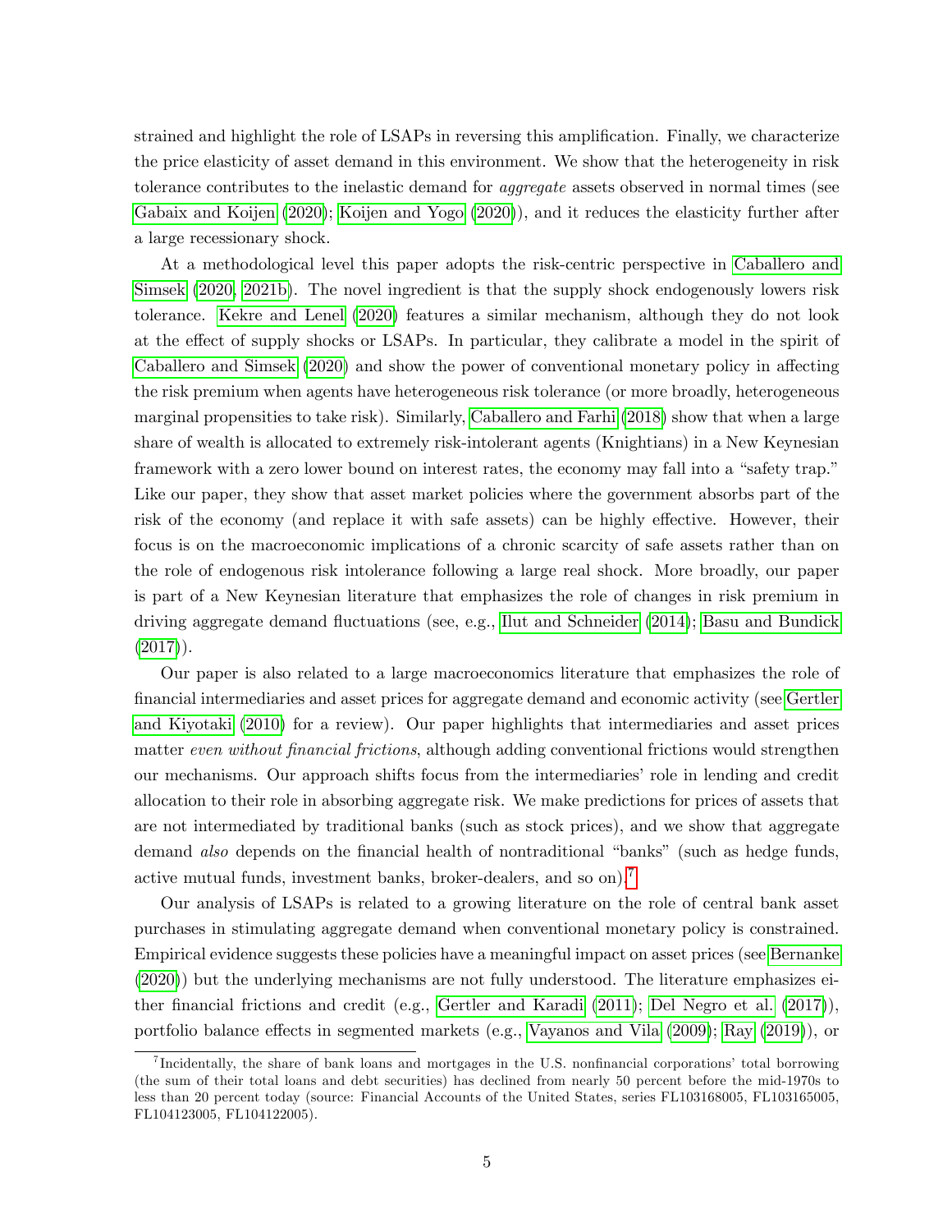strained and highlight the role of LSAPs in reversing this amplification. Finally, we characterize the price elasticity of asset demand in this environment. We show that the heterogeneity in risk tolerance contributes to the inelastic demand for *aggregate* assets observed in normal times (see Gabaix and Koijen (2020); Koijen and Yogo (2020)), and it reduces the elasticity further after a large recessionary shock.

At a methodological level this paper adopts the risk-centric perspective in Caballero and Simsek (2020, 2021b). The novel ingredient is that the supply shock endogenously lowers risk tolerance. Kekre and Lenel (2020) features a similar mechanism, although they do not look at the effect of supply shocks or LSAPs. In particular, they calibrate a model in the spirit of Caballero and Simsek (2020) and show the power of conventional monetary policy in affecting the risk premium when agents have heterogeneous risk tolerance (or more broadly, heterogeneous marginal propensities to take risk). Similarly, Caballero and Farhi (2018) show that when a large share of wealth is allocated to extremely risk-intolerant agents (Knightians) in a New Keynesian framework with a zero lower bound on interest rates, the economy may fall into a "safety trap." Like our paper, they show that asset market policies where the government absorbs part of the risk of the economy (and replace it with safe assets) can be highly effective. However, their focus is on the macroeconomic implications of a chronic scarcity of safe assets rather than on the role of endogenous risk intolerance following a large real shock. More broadly, our paper is part of a New Keynesian literature that emphasizes the role of changes in risk premium in driving aggregate demand fluctuations (see, e.g., Ilut and Schneider (2014); Basu and Bundick (2017)).

Our paper is also related to a large macroeconomics literature that emphasizes the role of financial intermediaries and asset prices for aggregate demand and economic activity (see Gertler and Kiyotaki (2010) for a review). Our paper highlights that intermediaries and asset prices matter *even without financial frictions*, although adding conventional frictions would strengthen our mechanisms. Our approach shifts focus from the intermediaries' role in lending and credit allocation to their role in absorbing aggregate risk. We make predictions for prices of assets that are not intermediated by traditional banks (such as stock prices), and we show that aggregate demand *also* depends on the financial health of nontraditional "banks" (such as hedge funds, active mutual funds, investment banks, broker-dealers, and so on).[7]

Our analysis of LSAPs is related to a growing literature on the role of central bank asset purchases in stimulating aggregate demand when conventional monetary policy is constrained. Empirical evidence suggests these policies have a meaningful impact on asset prices (see Bernanke (2020)) but the underlying mechanisms are not fully understood. The literature emphasizes either financial frictions and credit (e.g., Gertler and Karadi (2011); Del Negro et al. (2017)), portfolio balance effects in segmented markets (e.g., Vayanos and Vila (2009); Ray (2019)), or

[7] Incidentally, the share of bank loans and mortgages in the U.S. nonfinancial corporations' total borrowing (the sum of their total loans and debt securities) has declined from nearly 50 percent before the mid-1970s to less than 20 percent today (source: Financial Accounts of the United States, series FL103168005, FL103165005, FL104123005, FL104122005).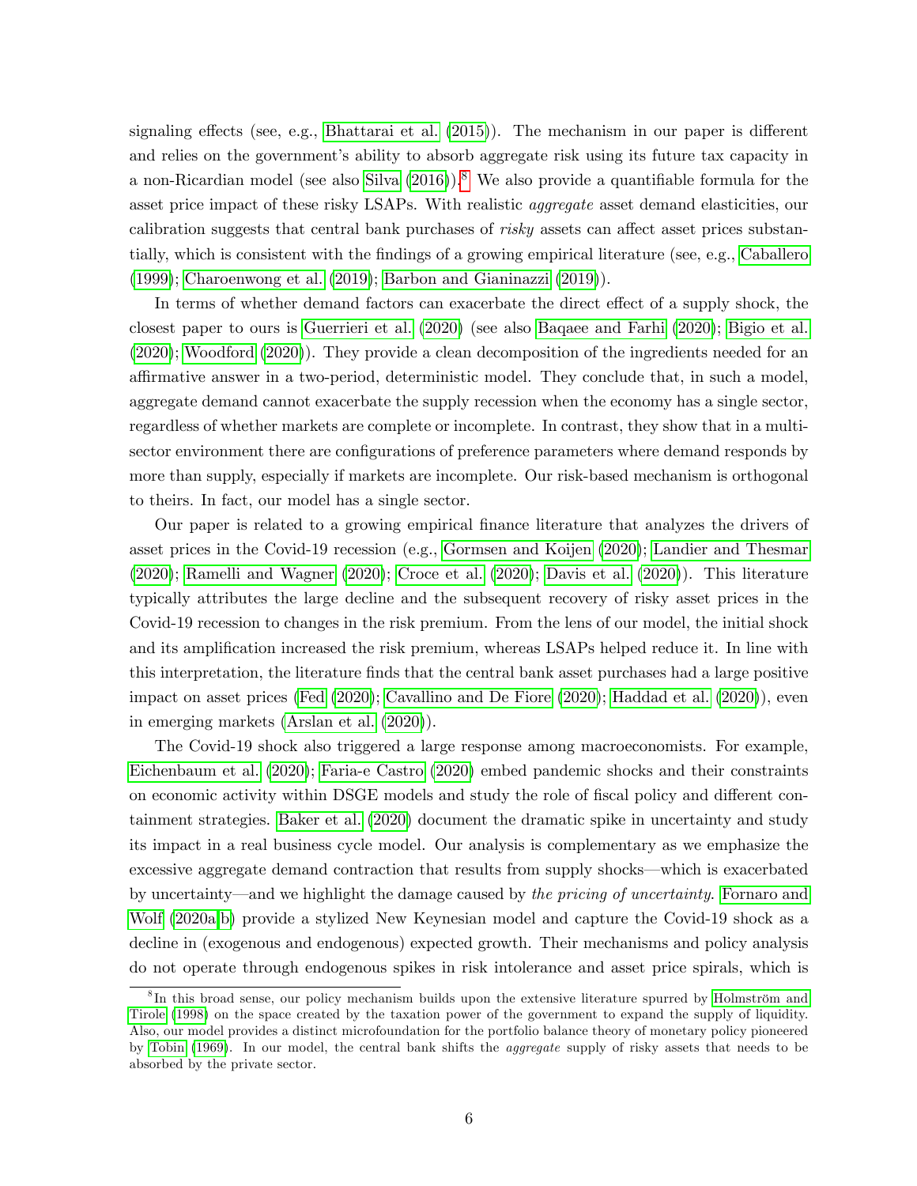signaling effects (see, e.g., Bhattarai et al. (2015)). The mechanism in our paper is different and relies on the government's ability to absorb aggregate risk using its future tax capacity in a non-Ricardian model (see also Silva (2016)).[8] We also provide a quantifiable formula for the asset price impact of these risky LSAPs. With realistic *aggregate* asset demand elasticities, our calibration suggests that central bank purchases of *risky* assets can affect asset prices substantially, which is consistent with the findings of a growing empirical literature (see, e.g., Caballero (1999); Charoenwong et al. (2019); Barbon and Gianinazzi (2019)).

In terms of whether demand factors can exacerbate the direct effect of a supply shock, the closest paper to ours is Guerrieri et al. (2020) (see also Baqaee and Farhi (2020); Bigio et al. (2020); Woodford (2020)). They provide a clean decomposition of the ingredients needed for an affirmative answer in a two-period, deterministic model. They conclude that, in such a model, aggregate demand cannot exacerbate the supply recession when the economy has a single sector, regardless of whether markets are complete or incomplete. In contrast, they show that in a multi-sector environment there are configurations of preference parameters where demand responds by more than supply, especially if markets are incomplete. Our risk-based mechanism is orthogonal to theirs. In fact, our model has a single sector.

Our paper is related to a growing empirical finance literature that analyzes the drivers of asset prices in the Covid-19 recession (e.g., Gormsen and Koijen (2020); Landier and Thesmar (2020); Ramelli and Wagner (2020); Croce et al. (2020); Davis et al. (2020)). This literature typically attributes the large decline and the subsequent recovery of risky asset prices in the Covid-19 recession to changes in the risk premium. From the lens of our model, the initial shock and its amplification increased the risk premium, whereas LSAPs helped reduce it. In line with this interpretation, the literature finds that the central bank asset purchases had a large positive impact on asset prices (Fed (2020); Cavallino and De Fiore (2020); Haddad et al. (2020)), even in emerging markets (Arslan et al. (2020)).

The Covid-19 shock also triggered a large response among macroeconomists. For example, Eichenbaum et al. (2020); Faria-e Castro (2020) embed pandemic shocks and their constraints on economic activity within DSGE models and study the role of fiscal policy and different containment strategies. Baker et al. (2020) document the dramatic spike in uncertainty and study its impact in a real business cycle model. Our analysis is complementary as we emphasize the excessive aggregate demand contraction that results from supply shocks—which is exacerbated by uncertainty—and we highlight the damage caused by *the pricing of uncertainty*. Fornaro and Wolf (2020a,b) provide a stylized New Keynesian model and capture the Covid-19 shock as a decline in (exogenous and endogenous) expected growth. Their mechanisms and policy analysis do not operate through endogenous spikes in risk intolerance and asset price spirals, which is

---

[8] In this broad sense, our policy mechanism builds upon the extensive literature spurred by Holmström and Tirole (1998) on the space created by the taxation power of the government to expand the supply of liquidity. Also, our model provides a distinct microfoundation for the portfolio balance theory of monetary policy pioneered by Tobin (1969). In our model, the central bank shifts the *aggregate* supply of risky assets that needs to be absorbed by the private sector.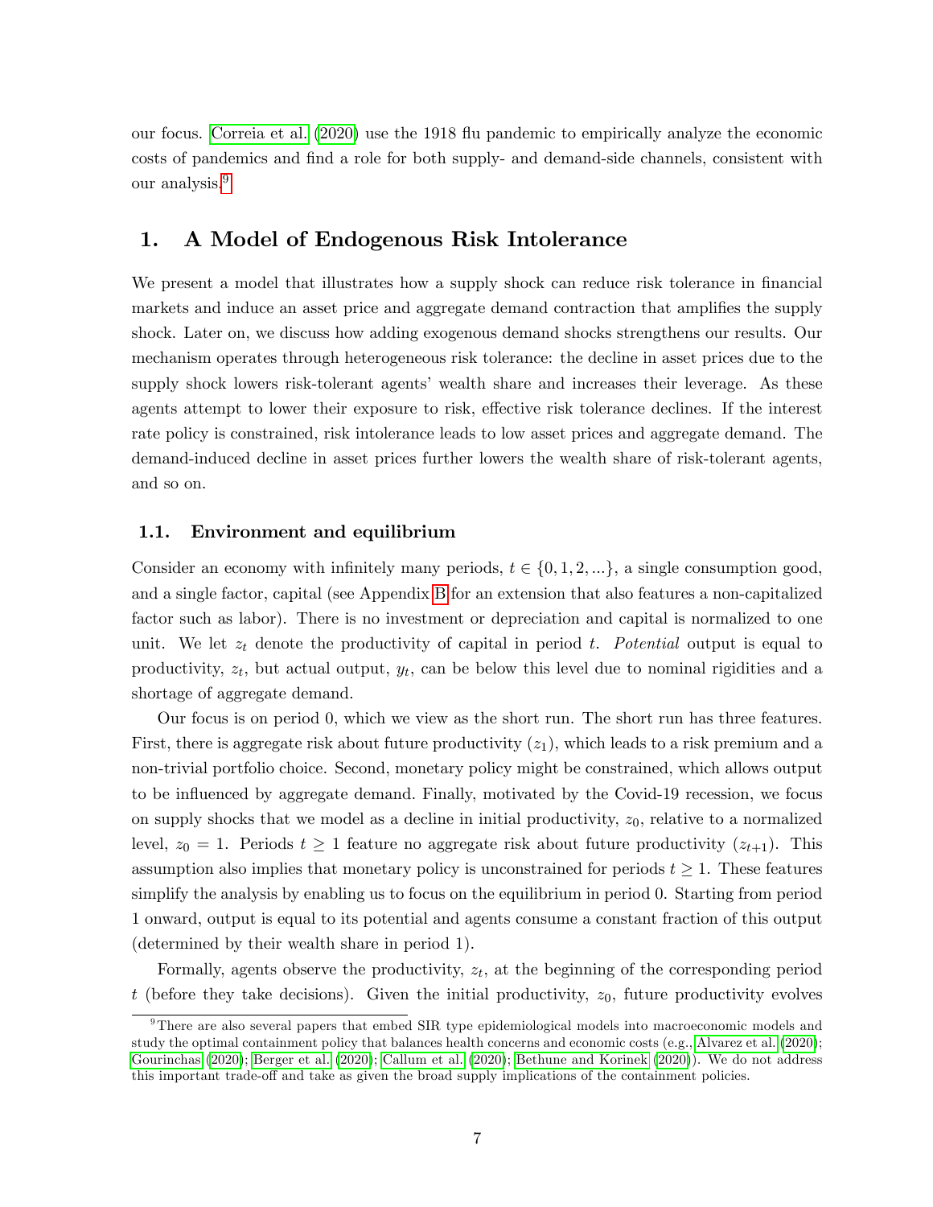our focus. Correia et al. (2020) use the 1918 flu pandemic to empirically analyze the economic costs of pandemics and find a role for both supply- and demand-side channels, consistent with our analysis.[9]

# 1. A Model of Endogenous Risk Intolerance

We present a model that illustrates how a supply shock can reduce risk tolerance in financial markets and induce an asset price and aggregate demand contraction that amplifies the supply shock. Later on, we discuss how adding exogenous demand shocks strengthens our results. Our mechanism operates through heterogeneous risk tolerance: the decline in asset prices due to the supply shock lowers risk-tolerant agents' wealth share and increases their leverage. As these agents attempt to lower their exposure to risk, effective risk tolerance declines. If the interest rate policy is constrained, risk intolerance leads to low asset prices and aggregate demand. The demand-induced decline in asset prices further lowers the wealth share of risk-tolerant agents, and so on.

## 1.1. Environment and equilibrium

Consider an economy with infinitely many periods, $t \in \{0, 1, 2, ...\}$, a single consumption good, and a single factor, capital (see Appendix B for an extension that also features a non-capitalized factor such as labor). There is no investment or depreciation and capital is normalized to one unit. We let $z_t$ denote the productivity of capital in period $t$. *Potential* output is equal to productivity, $z_t$, but actual output, $y_t$, can be below this level due to nominal rigidities and a shortage of aggregate demand.

Our focus is on period 0, which we view as the short run. The short run has three features. First, there is aggregate risk about future productivity ($z_1$), which leads to a risk premium and a non-trivial portfolio choice. Second, monetary policy might be constrained, which allows output to be influenced by aggregate demand. Finally, motivated by the Covid-19 recession, we focus on supply shocks that we model as a decline in initial productivity, $z_0$, relative to a normalized level, $z_0 = 1$. Periods $t \geq 1$ feature no aggregate risk about future productivity ($z_{t+1}$). This assumption also implies that monetary policy is unconstrained for periods $t \geq 1$. These features simplify the analysis by enabling us to focus on the equilibrium in period 0. Starting from period 1 onward, output is equal to its potential and agents consume a constant fraction of this output (determined by their wealth share in period 1).

Formally, agents observe the productivity, $z_t$, at the beginning of the corresponding period $t$ (before they take decisions). Given the initial productivity, $z_0$, future productivity evolves

[9] There are also several papers that embed SIR type epidemiological models into macroeconomic models and study the optimal containment policy that balances health concerns and economic costs (e.g., Alvarez et al. (2020); Gourinchas (2020); Berger et al. (2020); Callum et al. (2020); Bethune and Korinek (2020)). We do not address this important trade-off and take as given the broad supply implications of the containment policies.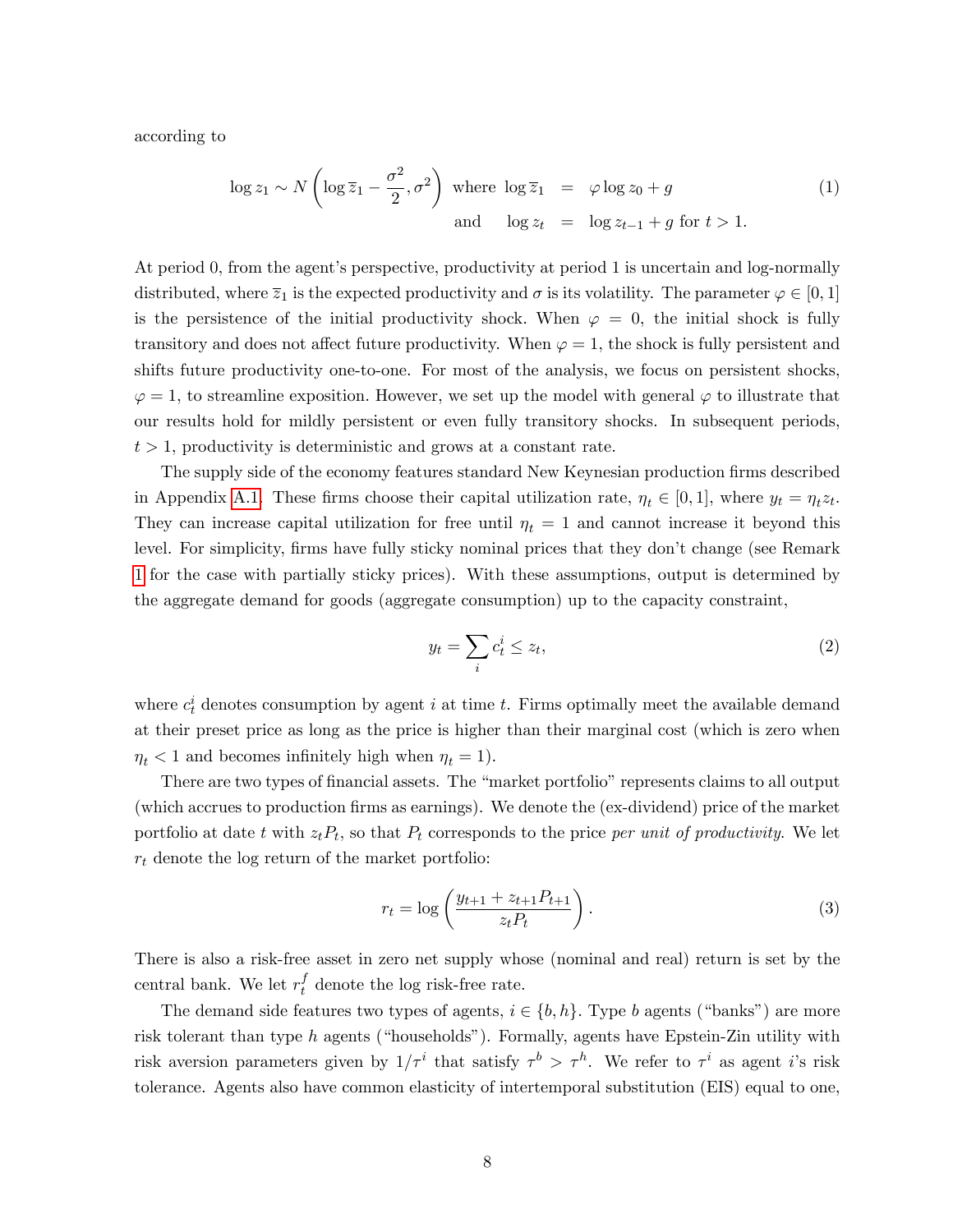according to

$$\log z_1 \sim N\left(\log \bar{z}_1 - \frac{\sigma^2}{2}, \sigma^2\right) \text{ where } \log \bar{z}_1 = \varphi \log z_0 + g \quad \text{and} \quad \log z_t = \log z_{t-1} + g \text{ for } t > 1. \tag{1}$$

At period 0, from the agent's perspective, productivity at period 1 is uncertain and log-normally distributed, where $\bar{z}_1$ is the expected productivity and $\sigma$ is its volatility. The parameter $\varphi \in [0, 1]$ is the persistence of the initial productivity shock. When $\varphi = 0$, the initial shock is fully transitory and does not affect future productivity. When $\varphi = 1$, the shock is fully persistent and shifts future productivity one-to-one. For most of the analysis, we focus on persistent shocks, $\varphi = 1$, to streamline exposition. However, we set up the model with general $\varphi$ to illustrate that our results hold for mildly persistent or even fully transitory shocks. In subsequent periods, $t > 1$, productivity is deterministic and grows at a constant rate.

The supply side of the economy features standard New Keynesian production firms described in Appendix A.1. These firms choose their capital utilization rate, $\eta_t \in [0, 1]$, where $y_t = \eta_t z_t$. They can increase capital utilization for free until $\eta_t = 1$ and cannot increase it beyond this level. For simplicity, firms have fully sticky nominal prices that they don't change (see Remark 1 for the case with partially sticky prices). With these assumptions, output is determined by the aggregate demand for goods (aggregate consumption) up to the capacity constraint,

$$y_t = \sum_i c_t^i \leq z_t, \tag{2}$$

where $c_t^i$ denotes consumption by agent $i$ at time $t$. Firms optimally meet the available demand at their preset price as long as the price is higher than their marginal cost (which is zero when $\eta_t < 1$ and becomes infinitely high when $\eta_t = 1$).

There are two types of financial assets. The "market portfolio" represents claims to all output (which accrues to production firms as earnings). We denote the (ex-dividend) price of the market portfolio at date $t$ with $z_t P_t$, so that $P_t$ corresponds to the price *per unit of productivity*. We let $r_t$ denote the log return of the market portfolio:

$$r_t = \log\left(\frac{y_{t+1} + z_{t+1} P_{t+1}}{z_t P_t}\right). \tag{3}$$

There is also a risk-free asset in zero net supply whose (nominal and real) return is set by the central bank. We let $r_t^f$ denote the log risk-free rate.

The demand side features two types of agents, $i \in \{b, h\}$. Type $b$ agents ("banks") are more risk tolerant than type $h$ agents ("households"). Formally, agents have Epstein-Zin utility with risk aversion parameters given by $1/\tau^i$ that satisfy $\tau^b > \tau^h$. We refer to $\tau^i$ as agent $i$'s risk tolerance. Agents also have common elasticity of intertemporal substitution (EIS) equal to one,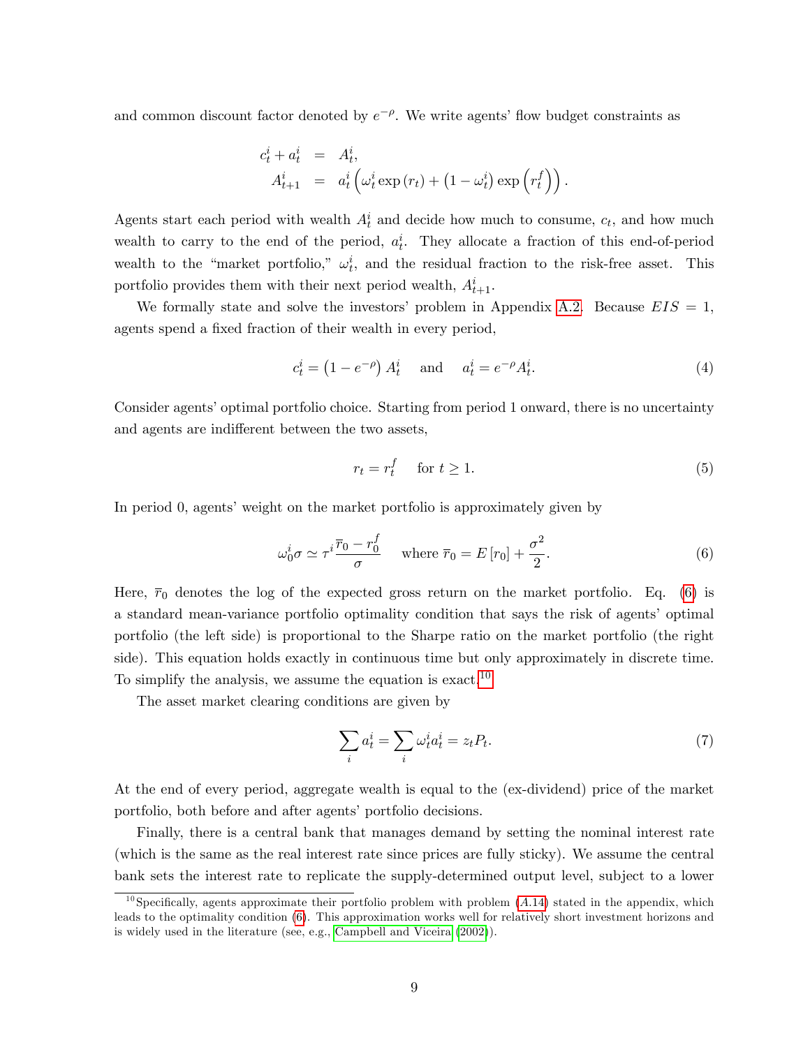and common discount factor denoted by $e^{-\rho}$. We write agents' flow budget constraints as

$$
\begin{aligned}
c_t^i + a_t^i &= A_t^i, \\
A_{t+1}^i &= a_t^i \left( \omega_t^i \exp\left(r_t\right) + \left(1 - \omega_t^i\right) \exp\left(r_t^f\right) \right).
\end{aligned}
$$

Agents start each period with wealth $A_t^i$ and decide how much to consume, $c_t$, and how much wealth to carry to the end of the period, $a_t^i$. They allocate a fraction of this end-of-period wealth to the "market portfolio," $\omega_t^i$, and the residual fraction to the risk-free asset. This portfolio provides them with their next period wealth, $A_{t+1}^i$.

We formally state and solve the investors' problem in Appendix A.2. Because $EIS = 1$, agents spend a fixed fraction of their wealth in every period,

$$
c_t^i = \left(1 - e^{-\rho}\right) A_t^i \quad \text{ and } \quad a_t^i = e^{-\rho} A_t^i. \tag{4}
$$

Consider agents' optimal portfolio choice. Starting from period 1 onward, there is no uncertainty and agents are indifferent between the two assets,

$$
r_t = r_t^f \quad \text{ for } t \geq 1. \tag{5}
$$

In period 0, agents' weight on the market portfolio is approximately given by

$$
\omega_0^i \sigma \simeq \tau^i \frac{\overline{r}_0 - r_0^f}{\sigma} \quad \text{ where } \overline{r}_0 = E\left[r_0\right] + \frac{\sigma^2}{2}. \tag{6}
$$

Here, $\overline{r}_0$ denotes the log of the expected gross return on the market portfolio. Eq. (6) is a standard mean-variance portfolio optimality condition that says the risk of agents' optimal portfolio (the left side) is proportional to the Sharpe ratio on the market portfolio (the right side). This equation holds exactly in continuous time but only approximately in discrete time. To simplify the analysis, we assume the equation is exact.[10]

The asset market clearing conditions are given by

$$
\sum_i a_t^i = \sum_i \omega_t^i a_t^i = z_t P_t. \tag{7}
$$

At the end of every period, aggregate wealth is equal to the (ex-dividend) price of the market portfolio, both before and after agents' portfolio decisions.

Finally, there is a central bank that manages demand by setting the nominal interest rate (which is the same as the real interest rate since prices are fully sticky). We assume the central bank sets the interest rate to replicate the supply-determined output level, subject to a lower

[10] Specifically, agents approximate their portfolio problem with problem ($A.14$) stated in the appendix, which leads to the optimality condition (6). This approximation works well for relatively short investment horizons and is widely used in the literature (see, e.g., Campbell and Viceira (2002)).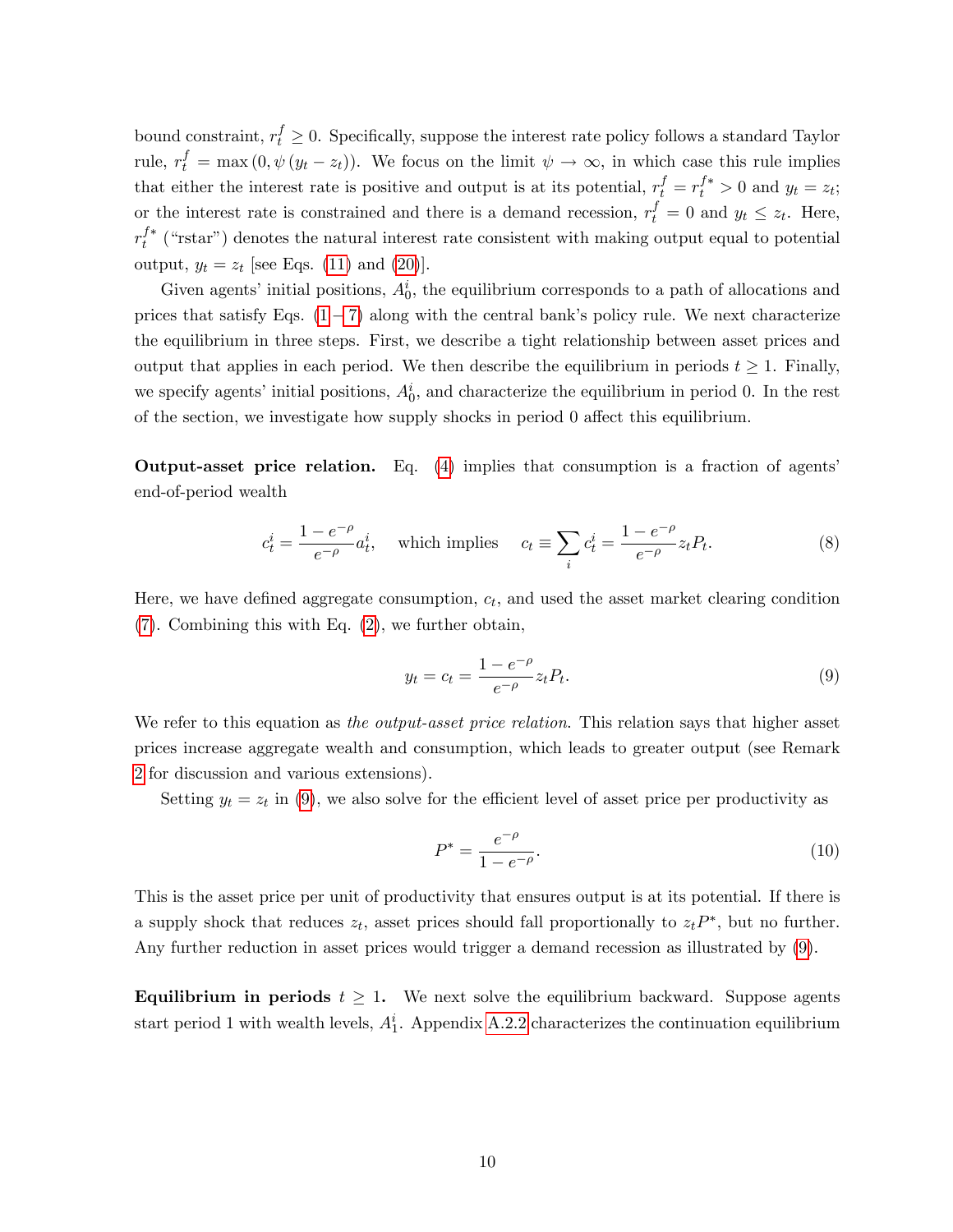bound constraint, $r_t^f \geq 0$. Specifically, suppose the interest rate policy follows a standard Taylor rule, $r_t^f = \max(0, \psi(y_t - z_t))$. We focus on the limit $\psi \to \infty$, in which case this rule implies that either the interest rate is positive and output is at its potential, $r_t^f = r_t^{f*} > 0$ and $y_t = z_t$; or the interest rate is constrained and there is a demand recession, $r_t^f = 0$ and $y_t \leq z_t$. Here, $r_t^{f*}$ ("rstar") denotes the natural interest rate consistent with making output equal to potential output, $y_t = z_t$ [see Eqs. (11) and (20)].

Given agents' initial positions, $A_0^i$, the equilibrium corresponds to a path of allocations and prices that satisfy Eqs. (1 – 7) along with the central bank's policy rule. We next characterize the equilibrium in three steps. First, we describe a tight relationship between asset prices and output that applies in each period. We then describe the equilibrium in periods $t \geq 1$. Finally, we specify agents' initial positions, $A_0^i$, and characterize the equilibrium in period 0. In the rest of the section, we investigate how supply shocks in period 0 affect this equilibrium.

**Output-asset price relation.** Eq. (4) implies that consumption is a fraction of agents' end-of-period wealth

$$c_t^i = \frac{1 - e^{-\rho}}{e^{-\rho}} a_t^i, \quad \text{which implies} \quad c_t \equiv \sum_i c_t^i = \frac{1 - e^{-\rho}}{e^{-\rho}} z_t P_t. \tag{8}$$

Here, we have defined aggregate consumption, $c_t$, and used the asset market clearing condition (7). Combining this with Eq. (2), we further obtain,

$$y_t = c_t = \frac{1 - e^{-\rho}}{e^{-\rho}} z_t P_t. \tag{9}$$

We refer to this equation as *the output-asset price relation*. This relation says that higher asset prices increase aggregate wealth and consumption, which leads to greater output (see Remark 2 for discussion and various extensions).

Setting $y_t = z_t$ in (9), we also solve for the efficient level of asset price per productivity as

$$P^* = \frac{e^{-\rho}}{1 - e^{-\rho}}. \tag{10}$$

This is the asset price per unit of productivity that ensures output is at its potential. If there is a supply shock that reduces $z_t$, asset prices should fall proportionally to $z_t P^*$, but no further. Any further reduction in asset prices would trigger a demand recession as illustrated by (9).

**Equilibrium in periods $t \geq 1$.** We next solve the equilibrium backward. Suppose agents start period 1 with wealth levels, $A_1^i$. Appendix A.2.2 characterizes the continuation equilibrium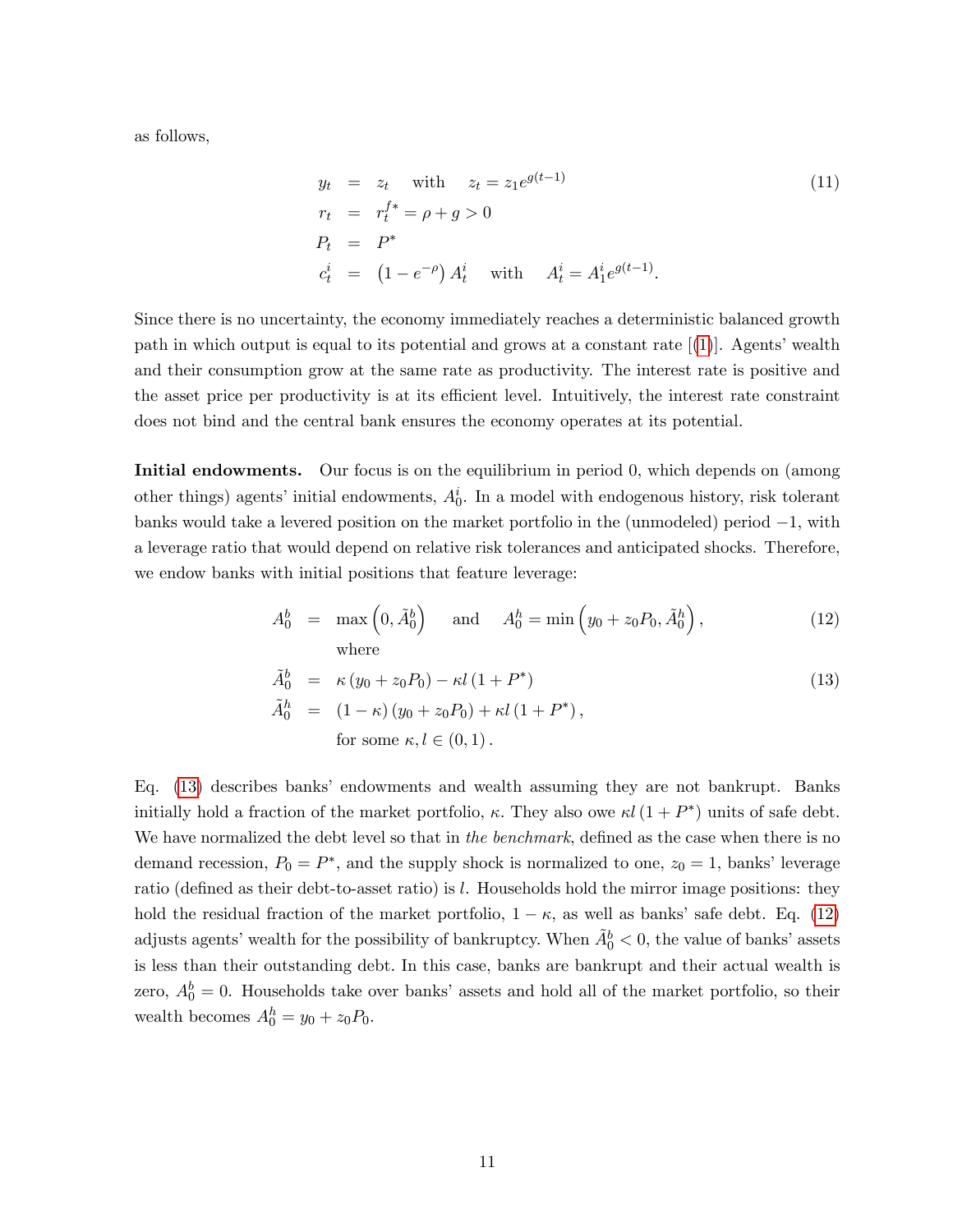as follows,

$$
\begin{aligned}
y_t &= z_t \quad \text{with} \quad z_t = z_1 e^{g(t-1)} \\
r_t &= r_t^{f*} = \rho + g > 0 \\
P_t &= P^* \\
c_t^i &= \left(1 - e^{-\rho}\right) A_t^i \quad \text{with} \quad A_t^i = A_1^i e^{g(t-1)}.
\end{aligned} \tag{11}
$$

Since there is no uncertainty, the economy immediately reaches a deterministic balanced growth path in which output is equal to its potential and grows at a constant rate [(1)]. Agents' wealth and their consumption grow at the same rate as productivity. The interest rate is positive and the asset price per productivity is at its efficient level. Intuitively, the interest rate constraint does not bind and the central bank ensures the economy operates at its potential.

**Initial endowments.** Our focus is on the equilibrium in period 0, which depends on (among other things) agents' initial endowments, $A_0^i$. In a model with endogenous history, risk tolerant banks would take a levered position on the market portfolio in the (unmodeled) period $-1$, with a leverage ratio that would depend on relative risk tolerances and anticipated shocks. Therefore, we endow banks with initial positions that feature leverage:

$$
A_0^b = \max\left(0, \tilde{A}_0^b\right) \quad \text{and} \quad A_0^h = \min\left(y_0 + z_0 P_0, \tilde{A}_0^h\right), \tag{12}
$$

where

$$
\begin{aligned}
\tilde{A}_0^b &= \kappa \left(y_0 + z_0 P_0\right) - \kappa l \left(1 + P^*\right) \\
\tilde{A}_0^h &= \left(1 - \kappa\right)\left(y_0 + z_0 P_0\right) + \kappa l \left(1 + P^*\right),
\end{aligned} \tag{13}
$$

for some $\kappa, l \in (0, 1)$.

Eq. (13) describes banks' endowments and wealth assuming they are not bankrupt. Banks initially hold a fraction of the market portfolio, $\kappa$. They also owe $\kappa l \left(1 + P^*\right)$ units of safe debt. We have normalized the debt level so that in *the benchmark*, defined as the case when there is no demand recession, $P_0 = P^*$, and the supply shock is normalized to one, $z_0 = 1$, banks' leverage ratio (defined as their debt-to-asset ratio) is $l$. Households hold the mirror image positions: they hold the residual fraction of the market portfolio, $1 - \kappa$, as well as banks' safe debt. Eq. (12) adjusts agents' wealth for the possibility of bankruptcy. When $\tilde{A}_0^b < 0$, the value of banks' assets is less than their outstanding debt. In this case, banks are bankrupt and their actual wealth is zero, $A_0^b = 0$. Households take over banks' assets and hold all of the market portfolio, so their wealth becomes $A_0^h = y_0 + z_0 P_0$.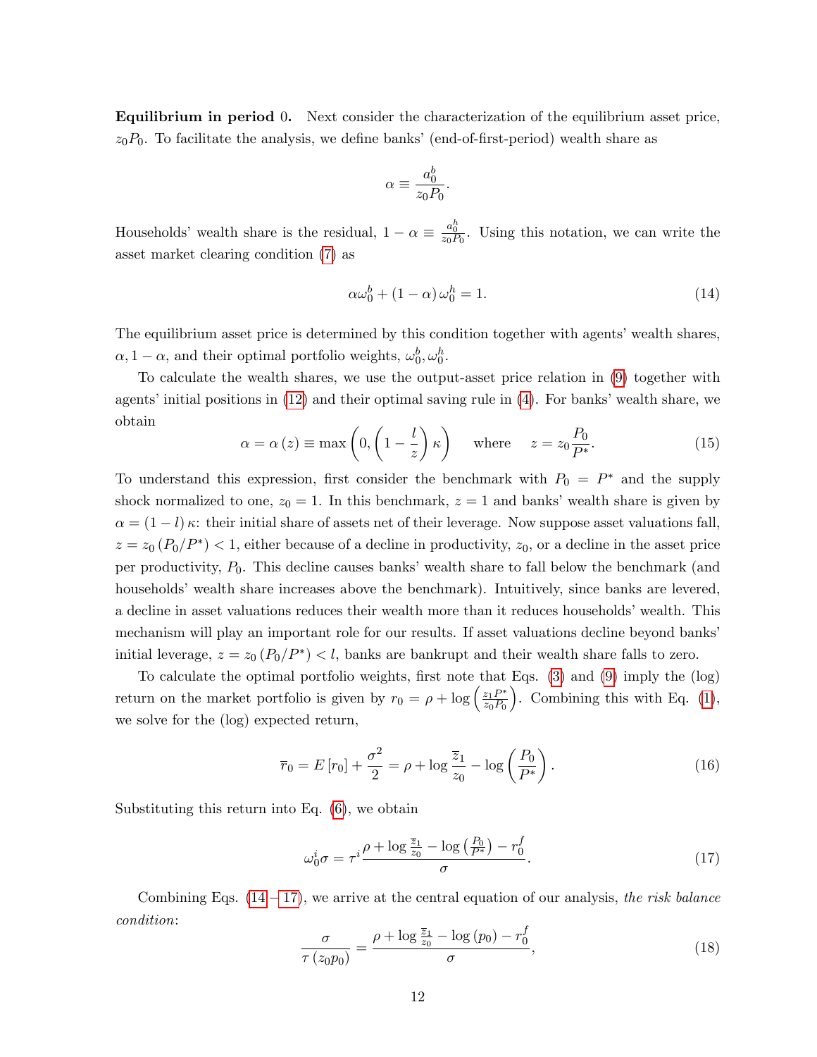**Equilibrium in period 0.** Next consider the characterization of the equilibrium asset price, $z_0 P_0$. To facilitate the analysis, we define banks' (end-of-first-period) wealth share as

$$\alpha \equiv \frac{a_0^b}{z_0 P_0}.$$

Households' wealth share is the residual, $1 - \alpha \equiv \frac{a_0^h}{z_0 P_0}$. Using this notation, we can write the asset market clearing condition (7) as

$$\alpha \omega_0^b + (1-\alpha)\,\omega_0^h = 1. \tag{14}$$

The equilibrium asset price is determined by this condition together with agents' wealth shares, $\alpha, 1-\alpha$, and their optimal portfolio weights, $\omega_0^b, \omega_0^h$.

To calculate the wealth shares, we use the output-asset price relation in (9) together with agents' initial positions in (12) and their optimal saving rule in (4). For banks' wealth share, we obtain

$$\alpha = \alpha(z) \equiv \max\left(0, \left(1 - \frac{l}{z}\right)\kappa\right) \quad \text{ where } \quad z = z_0 \frac{P_0}{P^*}. \tag{15}$$

To understand this expression, first consider the benchmark with $P_0 = P^*$ and the supply shock normalized to one, $z_0 = 1$. In this benchmark, $z = 1$ and banks' wealth share is given by $\alpha = (1-l)\kappa$: their initial share of assets net of their leverage. Now suppose asset valuations fall, $z = z_0 (P_0/P^*) < 1$, either because of a decline in productivity, $z_0$, or a decline in the asset price per productivity, $P_0$. This decline causes banks' wealth share to fall below the benchmark (and households' wealth share increases above the benchmark). Intuitively, since banks are levered, a decline in asset valuations reduces their wealth more than it reduces households' wealth. This mechanism will play an important role for our results. If asset valuations decline beyond banks' initial leverage, $z = z_0 (P_0/P^*) < l$, banks are bankrupt and their wealth share falls to zero.

To calculate the optimal portfolio weights, first note that Eqs. (3) and (9) imply the (log) return on the market portfolio is given by $r_0 = \rho + \log\left(\frac{z_1 P^*}{z_0 P_0}\right)$. Combining this with Eq. (1), we solve for the (log) expected return,

$$\overline{r}_0 = E[r_0] + \frac{\sigma^2}{2} = \rho + \log \frac{\overline{z}_1}{z_0} - \log\left(\frac{P_0}{P^*}\right). \tag{16}$$

Substituting this return into Eq. (6), we obtain

$$\omega_0^i \sigma = \tau^i \frac{\rho + \log \frac{\overline{z}_1}{z_0} - \log\left(\frac{P_0}{P^*}\right) - r_0^f}{\sigma}. \tag{17}$$

Combining Eqs. (14−17), we arrive at the central equation of our analysis, *the risk balance condition*:

$$\frac{\sigma}{\tau(z_0 p_0)} = \frac{\rho + \log \frac{\overline{z}_1}{z_0} - \log(p_0) - r_0^f}{\sigma}, \tag{18}$$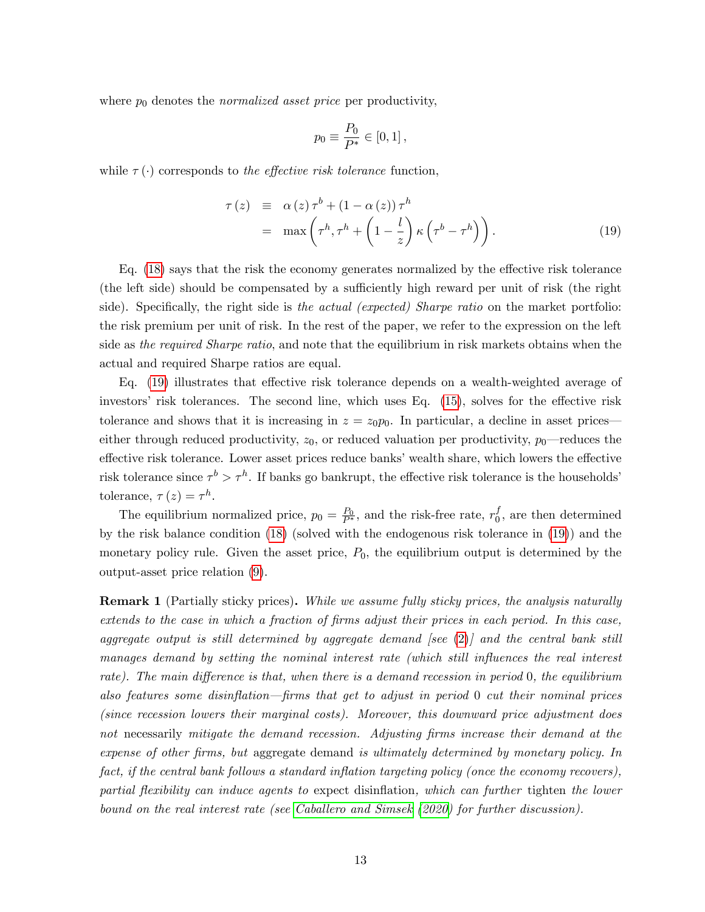where $p_0$ denotes the *normalized asset price* per productivity,

$$p_0 \equiv \frac{P_0}{P^*} \in [0, 1],$$

while $\tau(\cdot)$ corresponds to *the effective risk tolerance* function,

$$\begin{aligned}
\tau(z) &\equiv \alpha(z)\tau^b + (1 - \alpha(z))\tau^h \\
&= \max\left(\tau^h, \tau^h + \left(1 - \frac{l}{z}\right)\kappa\left(\tau^b - \tau^h\right)\right).
\end{aligned} \tag{19}$$

Eq. (18) says that the risk the economy generates normalized by the effective risk tolerance (the left side) should be compensated by a sufficiently high reward per unit of risk (the right side). Specifically, the right side is *the actual (expected) Sharpe ratio* on the market portfolio: the risk premium per unit of risk. In the rest of the paper, we refer to the expression on the left side as *the required Sharpe ratio*, and note that the equilibrium in risk markets obtains when the actual and required Sharpe ratios are equal.

Eq. (19) illustrates that effective risk tolerance depends on a wealth-weighted average of investors' risk tolerances. The second line, which uses Eq. (15), solves for the effective risk tolerance and shows that it is increasing in $z = z_0 p_0$. In particular, a decline in asset prices—either through reduced productivity, $z_0$, or reduced valuation per productivity, $p_0$—reduces the effective risk tolerance. Lower asset prices reduce banks' wealth share, which lowers the effective risk tolerance since $\tau^b > \tau^h$. If banks go bankrupt, the effective risk tolerance is the households' tolerance, $\tau(z) = \tau^h$.

The equilibrium normalized price, $p_0 = \frac{P_0}{P^*}$, and the risk-free rate, $r_0^f$, are then determined by the risk balance condition (18) (solved with the endogenous risk tolerance in (19)) and the monetary policy rule. Given the asset price, $P_0$, the equilibrium output is determined by the output-asset price relation (9).

**Remark 1** (Partially sticky prices)**.** *While we assume fully sticky prices, the analysis naturally extends to the case in which a fraction of firms adjust their prices in each period. In this case, aggregate output is still determined by aggregate demand [see (2)] and the central bank still manages demand by setting the nominal interest rate (which still influences the real interest rate). The main difference is that, when there is a demand recession in period 0, the equilibrium also features some disinflation—firms that get to adjust in period 0 cut their nominal prices (since recession lowers their marginal costs). Moreover, this downward price adjustment does not* necessarily *mitigate the demand recession. Adjusting firms increase their demand at the expense of other firms, but* aggregate demand *is ultimately determined by monetary policy. In fact, if the central bank follows a standard inflation targeting policy (once the economy recovers), partial flexibility can induce agents to* expect disinflation*, which can further* tighten *the lower bound on the real interest rate (see Caballero and Simsek (2020) for further discussion).*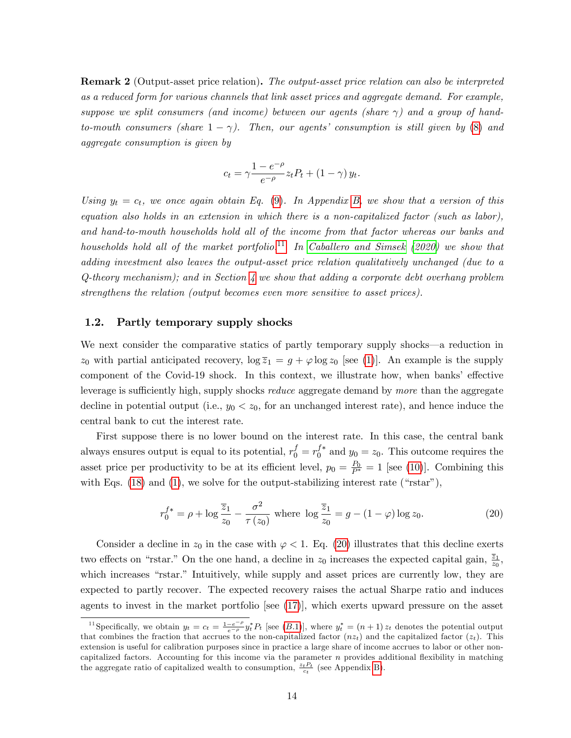**Remark 2** (Output-asset price relation)**.** *The output-asset price relation can also be interpreted as a reduced form for various channels that link asset prices and aggregate demand. For example, suppose we split consumers (and income) between our agents (share $\gamma$) and a group of hand-to-mouth consumers (share $1-\gamma$). Then, our agents' consumption is still given by (8) and aggregate consumption is given by*

$$c_t = \gamma \frac{1-e^{-\rho}}{e^{-\rho}} z_t P_t + (1-\gamma) y_t.$$

*Using $y_t = c_t$, we once again obtain Eq. (9). In Appendix B, we show that a version of this equation also holds in an extension in which there is a non-capitalized factor (such as labor), and hand-to-mouth households hold all of the income from that factor whereas our banks and households hold all of the market portfolio.*[11] *In Caballero and Simsek (2020) we show that adding investment also leaves the output-asset price relation qualitatively unchanged (due to a Q-theory mechanism); and in Section 4 we show that adding a corporate debt overhang problem strengthens the relation (output becomes even more sensitive to asset prices).*

## 1.2. Partly temporary supply shocks

We next consider the comparative statics of partly temporary supply shocks—a reduction in $z_0$ with partial anticipated recovery, $\log \overline{z}_1 = g + \varphi \log z_0$ [see (1)]. An example is the supply component of the Covid-19 shock. In this context, we illustrate how, when banks' effective leverage is sufficiently high, supply shocks *reduce* aggregate demand by *more* than the aggregate decline in potential output (i.e., $y_0 < z_0$, for an unchanged interest rate), and hence induce the central bank to cut the interest rate.

First suppose there is no lower bound on the interest rate. In this case, the central bank always ensures output is equal to its potential, $r_0^f = r_0^{f*}$ and $y_0 = z_0$. This outcome requires the asset price per productivity to be at its efficient level, $p_0 = \frac{P_0}{P^*} = 1$ [see (10)]. Combining this with Eqs. (18) and (1), we solve for the output-stabilizing interest rate ("rstar"),

$$r_0^{f*} = \rho + \log \frac{\overline{z}_1}{z_0} - \frac{\sigma^2}{\tau(z_0)} \text{ where } \log \frac{\overline{z}_1}{z_0} = g - (1-\varphi) \log z_0. \tag{20}$$

Consider a decline in $z_0$ in the case with $\varphi < 1$. Eq. (20) illustrates that this decline exerts two effects on "rstar." On the one hand, a decline in $z_0$ increases the expected capital gain, $\frac{\overline{z}_1}{z_0}$, which increases "rstar." Intuitively, while supply and asset prices are currently low, they are expected to partly recover. The expected recovery raises the actual Sharpe ratio and induces agents to invest in the market portfolio [see (17)], which exerts upward pressure on the asset

[11] Specifically, we obtain $y_t = c_t = \frac{1-e^{-\rho}}{e^{-\rho}} y_t^* P_t$ [see (B.1)], where $y_t^* = (n+1) z_t$ denotes the potential output that combines the fraction that accrues to the non-capitalized factor $(nz_t)$ and the capitalized factor $(z_t)$. This extension is useful for calibration purposes since in practice a large share of income accrues to labor or other non-capitalized factors. Accounting for this income via the parameter $n$ provides additional flexibility in matching the aggregate ratio of capitalized wealth to consumption, $\frac{z_t P_t}{c_t}$ (see Appendix B).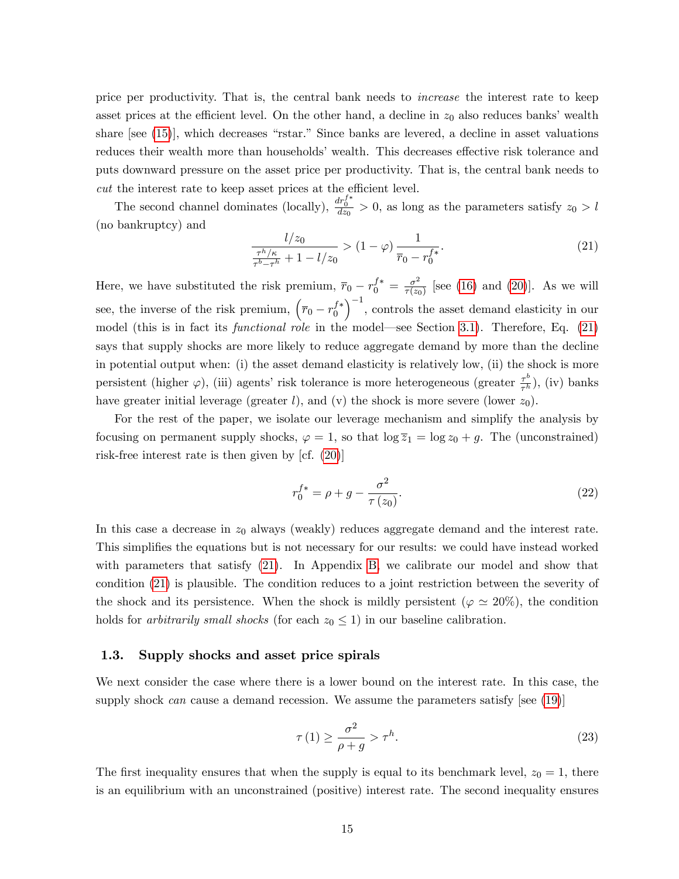price per productivity. That is, the central bank needs to *increase* the interest rate to keep asset prices at the efficient level. On the other hand, a decline in $z_0$ also reduces banks' wealth share [see (15)], which decreases "rstar." Since banks are levered, a decline in asset valuations reduces their wealth more than households' wealth. This decreases effective risk tolerance and puts downward pressure on the asset price per productivity. That is, the central bank needs to *cut* the interest rate to keep asset prices at the efficient level.

The second channel dominates (locally), $\frac{dr_0^{f*}}{dz_0} > 0$, as long as the parameters satisfy $z_0 > l$ (no bankruptcy) and

$$\frac{l/z_0}{\frac{\tau^h/\kappa}{\tau^b - \tau^h} + 1 - l/z_0} > (1-\varphi)\frac{1}{\overline{r}_0 - r_0^{f*}}. \tag{21}$$

Here, we have substituted the risk premium, $\overline{r}_0 - r_0^{f*} = \frac{\sigma^2}{\tau(z_0)}$ [see (16) and (20)]. As we will see, the inverse of the risk premium, $\left(\overline{r}_0 - r_0^{f*}\right)^{-1}$, controls the asset demand elasticity in our model (this is in fact its *functional role* in the model—see Section 3.1). Therefore, Eq. (21) says that supply shocks are more likely to reduce aggregate demand by more than the decline in potential output when: (i) the asset demand elasticity is relatively low, (ii) the shock is more persistent (higher $\varphi$), (iii) agents' risk tolerance is more heterogeneous (greater $\frac{\tau^b}{\tau^h}$), (iv) banks have greater initial leverage (greater $l$), and (v) the shock is more severe (lower $z_0$).

For the rest of the paper, we isolate our leverage mechanism and simplify the analysis by focusing on permanent supply shocks, $\varphi = 1$, so that $\log \overline{z}_1 = \log z_0 + g$. The (unconstrained) risk-free interest rate is then given by [cf. (20)]

$$r_0^{f*} = \rho + g - \frac{\sigma^2}{\tau(z_0)}. \tag{22}$$

In this case a decrease in $z_0$ always (weakly) reduces aggregate demand and the interest rate. This simplifies the equations but is not necessary for our results: we could have instead worked with parameters that satisfy (21). In Appendix B, we calibrate our model and show that condition (21) is plausible. The condition reduces to a joint restriction between the severity of the shock and its persistence. When the shock is mildly persistent ($\varphi \simeq 20\%$), the condition holds for *arbitrarily small shocks* (for each $z_0 \leq 1$) in our baseline calibration.

### 1.3. Supply shocks and asset price spirals

We next consider the case where there is a lower bound on the interest rate. In this case, the supply shock *can* cause a demand recession. We assume the parameters satisfy [see (19)]

$$\tau(1) \geq \frac{\sigma^2}{\rho + g} > \tau^h. \tag{23}$$

The first inequality ensures that when the supply is equal to its benchmark level, $z_0 = 1$, there is an equilibrium with an unconstrained (positive) interest rate. The second inequality ensures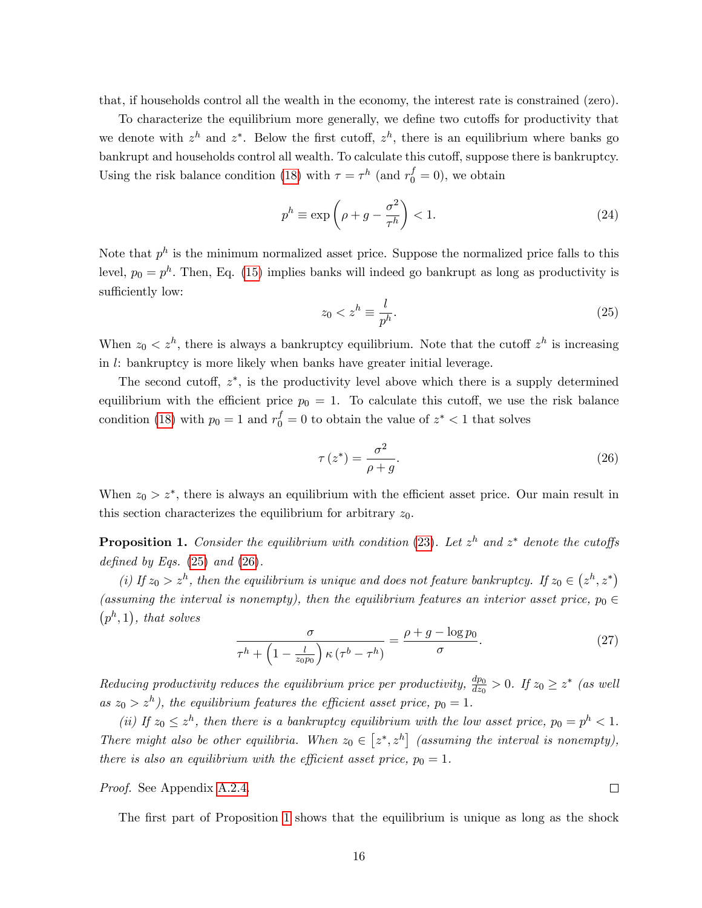that, if households control all the wealth in the economy, the interest rate is constrained (zero).

To characterize the equilibrium more generally, we define two cutoffs for productivity that we denote with $z^h$ and $z^*$. Below the first cutoff, $z^h$, there is an equilibrium where banks go bankrupt and households control all wealth. To calculate this cutoff, suppose there is bankruptcy. Using the risk balance condition (18) with $\tau = \tau^h$ (and $r_0^f = 0$), we obtain

$$p^h \equiv \exp\left(\rho + g - \frac{\sigma^2}{\tau^h}\right) < 1. \tag{24}$$

Note that $p^h$ is the minimum normalized asset price. Suppose the normalized price falls to this level, $p_0 = p^h$. Then, Eq. (15) implies banks will indeed go bankrupt as long as productivity is sufficiently low:

$$z_0 < z^h \equiv \frac{l}{p^h}. \tag{25}$$

When $z_0 < z^h$, there is always a bankruptcy equilibrium. Note that the cutoff $z^h$ is increasing in $l$: bankruptcy is more likely when banks have greater initial leverage.

The second cutoff, $z^*$, is the productivity level above which there is a supply determined equilibrium with the efficient price $p_0 = 1$. To calculate this cutoff, we use the risk balance condition (18) with $p_0 = 1$ and $r_0^f = 0$ to obtain the value of $z^* < 1$ that solves

$$\tau(z^*) = \frac{\sigma^2}{\rho + g}. \tag{26}$$

When $z_0 > z^*$, there is always an equilibrium with the efficient asset price. Our main result in this section characterizes the equilibrium for arbitrary $z_0$.

**Proposition 1.** *Consider the equilibrium with condition (23). Let $z^h$ and $z^*$ denote the cutoffs defined by Eqs. (25) and (26).*

*(i) If $z_0 > z^h$, then the equilibrium is unique and does not feature bankruptcy. If $z_0 \in (z^h, z^*)$ (assuming the interval is nonempty), then the equilibrium features an interior asset price, $p_0 \in (p^h, 1)$, that solves*

$$\frac{\sigma}{\tau^h + \left(1 - \frac{l}{z_0 p_0}\right)\kappa\left(\tau^b - \tau^h\right)} = \frac{\rho + g - \log p_0}{\sigma}. \tag{27}$$

*Reducing productivity reduces the equilibrium price per productivity, $\frac{dp_0}{dz_0} > 0$. If $z_0 \geq z^*$ (as well as $z_0 > z^h$), the equilibrium features the efficient asset price, $p_0 = 1$.*

*(ii) If $z_0 \leq z^h$, then there is a bankruptcy equilibrium with the low asset price, $p_0 = p^h < 1$. There might also be other equilibria. When $z_0 \in [z^*, z^h]$ (assuming the interval is nonempty), there is also an equilibrium with the efficient asset price, $p_0 = 1$.*

*Proof.* See Appendix A.2.4. □

The first part of Proposition 1 shows that the equilibrium is unique as long as the shock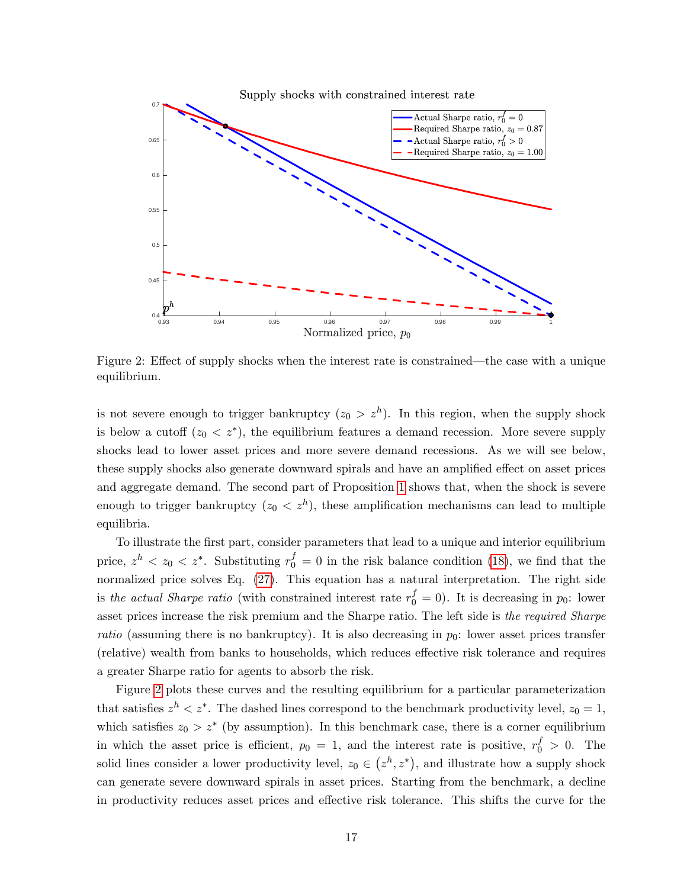Figure 2: Effect of supply shocks when the interest rate is constrained—the case with a unique equilibrium.

is not severe enough to trigger bankruptcy ($z_0 > z^h$). In this region, when the supply shock is below a cutoff ($z_0 < z^*$), the equilibrium features a demand recession. More severe supply shocks lead to lower asset prices and more severe demand recessions. As we will see below, these supply shocks also generate downward spirals and have an amplified effect on asset prices and aggregate demand. The second part of Proposition 1 shows that, when the shock is severe enough to trigger bankruptcy ($z_0 < z^h$), these amplification mechanisms can lead to multiple equilibria.

To illustrate the first part, consider parameters that lead to a unique and interior equilibrium price, $z^h < z_0 < z^*$. Substituting $r_0^f = 0$ in the risk balance condition (18), we find that the normalized price solves Eq. (27). This equation has a natural interpretation. The right side is *the actual Sharpe ratio* (with constrained interest rate $r_0^f = 0$). It is decreasing in $p_0$: lower asset prices increase the risk premium and the Sharpe ratio. The left side is *the required Sharpe ratio* (assuming there is no bankruptcy). It is also decreasing in $p_0$: lower asset prices transfer (relative) wealth from banks to households, which reduces effective risk tolerance and requires a greater Sharpe ratio for agents to absorb the risk.

Figure 2 plots these curves and the resulting equilibrium for a particular parameterization that satisfies $z^h < z^*$. The dashed lines correspond to the benchmark productivity level, $z_0 = 1$, which satisfies $z_0 > z^*$ (by assumption). In this benchmark case, there is a corner equilibrium in which the asset price is efficient, $p_0 = 1$, and the interest rate is positive, $r_0^f > 0$. The solid lines consider a lower productivity level, $z_0 \in (z^h, z^*)$, and illustrate how a supply shock can generate severe downward spirals in asset prices. Starting from the benchmark, a decline in productivity reduces asset prices and effective risk tolerance. This shifts the curve for the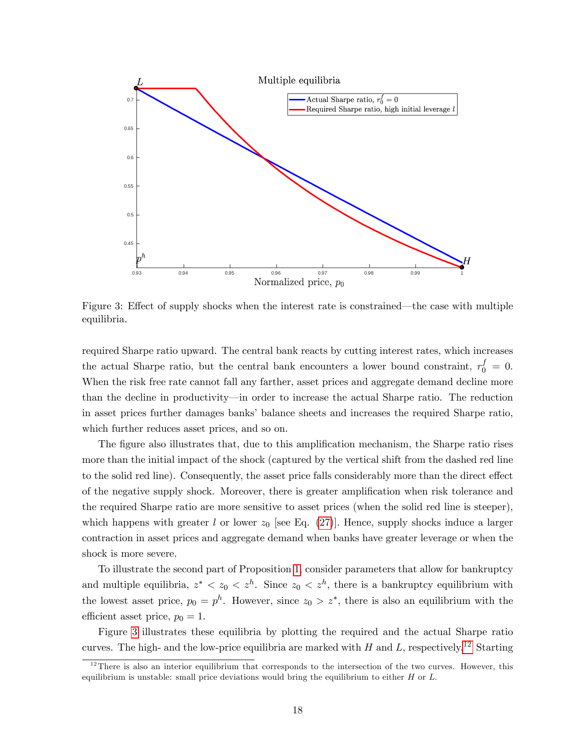Figure 3: Effect of supply shocks when the interest rate is constrained—the case with multiple equilibria.

required Sharpe ratio upward. The central bank reacts by cutting interest rates, which increases the actual Sharpe ratio, but the central bank encounters a lower bound constraint, $r_0^f = 0$. When the risk free rate cannot fall any farther, asset prices and aggregate demand decline more than the decline in productivity—in order to increase the actual Sharpe ratio. The reduction in asset prices further damages banks' balance sheets and increases the required Sharpe ratio, which further reduces asset prices, and so on.

The figure also illustrates that, due to this amplification mechanism, the Sharpe ratio rises more than the initial impact of the shock (captured by the vertical shift from the dashed red line to the solid red line). Consequently, the asset price falls considerably more than the direct effect of the negative supply shock. Moreover, there is greater amplification when risk tolerance and the required Sharpe ratio are more sensitive to asset prices (when the solid red line is steeper), which happens with greater $l$ or lower $z_0$ [see Eq. (27)]. Hence, supply shocks induce a larger contraction in asset prices and aggregate demand when banks have greater leverage or when the shock is more severe.

To illustrate the second part of Proposition 1, consider parameters that allow for bankruptcy and multiple equilibria, $z^* < z_0 < z^h$. Since $z_0 < z^h$, there is a bankruptcy equilibrium with the lowest asset price, $p_0 = p^h$. However, since $z_0 > z^*$, there is also an equilibrium with the efficient asset price, $p_0 = 1$.

Figure 3 illustrates these equilibria by plotting the required and the actual Sharpe ratio curves. The high- and the low-price equilibria are marked with $H$ and $L$, respectively.[12] Starting

[12] There is also an interior equilibrium that corresponds to the intersection of the two curves. However, this equilibrium is unstable: small price deviations would bring the equilibrium to either $H$ or $L$.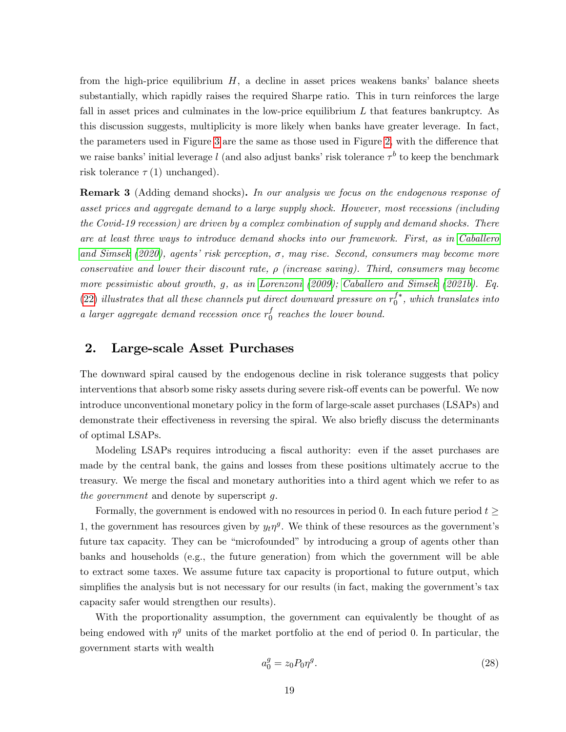from the high-price equilibrium $H$, a decline in asset prices weakens banks' balance sheets substantially, which rapidly raises the required Sharpe ratio. This in turn reinforces the large fall in asset prices and culminates in the low-price equilibrium $L$ that features bankruptcy. As this discussion suggests, multiplicity is more likely when banks have greater leverage. In fact, the parameters used in Figure 3 are the same as those used in Figure 2, with the difference that we raise banks' initial leverage $l$ (and also adjust banks' risk tolerance $\tau^b$ to keep the benchmark risk tolerance $\tau(1)$ unchanged).

**Remark 3** (Adding demand shocks)**.** *In our analysis we focus on the endogenous response of asset prices and aggregate demand to a large supply shock. However, most recessions (including the Covid-19 recession) are driven by a complex combination of supply and demand shocks. There are at least three ways to introduce demand shocks into our framework. First, as in Caballero and Simsek (2020), agents' risk perception, $\sigma$, may rise. Second, consumers may become more conservative and lower their discount rate, $\rho$ (increase saving). Third, consumers may become more pessimistic about growth, $g$, as in Lorenzoni (2009); Caballero and Simsek (2021b). Eq. (22) illustrates that all these channels put direct downward pressure on $r_0^{f*}$, which translates into a larger aggregate demand recession once $r_0^f$ reaches the lower bound.*

## 2. Large-scale Asset Purchases

The downward spiral caused by the endogenous decline in risk tolerance suggests that policy interventions that absorb some risky assets during severe risk-off events can be powerful. We now introduce unconventional monetary policy in the form of large-scale asset purchases (LSAPs) and demonstrate their effectiveness in reversing the spiral. We also briefly discuss the determinants of optimal LSAPs.

Modeling LSAPs requires introducing a fiscal authority: even if the asset purchases are made by the central bank, the gains and losses from these positions ultimately accrue to the treasury. We merge the fiscal and monetary authorities into a third agent which we refer to as *the government* and denote by superscript $g$.

Formally, the government is endowed with no resources in period 0. In each future period $t \geq 1$, the government has resources given by $y_t \eta^g$. We think of these resources as the government's future tax capacity. They can be "microfounded" by introducing a group of agents other than banks and households (e.g., the future generation) from which the government will be able to extract some taxes. We assume future tax capacity is proportional to future output, which simplifies the analysis but is not necessary for our results (in fact, making the government's tax capacity safer would strengthen our results).

With the proportionality assumption, the government can equivalently be thought of as being endowed with $\eta^g$ units of the market portfolio at the end of period 0. In particular, the government starts with wealth

$$a_0^g = z_0 P_0 \eta^g. \tag{28}$$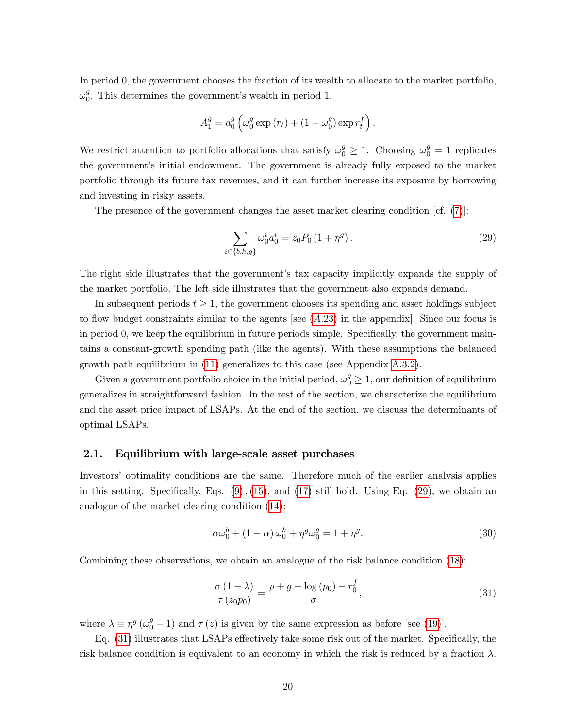In period 0, the government chooses the fraction of its wealth to allocate to the market portfolio, $\omega_0^g$. This determines the government's wealth in period 1,

$$A_1^g = a_0^g \left( \omega_0^g \exp(r_t) + (1 - \omega_0^g) \exp r_t^f \right).$$

We restrict attention to portfolio allocations that satisfy $\omega_0^g \geq 1$. Choosing $\omega_0^g = 1$ replicates the government's initial endowment. The government is already fully exposed to the market portfolio through its future tax revenues, and it can further increase its exposure by borrowing and investing in risky assets.

The presence of the government changes the asset market clearing condition [cf. (7)]:

$$\sum_{i \in \{b,h,g\}} \omega_0^i a_0^i = z_0 P_0 (1 + \eta^g). \tag{29}$$

The right side illustrates that the government's tax capacity implicitly expands the supply of the market portfolio. The left side illustrates that the government also expands demand.

In subsequent periods $t \geq 1$, the government chooses its spending and asset holdings subject to flow budget constraints similar to the agents [see (A.23) in the appendix]. Since our focus is in period 0, we keep the equilibrium in future periods simple. Specifically, the government maintains a constant-growth spending path (like the agents). With these assumptions the balanced growth path equilibrium in (11) generalizes to this case (see Appendix A.3.2).

Given a government portfolio choice in the initial period, $\omega_0^g \geq 1$, our definition of equilibrium generalizes in straightforward fashion. In the rest of the section, we characterize the equilibrium and the asset price impact of LSAPs. At the end of the section, we discuss the determinants of optimal LSAPs.

### 2.1. Equilibrium with large-scale asset purchases

Investors' optimality conditions are the same. Therefore much of the earlier analysis applies in this setting. Specifically, Eqs. (9), (15), and (17) still hold. Using Eq. (29), we obtain an analogue of the market clearing condition (14):

$$\alpha \omega_0^b + (1 - \alpha) \omega_0^h + \eta^g \omega_0^g = 1 + \eta^g. \tag{30}$$

Combining these observations, we obtain an analogue of the risk balance condition (18):

$$\frac{\sigma (1 - \lambda)}{\tau (z_0 p_0)} = \frac{\rho + g - \log(p_0) - r_0^f}{\sigma}, \tag{31}$$

where $\lambda \equiv \eta^g (\omega_0^g - 1)$ and $\tau(z)$ is given by the same expression as before [see (19)].

Eq. (31) illustrates that LSAPs effectively take some risk out of the market. Specifically, the risk balance condition is equivalent to an economy in which the risk is reduced by a fraction $\lambda$.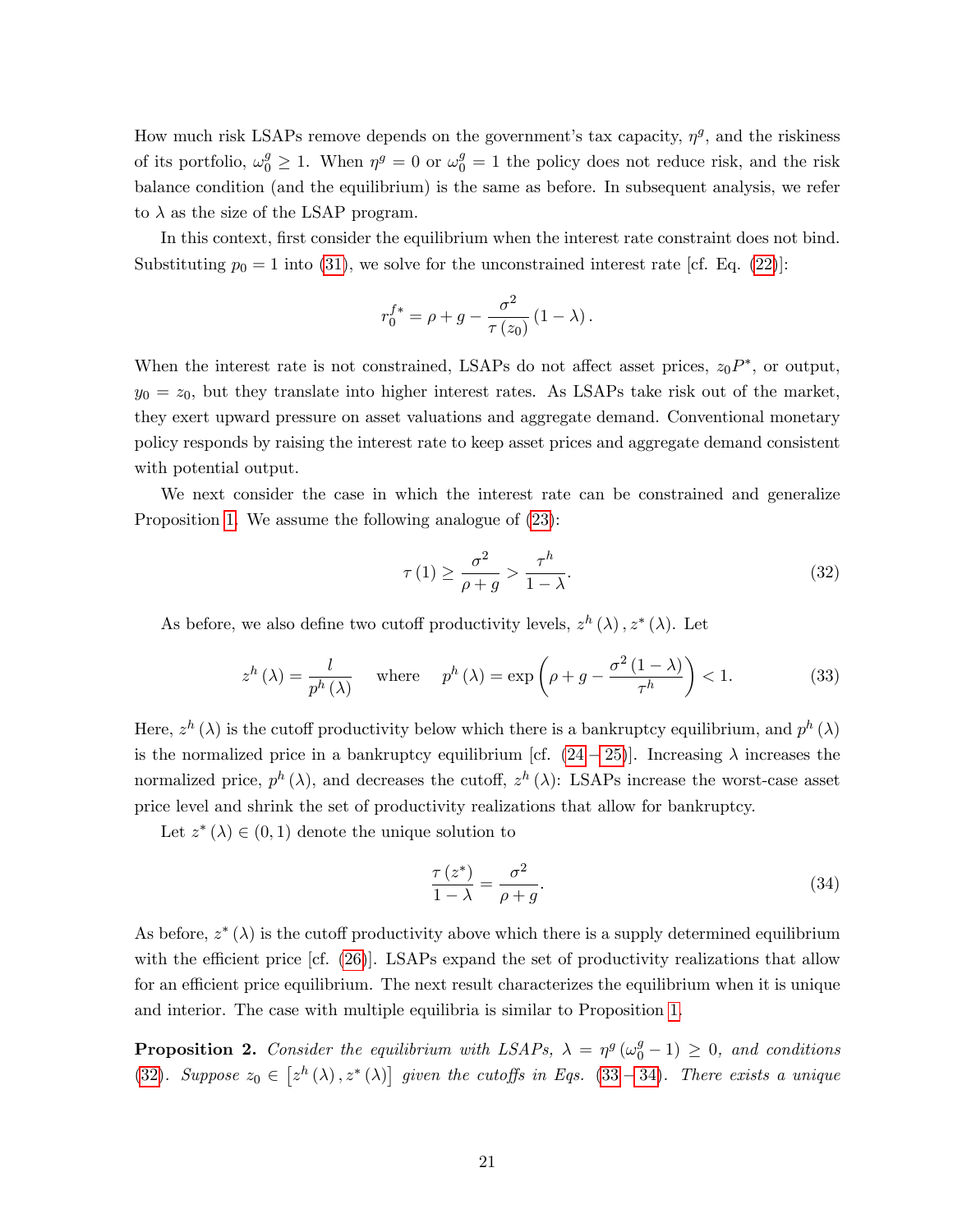How much risk LSAPs remove depends on the government's tax capacity, $\eta^g$, and the riskiness of its portfolio, $\omega_0^g \geq 1$. When $\eta^g = 0$ or $\omega_0^g = 1$ the policy does not reduce risk, and the risk balance condition (and the equilibrium) is the same as before. In subsequent analysis, we refer to $\lambda$ as the size of the LSAP program.

In this context, first consider the equilibrium when the interest rate constraint does not bind. Substituting $p_0 = 1$ into (31), we solve for the unconstrained interest rate [cf. Eq. (22)]:

$$r_0^{f*} = \rho + g - \frac{\sigma^2}{\tau(z_0)}(1 - \lambda).$$

When the interest rate is not constrained, LSAPs do not affect asset prices, $z_0 P^*$, or output, $y_0 = z_0$, but they translate into higher interest rates. As LSAPs take risk out of the market, they exert upward pressure on asset valuations and aggregate demand. Conventional monetary policy responds by raising the interest rate to keep asset prices and aggregate demand consistent with potential output.

We next consider the case in which the interest rate can be constrained and generalize Proposition 1. We assume the following analogue of (23):

$$\tau(1) \geq \frac{\sigma^2}{\rho + g} > \frac{\tau^h}{1 - \lambda}. \tag{32}$$

As before, we also define two cutoff productivity levels, $z^h(\lambda), z^*(\lambda)$. Let

$$z^h(\lambda) = \frac{l}{p^h(\lambda)} \quad \text{where} \quad p^h(\lambda) = \exp\left(\rho + g - \frac{\sigma^2(1-\lambda)}{\tau^h}\right) < 1. \tag{33}$$

Here, $z^h(\lambda)$ is the cutoff productivity below which there is a bankruptcy equilibrium, and $p^h(\lambda)$ is the normalized price in a bankruptcy equilibrium [cf. (24 – 25)]. Increasing $\lambda$ increases the normalized price, $p^h(\lambda)$, and decreases the cutoff, $z^h(\lambda)$: LSAPs increase the worst-case asset price level and shrink the set of productivity realizations that allow for bankruptcy.

Let $z^*(\lambda) \in (0, 1)$ denote the unique solution to

$$\frac{\tau(z^*)}{1 - \lambda} = \frac{\sigma^2}{\rho + g}. \tag{34}$$

As before, $z^*(\lambda)$ is the cutoff productivity above which there is a supply determined equilibrium with the efficient price [cf. (26)]. LSAPs expand the set of productivity realizations that allow for an efficient price equilibrium. The next result characterizes the equilibrium when it is unique and interior. The case with multiple equilibria is similar to Proposition 1.

**Proposition 2.** *Consider the equilibrium with LSAPs, $\lambda = \eta^g(\omega_0^g - 1) \geq 0$, and conditions (32). Suppose $z_0 \in [z^h(\lambda), z^*(\lambda)]$ given the cutoffs in Eqs. (33 – 34). There exists a unique*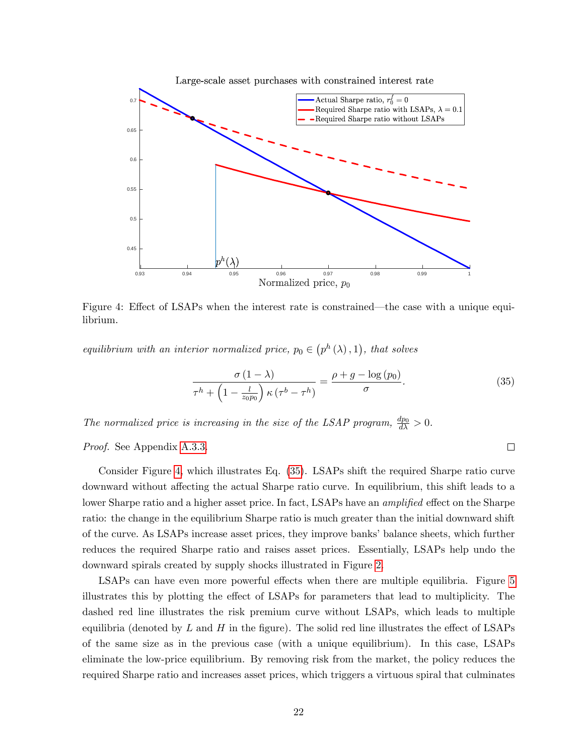Figure 4: Effect of LSAPs when the interest rate is constrained—the case with a unique equilibrium.

*equilibrium with an interior normalized price,* $p_0 \in \left(p^h(\lambda), 1\right)$*, that solves*

$$\frac{\sigma(1-\lambda)}{\tau^h + \left(1 - \frac{l}{z_0 p_0}\right)\kappa\left(\tau^b - \tau^h\right)} = \frac{\rho + g - \log(p_0)}{\sigma}. \tag{35}$$

*The normalized price is increasing in the size of the LSAP program,* $\frac{dp_0}{d\lambda} > 0$.

*Proof.* See Appendix A.3.3. □

Consider Figure 4, which illustrates Eq. (35). LSAPs shift the required Sharpe ratio curve downward without affecting the actual Sharpe ratio curve. In equilibrium, this shift leads to a lower Sharpe ratio and a higher asset price. In fact, LSAPs have an *amplified* effect on the Sharpe ratio: the change in the equilibrium Sharpe ratio is much greater than the initial downward shift of the curve. As LSAPs increase asset prices, they improve banks' balance sheets, which further reduces the required Sharpe ratio and raises asset prices. Essentially, LSAPs help undo the downward spirals created by supply shocks illustrated in Figure 2.

LSAPs can have even more powerful effects when there are multiple equilibria. Figure 5 illustrates this by plotting the effect of LSAPs for parameters that lead to multiplicity. The dashed red line illustrates the risk premium curve without LSAPs, which leads to multiple equilibria (denoted by $L$ and $H$ in the figure). The solid red line illustrates the effect of LSAPs of the same size as in the previous case (with a unique equilibrium). In this case, LSAPs eliminate the low-price equilibrium. By removing risk from the market, the policy reduces the required Sharpe ratio and increases asset prices, which triggers a virtuous spiral that culminates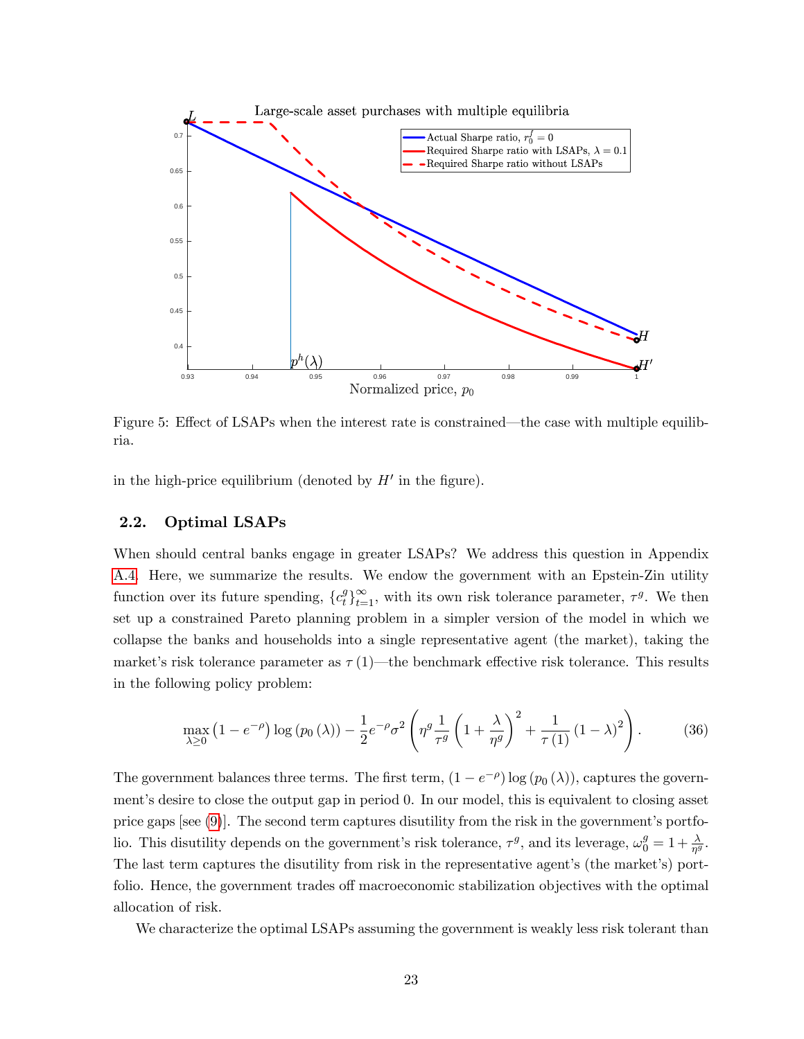Figure 5: Effect of LSAPs when the interest rate is constrained—the case with multiple equilibria.

in the high-price equilibrium (denoted by $H'$ in the figure).

### 2.2. Optimal LSAPs

When should central banks engage in greater LSAPs? We address this question in Appendix A.4. Here, we summarize the results. We endow the government with an Epstein-Zin utility function over its future spending, $\{c_t^g\}_{t=1}^{\infty}$, with its own risk tolerance parameter, $\tau^g$. We then set up a constrained Pareto planning problem in a simpler version of the model in which we collapse the banks and households into a single representative agent (the market), taking the market's risk tolerance parameter as $\tau(1)$—the benchmark effective risk tolerance. This results in the following policy problem:

$$\max_{\lambda \geq 0} \left(1 - e^{-\rho}\right) \log\left(p_0(\lambda)\right) - \frac{1}{2} e^{-\rho} \sigma^2 \left( \eta^g \frac{1}{\tau^g} \left(1 + \frac{\lambda}{\eta^g}\right)^2 + \frac{1}{\tau(1)} (1 - \lambda)^2 \right). \tag{36}$$

The government balances three terms. The first term, $\left(1 - e^{-\rho}\right) \log\left(p_0(\lambda)\right)$, captures the government's desire to close the output gap in period 0. In our model, this is equivalent to closing asset price gaps [see (9)]. The second term captures disutility from the risk in the government's portfolio. This disutility depends on the government's risk tolerance, $\tau^g$, and its leverage, $\omega_0^g = 1 + \frac{\lambda}{\eta^g}$. The last term captures the disutility from risk in the representative agent's (the market's) portfolio. Hence, the government trades off macroeconomic stabilization objectives with the optimal allocation of risk.

We characterize the optimal LSAPs assuming the government is weakly less risk tolerant than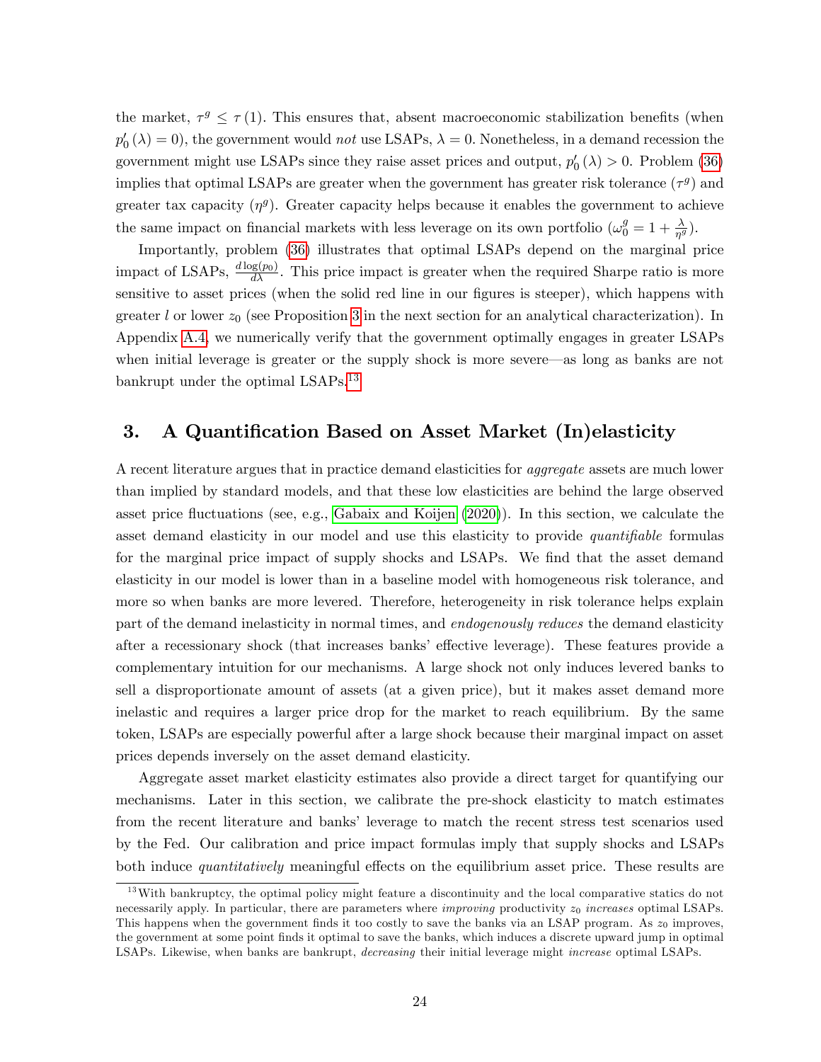the market, $\tau^g \leq \tau(1)$. This ensures that, absent macroeconomic stabilization benefits (when $p_0'(\lambda) = 0$), the government would *not* use LSAPs, $\lambda = 0$. Nonetheless, in a demand recession the government might use LSAPs since they raise asset prices and output, $p_0'(\lambda) > 0$. Problem (36) implies that optimal LSAPs are greater when the government has greater risk tolerance ($\tau^g$) and greater tax capacity ($\eta^g$). Greater capacity helps because it enables the government to achieve the same impact on financial markets with less leverage on its own portfolio ($\omega_0^g = 1 + \frac{\lambda}{\eta^g}$).

Importantly, problem (36) illustrates that optimal LSAPs depend on the marginal price impact of LSAPs, $\frac{d \log(p_0)}{d\lambda}$. This price impact is greater when the required Sharpe ratio is more sensitive to asset prices (when the solid red line in our figures is steeper), which happens with greater $l$ or lower $z_0$ (see Proposition 3 in the next section for an analytical characterization). In Appendix A.4, we numerically verify that the government optimally engages in greater LSAPs when initial leverage is greater or the supply shock is more severe—as long as banks are not bankrupt under the optimal LSAPs.[13]

## 3. A Quantification Based on Asset Market (In)elasticity

A recent literature argues that in practice demand elasticities for *aggregate* assets are much lower than implied by standard models, and that these low elasticities are behind the large observed asset price fluctuations (see, e.g., Gabaix and Koijen (2020)). In this section, we calculate the asset demand elasticity in our model and use this elasticity to provide *quantifiable* formulas for the marginal price impact of supply shocks and LSAPs. We find that the asset demand elasticity in our model is lower than in a baseline model with homogeneous risk tolerance, and more so when banks are more levered. Therefore, heterogeneity in risk tolerance helps explain part of the demand inelasticity in normal times, and *endogenously reduces* the demand elasticity after a recessionary shock (that increases banks' effective leverage). These features provide a complementary intuition for our mechanisms. A large shock not only induces levered banks to sell a disproportionate amount of assets (at a given price), but it makes asset demand more inelastic and requires a larger price drop for the market to reach equilibrium. By the same token, LSAPs are especially powerful after a large shock because their marginal impact on asset prices depends inversely on the asset demand elasticity.

Aggregate asset market elasticity estimates also provide a direct target for quantifying our mechanisms. Later in this section, we calibrate the pre-shock elasticity to match estimates from the recent literature and banks' leverage to match the recent stress test scenarios used by the Fed. Our calibration and price impact formulas imply that supply shocks and LSAPs both induce *quantitatively* meaningful effects on the equilibrium asset price. These results are

[13] With bankruptcy, the optimal policy might feature a discontinuity and the local comparative statics do not necessarily apply. In particular, there are parameters where *improving* productivity $z_0$ *increases* optimal LSAPs. This happens when the government finds it too costly to save the banks via an LSAP program. As $z_0$ improves, the government at some point finds it optimal to save the banks, which induces a discrete upward jump in optimal LSAPs. Likewise, when banks are bankrupt, *decreasing* their initial leverage might *increase* optimal LSAPs.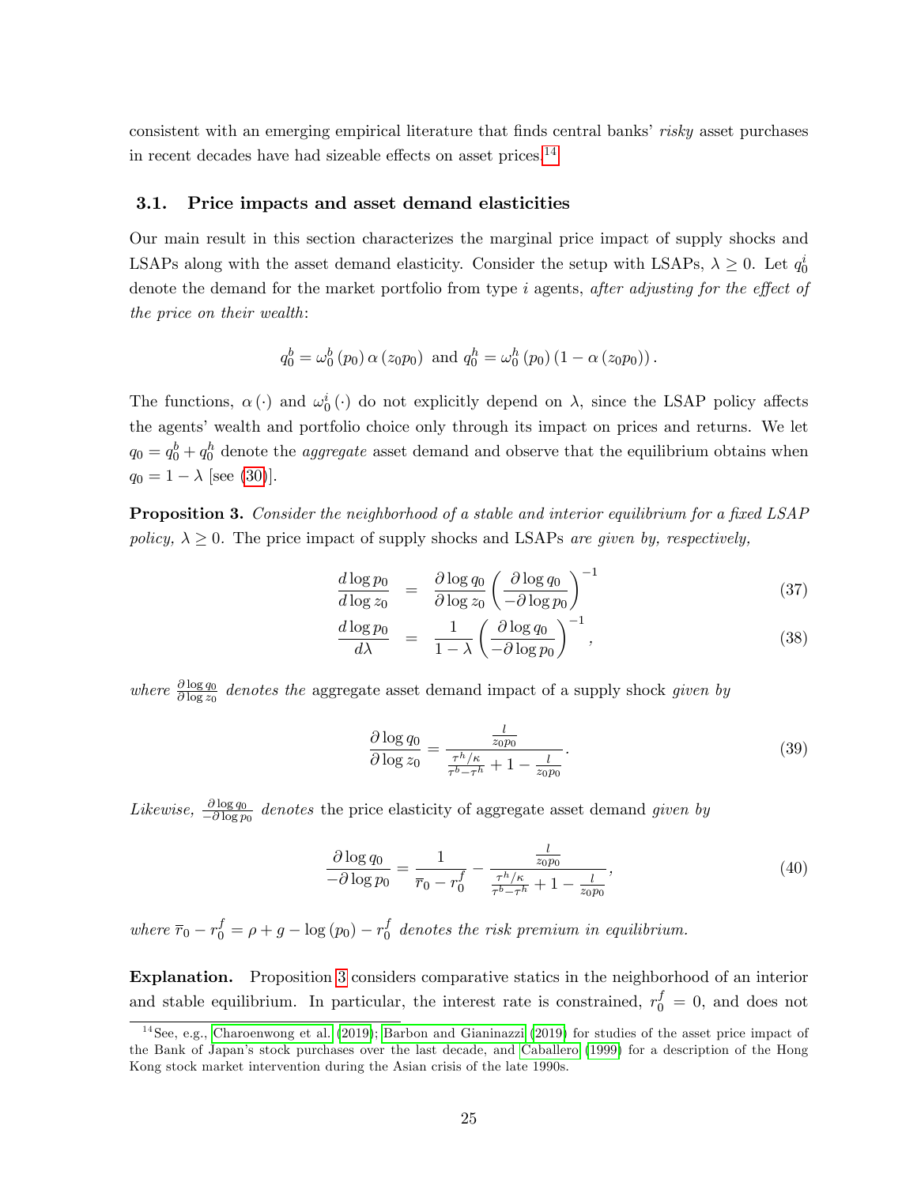consistent with an emerging empirical literature that finds central banks' *risky* asset purchases in recent decades have had sizeable effects on asset prices.[14]

### 3.1. Price impacts and asset demand elasticities

Our main result in this section characterizes the marginal price impact of supply shocks and LSAPs along with the asset demand elasticity. Consider the setup with LSAPs, $\lambda \geq 0$. Let $q_0^i$ denote the demand for the market portfolio from type $i$ agents, *after adjusting for the effect of the price on their wealth*:

$$q_0^b = \omega_0^b(p_0)\,\alpha(z_0 p_0) \text{ and } q_0^h = \omega_0^h(p_0)\,(1-\alpha(z_0 p_0)).$$

The functions, $\alpha(\cdot)$ and $\omega_0^i(\cdot)$ do not explicitly depend on $\lambda$, since the LSAP policy affects the agents' wealth and portfolio choice only through its impact on prices and returns. We let $q_0 = q_0^b + q_0^h$ denote the *aggregate* asset demand and observe that the equilibrium obtains when $q_0 = 1 - \lambda$ [see (30)].

**Proposition 3.** *Consider the neighborhood of a stable and interior equilibrium for a fixed LSAP policy, $\lambda \geq 0$. The price impact of supply shocks and LSAPs are given by, respectively,*

$$\frac{d\log p_0}{d\log z_0} = \frac{\partial \log q_0}{\partial \log z_0}\left(\frac{\partial \log q_0}{-\partial \log p_0}\right)^{-1} \tag{37}$$

$$\frac{d\log p_0}{d\lambda} = \frac{1}{1-\lambda}\left(\frac{\partial \log q_0}{-\partial \log p_0}\right)^{-1}, \tag{38}$$

*where* $\frac{\partial \log q_0}{\partial \log z_0}$ *denotes the* aggregate asset demand impact of a supply shock *given by*

$$\frac{\partial \log q_0}{\partial \log z_0} = \frac{\frac{l}{z_0 p_0}}{\frac{\tau^h/\kappa}{\tau^b-\tau^h} + 1 - \frac{l}{z_0 p_0}}. \tag{39}$$

*Likewise,* $\frac{\partial \log q_0}{-\partial \log p_0}$ *denotes* the price elasticity of aggregate asset demand *given by*

$$\frac{\partial \log q_0}{-\partial \log p_0} = \frac{1}{\overline{r}_0 - r_0^f} - \frac{\frac{l}{z_0 p_0}}{\frac{\tau^h/\kappa}{\tau^b-\tau^h} + 1 - \frac{l}{z_0 p_0}}, \tag{40}$$

*where $\overline{r}_0 - r_0^f = \rho + g - \log(p_0) - r_0^f$ denotes the risk premium in equilibrium.*

**Explanation.** Proposition 3 considers comparative statics in the neighborhood of an interior and stable equilibrium. In particular, the interest rate is constrained, $r_0^f = 0$, and does not

[14] See, e.g., Charoenwong et al. (2019); Barbon and Gianinazzi (2019) for studies of the asset price impact of the Bank of Japan's stock purchases over the last decade, and Caballero (1999) for a description of the Hong Kong stock market intervention during the Asian crisis of the late 1990s.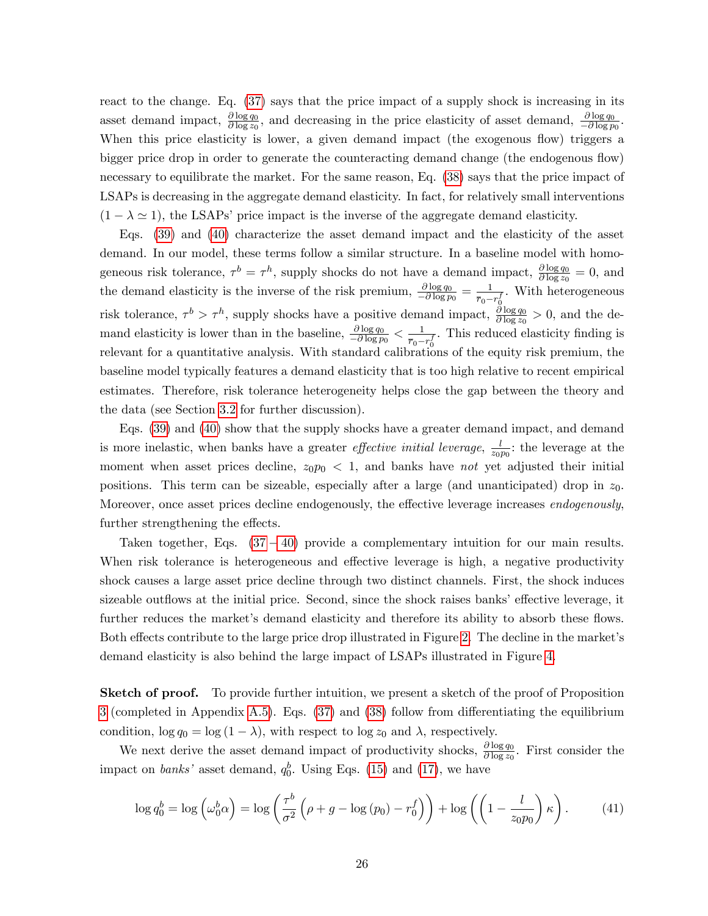react to the change. Eq. (37) says that the price impact of a supply shock is increasing in its asset demand impact, $\frac{\partial \log q_0}{\partial \log z_0}$, and decreasing in the price elasticity of asset demand, $\frac{\partial \log q_0}{-\partial \log p_0}$. When this price elasticity is lower, a given demand impact (the exogenous flow) triggers a bigger price drop in order to generate the counteracting demand change (the endogenous flow) necessary to equilibrate the market. For the same reason, Eq. (38) says that the price impact of LSAPs is decreasing in the aggregate demand elasticity. In fact, for relatively small interventions $(1-\lambda \simeq 1)$, the LSAPs' price impact is the inverse of the aggregate demand elasticity.

Eqs. (39) and (40) characterize the asset demand impact and the elasticity of the asset demand. In our model, these terms follow a similar structure. In a baseline model with homogeneous risk tolerance, $\tau^b = \tau^h$, supply shocks do not have a demand impact, $\frac{\partial \log q_0}{\partial \log z_0} = 0$, and the demand elasticity is the inverse of the risk premium, $\frac{\partial \log q_0}{-\partial \log p_0} = \frac{1}{r_0 - r_0^f}$. With heterogeneous risk tolerance, $\tau^b > \tau^h$, supply shocks have a positive demand impact, $\frac{\partial \log q_0}{\partial \log z_0} > 0$, and the demand elasticity is lower than in the baseline, $\frac{\partial \log q_0}{-\partial \log p_0} < \frac{1}{r_0 - r_0^f}$. This reduced elasticity finding is relevant for a quantitative analysis. With standard calibrations of the equity risk premium, the baseline model typically features a demand elasticity that is too high relative to recent empirical estimates. Therefore, risk tolerance heterogeneity helps close the gap between the theory and the data (see Section 3.2 for further discussion).

Eqs. (39) and (40) show that the supply shocks have a greater demand impact, and demand is more inelastic, when banks have a greater *effective initial leverage*, $\frac{l}{z_0 p_0}$: the leverage at the moment when asset prices decline, $z_0 p_0 < 1$, and banks have *not* yet adjusted their initial positions. This term can be sizeable, especially after a large (and unanticipated) drop in $z_0$. Moreover, once asset prices decline endogenously, the effective leverage increases *endogenously*, further strengthening the effects.

Taken together, Eqs. (37 – 40) provide a complementary intuition for our main results. When risk tolerance is heterogeneous and effective leverage is high, a negative productivity shock causes a large asset price decline through two distinct channels. First, the shock induces sizeable outflows at the initial price. Second, since the shock raises banks' effective leverage, it further reduces the market's demand elasticity and therefore its ability to absorb these flows. Both effects contribute to the large price drop illustrated in Figure 2. The decline in the market's demand elasticity is also behind the large impact of LSAPs illustrated in Figure 4.

**Sketch of proof.** To provide further intuition, we present a sketch of the proof of Proposition 3 (completed in Appendix A.5). Eqs. (37) and (38) follow from differentiating the equilibrium condition, $\log q_0 = \log(1-\lambda)$, with respect to $\log z_0$ and $\lambda$, respectively.

We next derive the asset demand impact of productivity shocks, $\frac{\partial \log q_0}{\partial \log z_0}$. First consider the impact on *banks'* asset demand, $q_0^b$. Using Eqs. (15) and (17), we have

$$\log q_0^b = \log\left(\omega_0^b \alpha\right) = \log\left(\frac{\tau^b}{\sigma^2}\left(\rho + g - \log(p_0) - r_0^f\right)\right) + \log\left(\left(1 - \frac{l}{z_0 p_0}\right)\kappa\right). \tag{41}$$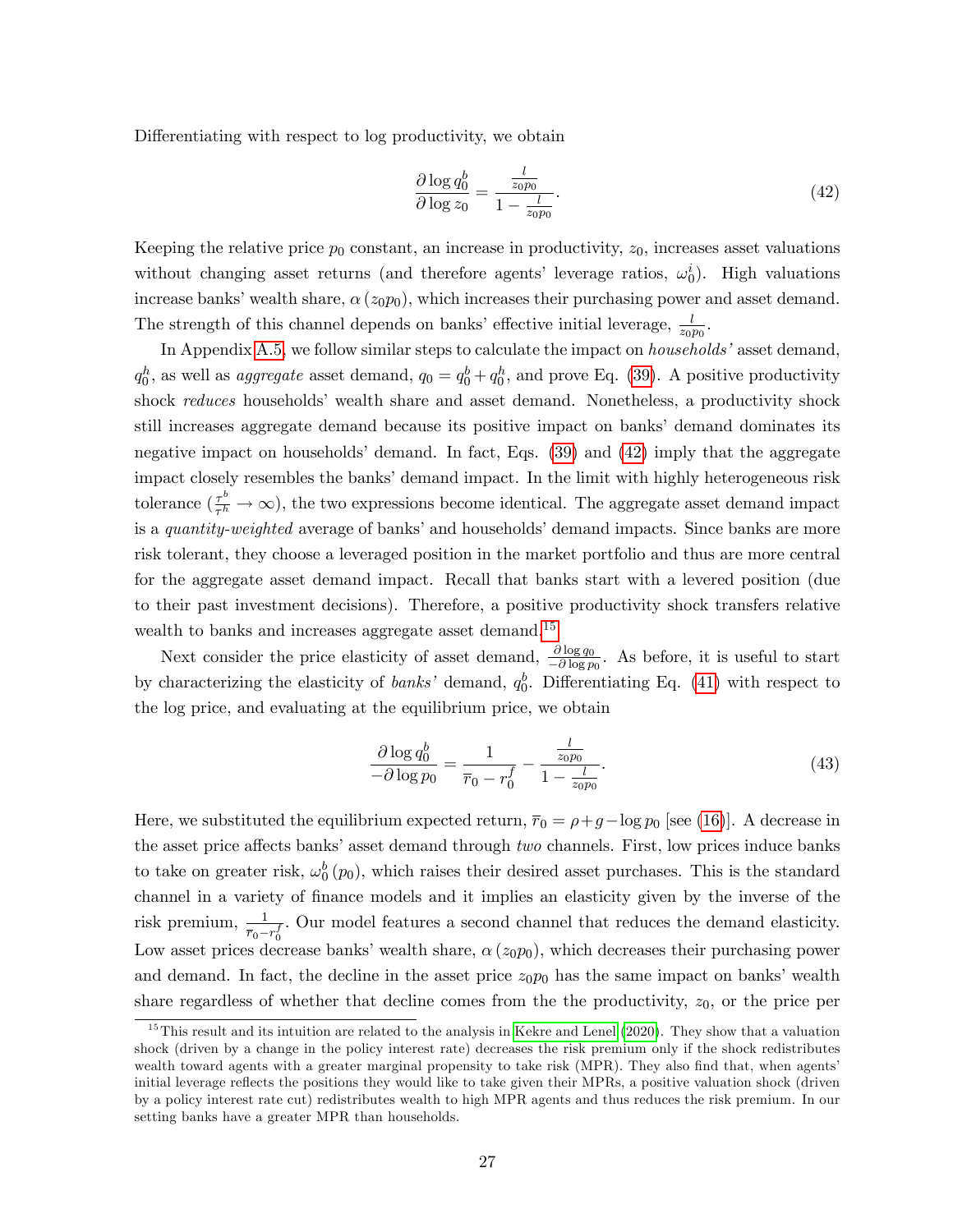Differentiating with respect to log productivity, we obtain

$$\frac{\partial \log q_0^b}{\partial \log z_0} = \frac{\frac{l}{z_0 p_0}}{1 - \frac{l}{z_0 p_0}}. \tag{42}$$

Keeping the relative price $p_0$ constant, an increase in productivity, $z_0$, increases asset valuations without changing asset returns (and therefore agents' leverage ratios, $\omega_0^i$). High valuations increase banks' wealth share, $\alpha(z_0 p_0)$, which increases their purchasing power and asset demand. The strength of this channel depends on banks' effective initial leverage, $\frac{l}{z_0 p_0}$.

In Appendix A.5, we follow similar steps to calculate the impact on *households'* asset demand, $q_0^h$, as well as *aggregate* asset demand, $q_0 = q_0^b + q_0^h$, and prove Eq. (39). A positive productivity shock *reduces* households' wealth share and asset demand. Nonetheless, a productivity shock still increases aggregate demand because its positive impact on banks' demand dominates its negative impact on households' demand. In fact, Eqs. (39) and (42) imply that the aggregate impact closely resembles the banks' demand impact. In the limit with highly heterogeneous risk tolerance ($\frac{\tau^b}{\tau^h} \to \infty$), the two expressions become identical. The aggregate asset demand impact is a *quantity-weighted* average of banks' and households' demand impacts. Since banks are more risk tolerant, they choose a leveraged position in the market portfolio and thus are more central for the aggregate asset demand impact. Recall that banks start with a levered position (due to their past investment decisions). Therefore, a positive productivity shock transfers relative wealth to banks and increases aggregate asset demand.[15]

Next consider the price elasticity of asset demand, $\frac{\partial \log q_0}{-\partial \log p_0}$. As before, it is useful to start by characterizing the elasticity of *banks'* demand, $q_0^b$. Differentiating Eq. (41) with respect to the log price, and evaluating at the equilibrium price, we obtain

$$\frac{\partial \log q_0^b}{-\partial \log p_0} = \frac{1}{\overline{r}_0 - r_0^f} - \frac{\frac{l}{z_0 p_0}}{1 - \frac{l}{z_0 p_0}}. \tag{43}$$

Here, we substituted the equilibrium expected return, $\overline{r}_0 = \rho + g - \log p_0$ [see (16)]. A decrease in the asset price affects banks' asset demand through *two* channels. First, low prices induce banks to take on greater risk, $\omega_0^b(p_0)$, which raises their desired asset purchases. This is the standard channel in a variety of finance models and it implies an elasticity given by the inverse of the risk premium, $\frac{1}{\overline{r}_0 - r_0^f}$. Our model features a second channel that reduces the demand elasticity. Low asset prices decrease banks' wealth share, $\alpha(z_0 p_0)$, which decreases their purchasing power and demand. In fact, the decline in the asset price $z_0 p_0$ has the same impact on banks' wealth share regardless of whether that decline comes from the the productivity, $z_0$, or the price per

[15] This result and its intuition are related to the analysis in Kekre and Lenel (2020). They show that a valuation shock (driven by a change in the policy interest rate) decreases the risk premium only if the shock redistributes wealth toward agents with a greater marginal propensity to take risk (MPR). They also find that, when agents' initial leverage reflects the positions they would like to take given their MPRs, a positive valuation shock (driven by a policy interest rate cut) redistributes wealth to high MPR agents and thus reduces the risk premium. In our setting banks have a greater MPR than households.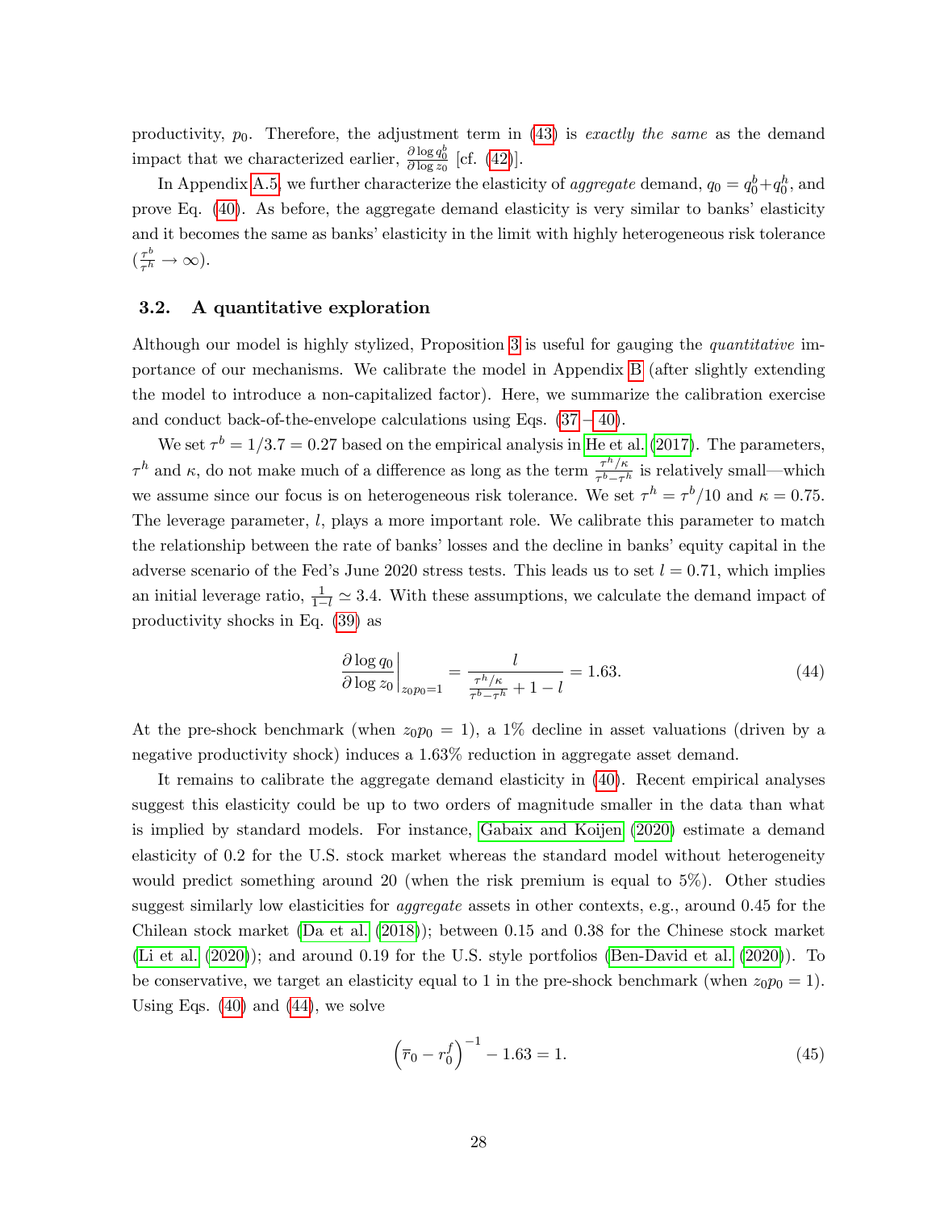productivity, $p_0$. Therefore, the adjustment term in (43) is *exactly the same* as the demand impact that we characterized earlier, $\frac{\partial \log q_0^b}{\partial \log z_0}$ [cf. (42)].

In Appendix A.5, we further characterize the elasticity of *aggregate* demand, $q_0 = q_0^b + q_0^h$, and prove Eq. (40). As before, the aggregate demand elasticity is very similar to banks' elasticity and it becomes the same as banks' elasticity in the limit with highly heterogeneous risk tolerance ($\frac{\tau^b}{\tau^h} \to \infty$).

### 3.2. A quantitative exploration

Although our model is highly stylized, Proposition 3 is useful for gauging the *quantitative* importance of our mechanisms. We calibrate the model in Appendix B (after slightly extending the model to introduce a non-capitalized factor). Here, we summarize the calibration exercise and conduct back-of-the-envelope calculations using Eqs. (37 − 40).

We set $\tau^b = 1/3.7 = 0.27$ based on the empirical analysis in He et al. (2017). The parameters, $\tau^h$ and $\kappa$, do not make much of a difference as long as the term $\frac{\tau^h/\kappa}{\tau^b - \tau^h}$ is relatively small—which we assume since our focus is on heterogeneous risk tolerance. We set $\tau^h = \tau^b/10$ and $\kappa = 0.75$. The leverage parameter, $l$, plays a more important role. We calibrate this parameter to match the relationship between the rate of banks' losses and the decline in banks' equity capital in the adverse scenario of the Fed's June 2020 stress tests. This leads us to set $l = 0.71$, which implies an initial leverage ratio, $\frac{1}{1-l} \simeq 3.4$. With these assumptions, we calculate the demand impact of productivity shocks in Eq. (39) as

$$\left.\frac{\partial \log q_0}{\partial \log z_0}\right|_{z_0 p_0 = 1} = \frac{l}{\frac{\tau^h/\kappa}{\tau^b - \tau^h} + 1 - l} = 1.63. \tag{44}$$

At the pre-shock benchmark (when $z_0 p_0 = 1$), a 1% decline in asset valuations (driven by a negative productivity shock) induces a 1.63% reduction in aggregate asset demand.

It remains to calibrate the aggregate demand elasticity in (40). Recent empirical analyses suggest this elasticity could be up to two orders of magnitude smaller in the data than what is implied by standard models. For instance, Gabaix and Koijen (2020) estimate a demand elasticity of 0.2 for the U.S. stock market whereas the standard model without heterogeneity would predict something around 20 (when the risk premium is equal to 5%). Other studies suggest similarly low elasticities for *aggregate* assets in other contexts, e.g., around 0.45 for the Chilean stock market (Da et al. (2018)); between 0.15 and 0.38 for the Chinese stock market (Li et al. (2020)); and around 0.19 for the U.S. style portfolios (Ben-David et al. (2020)). To be conservative, we target an elasticity equal to 1 in the pre-shock benchmark (when $z_0 p_0 = 1$). Using Eqs. (40) and (44), we solve

$$\left(\overline{r}_0 - r_0^f\right)^{-1} - 1.63 = 1. \tag{45}$$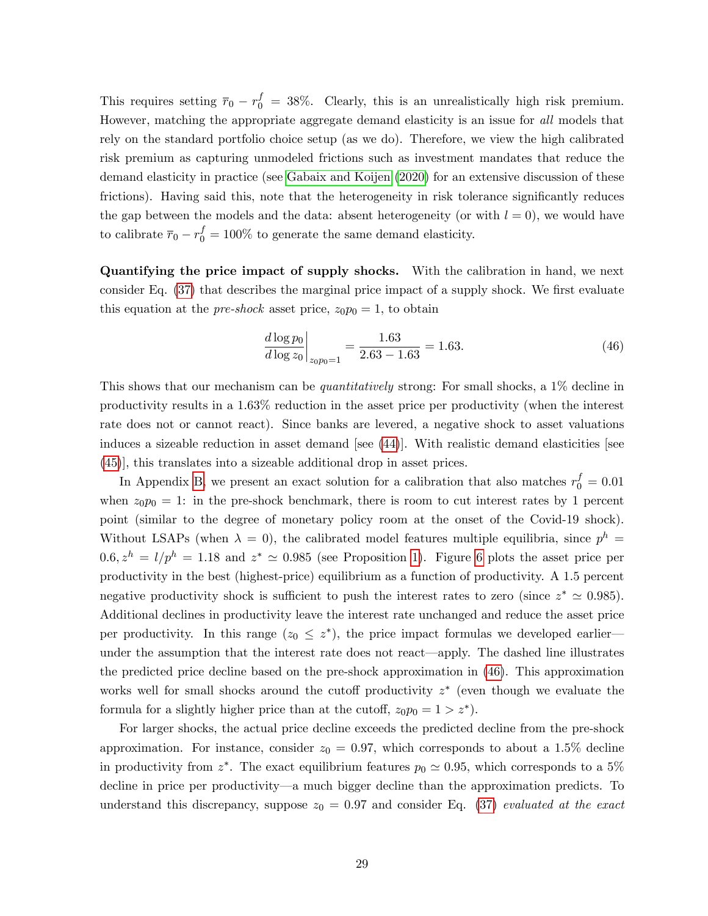This requires setting $\overline{r}_0 - r_0^f = 38\%$. Clearly, this is an unrealistically high risk premium. However, matching the appropriate aggregate demand elasticity is an issue for *all* models that rely on the standard portfolio choice setup (as we do). Therefore, we view the high calibrated risk premium as capturing unmodeled frictions such as investment mandates that reduce the demand elasticity in practice (see Gabaix and Koijen (2020) for an extensive discussion of these frictions). Having said this, note that the heterogeneity in risk tolerance significantly reduces the gap between the models and the data: absent heterogeneity (or with $l = 0$), we would have to calibrate $\overline{r}_0 - r_0^f = 100\%$ to generate the same demand elasticity.

**Quantifying the price impact of supply shocks.** With the calibration in hand, we next consider Eq. (37) that describes the marginal price impact of a supply shock. We first evaluate this equation at the *pre-shock* asset price, $z_0 p_0 = 1$, to obtain

$$\left.\frac{d \log p_0}{d \log z_0}\right|_{z_0 p_0 = 1} = \frac{1.63}{2.63 - 1.63} = 1.63. \tag{46}$$

This shows that our mechanism can be *quantitatively* strong: For small shocks, a 1% decline in productivity results in a 1.63% reduction in the asset price per productivity (when the interest rate does not or cannot react). Since banks are levered, a negative shock to asset valuations induces a sizeable reduction in asset demand [see (44)]. With realistic demand elasticities [see (45)], this translates into a sizeable additional drop in asset prices.

In Appendix B, we present an exact solution for a calibration that also matches $r_0^f = 0.01$ when $z_0 p_0 = 1$: in the pre-shock benchmark, there is room to cut interest rates by 1 percent point (similar to the degree of monetary policy room at the onset of the Covid-19 shock). Without LSAPs (when $\lambda = 0$), the calibrated model features multiple equilibria, since $p^h = 0.6$, $z^h = l/p^h = 1.18$ and $z^* \simeq 0.985$ (see Proposition 1). Figure 6 plots the asset price per productivity in the best (highest-price) equilibrium as a function of productivity. A 1.5 percent negative productivity shock is sufficient to push the interest rates to zero (since $z^* \simeq 0.985$). Additional declines in productivity leave the interest rate unchanged and reduce the asset price per productivity. In this range ($z_0 \leq z^*$), the price impact formulas we developed earlier—under the assumption that the interest rate does not react—apply. The dashed line illustrates the predicted price decline based on the pre-shock approximation in (46). This approximation works well for small shocks around the cutoff productivity $z^*$ (even though we evaluate the formula for a slightly higher price than at the cutoff, $z_0 p_0 = 1 > z^*$).

For larger shocks, the actual price decline exceeds the predicted decline from the pre-shock approximation. For instance, consider $z_0 = 0.97$, which corresponds to about a 1.5% decline in productivity from $z^*$. The exact equilibrium features $p_0 \simeq 0.95$, which corresponds to a 5% decline in price per productivity—a much bigger decline than the approximation predicts. To understand this discrepancy, suppose $z_0 = 0.97$ and consider Eq. (37) *evaluated at the exact*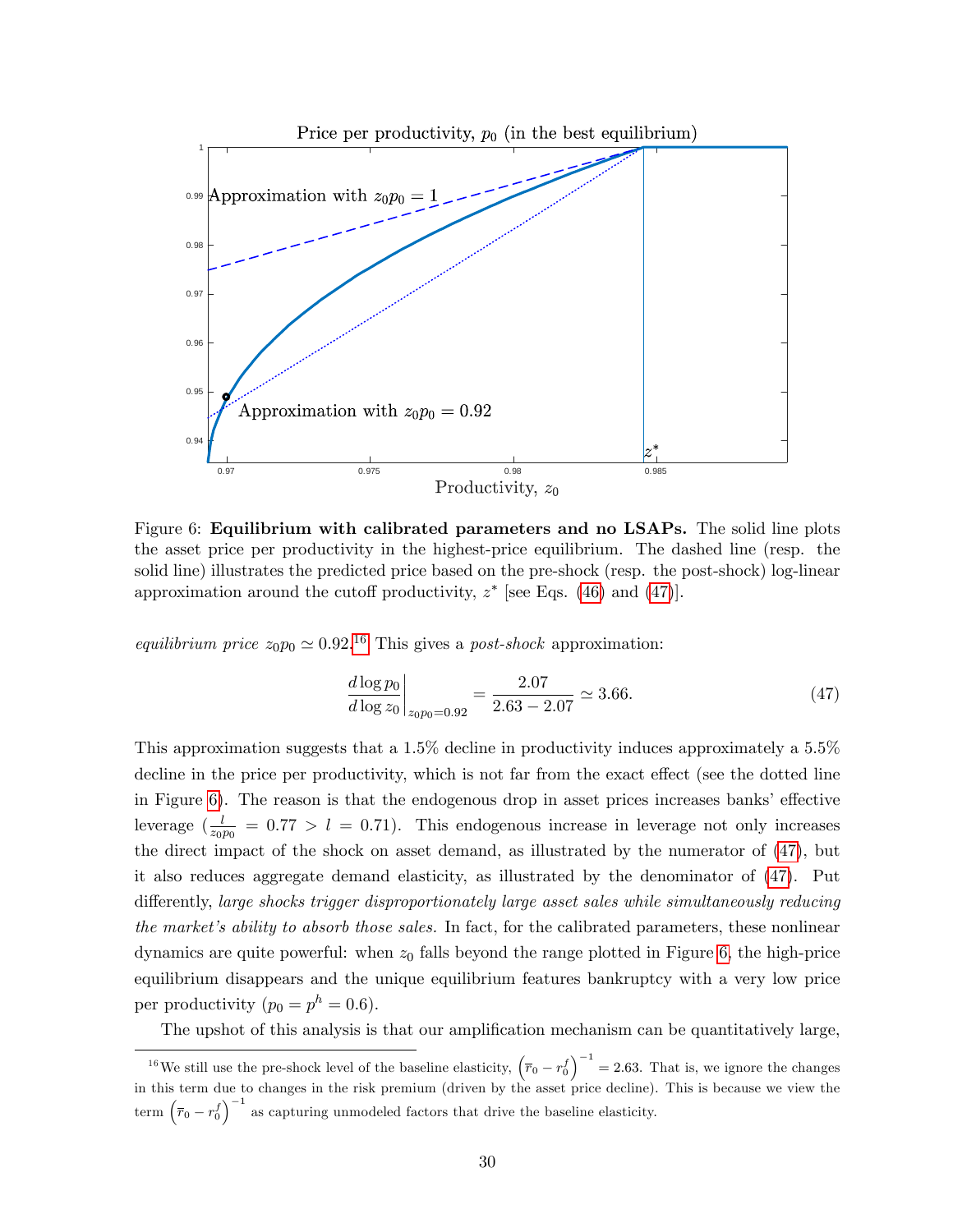Figure 6: **Equilibrium with calibrated parameters and no LSAPs.** The solid line plots the asset price per productivity in the highest-price equilibrium. The dashed line (resp. the solid line) illustrates the predicted price based on the pre-shock (resp. the post-shock) log-linear approximation around the cutoff productivity, $z^*$ [see Eqs. (46) and (47)].

*equilibrium price* $z_0 p_0 \simeq 0.92$.[16] This gives a *post-shock* approximation:

$$\left.\frac{d \log p_0}{d \log z_0}\right|_{z_0 p_0 = 0.92} = \frac{2.07}{2.63 - 2.07} \simeq 3.66. \tag{47}$$

This approximation suggests that a 1.5% decline in productivity induces approximately a 5.5% decline in the price per productivity, which is not far from the exact effect (see the dotted line in Figure 6). The reason is that the endogenous drop in asset prices increases banks' effective leverage ($\frac{l}{z_0 p_0} = 0.77 > l = 0.71$). This endogenous increase in leverage not only increases the direct impact of the shock on asset demand, as illustrated by the numerator of (47), but it also reduces aggregate demand elasticity, as illustrated by the denominator of (47). Put differently, *large shocks trigger disproportionately large asset sales while simultaneously reducing the market's ability to absorb those sales.* In fact, for the calibrated parameters, these nonlinear dynamics are quite powerful: when $z_0$ falls beyond the range plotted in Figure 6, the high-price equilibrium disappears and the unique equilibrium features bankruptcy with a very low price per productivity ($p_0 = p^h = 0.6$).

The upshot of this analysis is that our amplification mechanism can be quantitatively large,

[16] We still use the pre-shock level of the baseline elasticity, $\left(\overline{r}_0 - r_0^f\right)^{-1} = 2.63$. That is, we ignore the changes in this term due to changes in the risk premium (driven by the asset price decline). This is because we view the term $\left(\overline{r}_0 - r_0^f\right)^{-1}$ as capturing unmodeled factors that drive the baseline elasticity.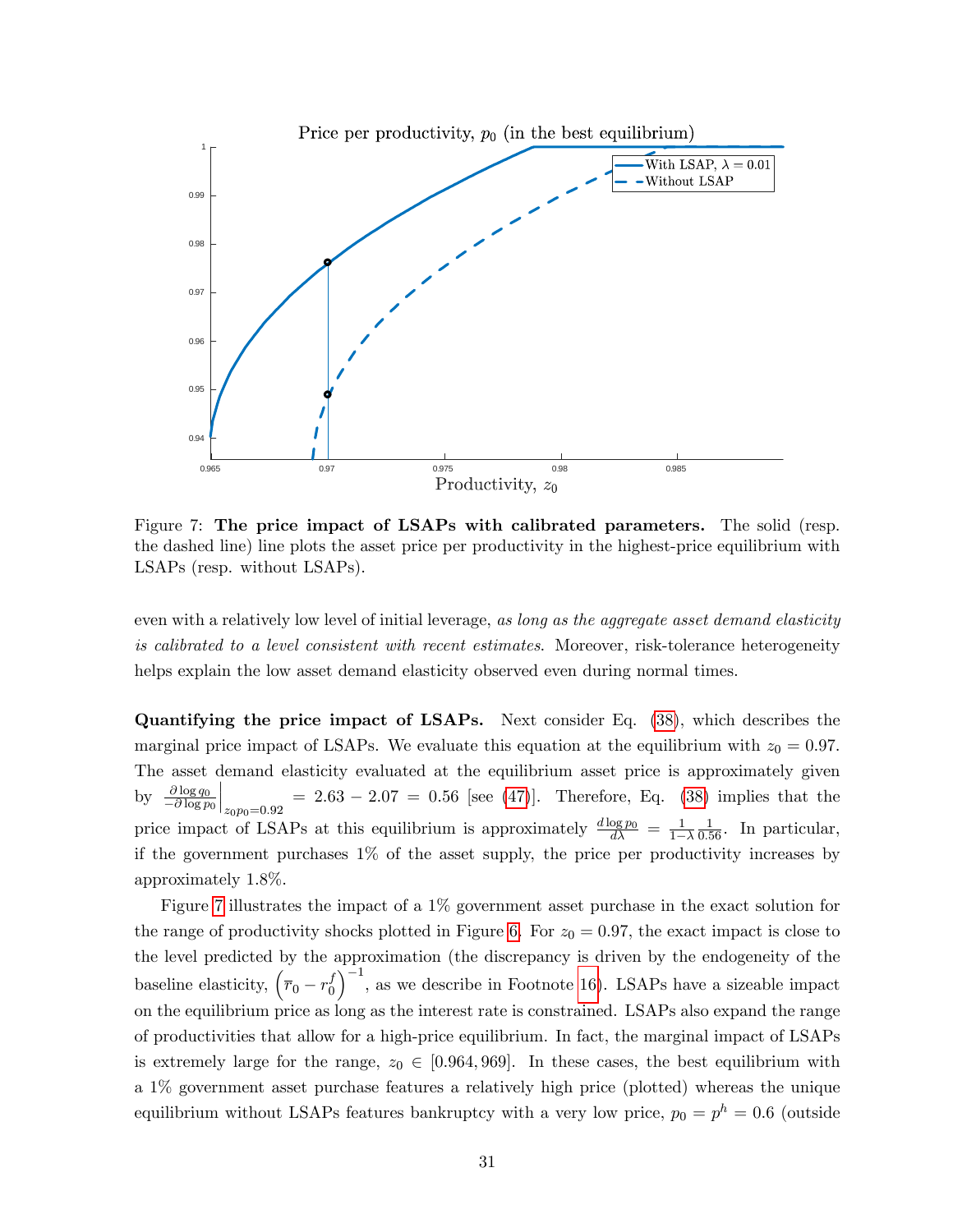Figure 7: **The price impact of LSAPs with calibrated parameters.** The solid (resp. the dashed line) line plots the asset price per productivity in the highest-price equilibrium with LSAPs (resp. without LSAPs).

even with a relatively low level of initial leverage, *as long as the aggregate asset demand elasticity is calibrated to a level consistent with recent estimates*. Moreover, risk-tolerance heterogeneity helps explain the low asset demand elasticity observed even during normal times.

**Quantifying the price impact of LSAPs.** Next consider Eq. (38), which describes the marginal price impact of LSAPs. We evaluate this equation at the equilibrium with $z_0 = 0.97$. The asset demand elasticity evaluated at the equilibrium asset price is approximately given by $\left.\frac{\partial \log q_0}{-\partial \log p_0}\right|_{z_0 p_0 = 0.92} = 2.63 - 2.07 = 0.56$ [see (47)]. Therefore, Eq. (38) implies that the price impact of LSAPs at this equilibrium is approximately $\frac{d \log p_0}{d\lambda} = \frac{1}{1-\lambda}\frac{1}{0.56}$. In particular, if the government purchases 1% of the asset supply, the price per productivity increases by approximately 1.8%.

Figure 7 illustrates the impact of a 1% government asset purchase in the exact solution for the range of productivity shocks plotted in Figure 6. For $z_0 = 0.97$, the exact impact is close to the level predicted by the approximation (the discrepancy is driven by the endogeneity of the baseline elasticity, $\left(\overline{r}_0 - r_0^f\right)^{-1}$, as we describe in Footnote 16). LSAPs have a sizeable impact on the equilibrium price as long as the interest rate is constrained. LSAPs also expand the range of productivities that allow for a high-price equilibrium. In fact, the marginal impact of LSAPs is extremely large for the range, $z_0 \in [0.964, 969]$. In these cases, the best equilibrium with a 1% government asset purchase features a relatively high price (plotted) whereas the unique equilibrium without LSAPs features bankruptcy with a very low price, $p_0 = p^h = 0.6$ (outside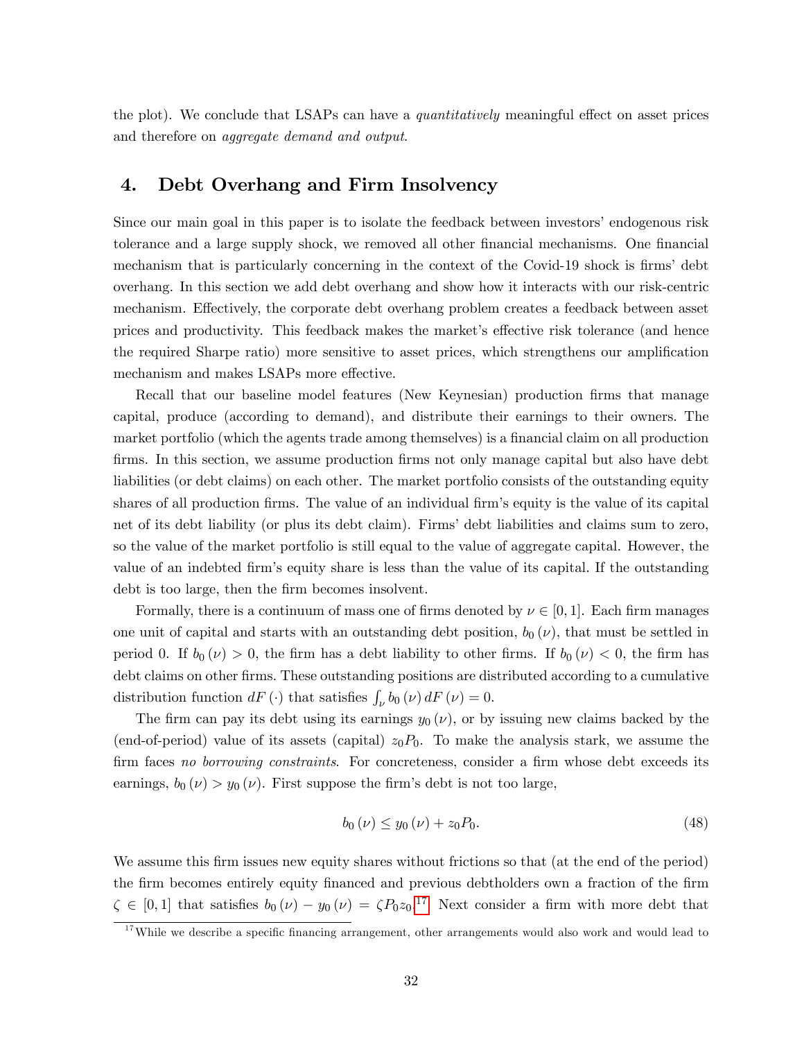the plot). We conclude that LSAPs can have a *quantitatively* meaningful effect on asset prices and therefore on *aggregate demand and output*.

## 4. Debt Overhang and Firm Insolvency

Since our main goal in this paper is to isolate the feedback between investors' endogenous risk tolerance and a large supply shock, we removed all other financial mechanisms. One financial mechanism that is particularly concerning in the context of the Covid-19 shock is firms' debt overhang. In this section we add debt overhang and show how it interacts with our risk-centric mechanism. Effectively, the corporate debt overhang problem creates a feedback between asset prices and productivity. This feedback makes the market's effective risk tolerance (and hence the required Sharpe ratio) more sensitive to asset prices, which strengthens our amplification mechanism and makes LSAPs more effective.

Recall that our baseline model features (New Keynesian) production firms that manage capital, produce (according to demand), and distribute their earnings to their owners. The market portfolio (which the agents trade among themselves) is a financial claim on all production firms. In this section, we assume production firms not only manage capital but also have debt liabilities (or debt claims) on each other. The market portfolio consists of the outstanding equity shares of all production firms. The value of an individual firm's equity is the value of its capital net of its debt liability (or plus its debt claim). Firms' debt liabilities and claims sum to zero, so the value of the market portfolio is still equal to the value of aggregate capital. However, the value of an indebted firm's equity share is less than the value of its capital. If the outstanding debt is too large, then the firm becomes insolvent.

Formally, there is a continuum of mass one of firms denoted by $\nu \in [0,1]$. Each firm manages one unit of capital and starts with an outstanding debt position, $b_0(\nu)$, that must be settled in period 0. If $b_0(\nu) > 0$, the firm has a debt liability to other firms. If $b_0(\nu) < 0$, the firm has debt claims on other firms. These outstanding positions are distributed according to a cumulative distribution function $dF(\cdot)$ that satisfies $\int_\nu b_0(\nu)\, dF(\nu) = 0$.

The firm can pay its debt using its earnings $y_0(\nu)$, or by issuing new claims backed by the (end-of-period) value of its assets (capital) $z_0 P_0$. To make the analysis stark, we assume the firm faces *no borrowing constraints*. For concreteness, consider a firm whose debt exceeds its earnings, $b_0(\nu) > y_0(\nu)$. First suppose the firm's debt is not too large,

$$b_0(\nu) \leq y_0(\nu) + z_0 P_0. \tag{48}$$

We assume this firm issues new equity shares without frictions so that (at the end of the period) the firm becomes entirely equity financed and previous debtholders own a fraction of the firm $\zeta \in [0,1]$ that satisfies $b_0(\nu) - y_0(\nu) = \zeta P_0 z_0$.[17] Next consider a firm with more debt that

[17] While we describe a specific financing arrangement, other arrangements would also work and would lead to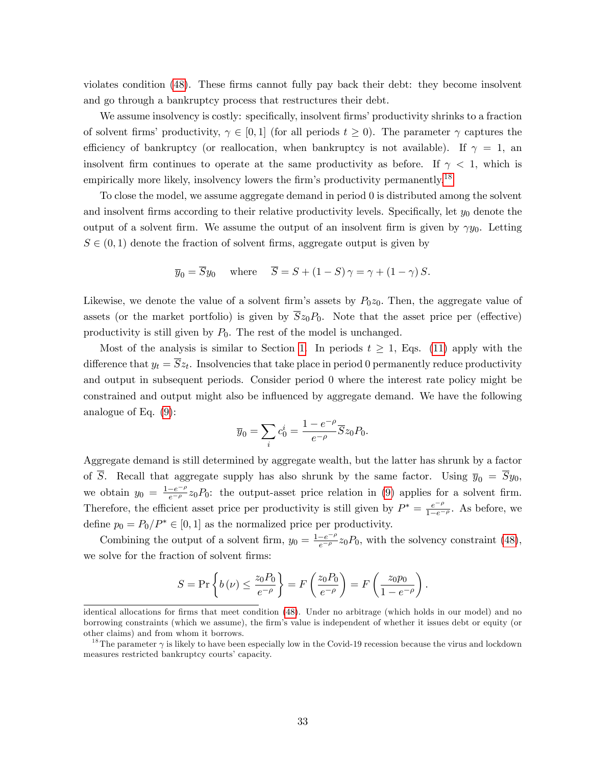violates condition (48). These firms cannot fully pay back their debt: they become insolvent and go through a bankruptcy process that restructures their debt.

We assume insolvency is costly: specifically, insolvent firms' productivity shrinks to a fraction of solvent firms' productivity, $\gamma \in [0, 1]$ (for all periods $t \geq 0$). The parameter $\gamma$ captures the efficiency of bankruptcy (or reallocation, when bankruptcy is not available). If $\gamma = 1$, an insolvent firm continues to operate at the same productivity as before. If $\gamma < 1$, which is empirically more likely, insolvency lowers the firm's productivity permanently.[18]

To close the model, we assume aggregate demand in period 0 is distributed among the solvent and insolvent firms according to their relative productivity levels. Specifically, let $y_0$ denote the output of a solvent firm. We assume the output of an insolvent firm is given by $\gamma y_0$. Letting $S \in (0, 1)$ denote the fraction of solvent firms, aggregate output is given by

$$\overline{y}_0 = \overline{S} y_0 \quad \text{where} \quad \overline{S} = S + (1 - S)\gamma = \gamma + (1 - \gamma) S.$$

Likewise, we denote the value of a solvent firm's assets by $P_0 z_0$. Then, the aggregate value of assets (or the market portfolio) is given by $\overline{S} z_0 P_0$. Note that the asset price per (effective) productivity is still given by $P_0$. The rest of the model is unchanged.

Most of the analysis is similar to Section 1. In periods $t \geq 1$, Eqs. (11) apply with the difference that $y_t = \overline{S} z_t$. Insolvencies that take place in period 0 permanently reduce productivity and output in subsequent periods. Consider period 0 where the interest rate policy might be constrained and output might also be influenced by aggregate demand. We have the following analogue of Eq. (9):

$$\overline{y}_0 = \sum_i c_0^i = \frac{1 - e^{-\rho}}{e^{-\rho}} \overline{S} z_0 P_0.$$

Aggregate demand is still determined by aggregate wealth, but the latter has shrunk by a factor of $\overline{S}$. Recall that aggregate supply has also shrunk by the same factor. Using $\overline{y}_0 = \overline{S} y_0$, we obtain $y_0 = \frac{1-e^{-\rho}}{e^{-\rho}} z_0 P_0$: the output-asset price relation in (9) applies for a solvent firm. Therefore, the efficient asset price per productivity is still given by $P^* = \frac{e^{-\rho}}{1-e^{-\rho}}$. As before, we define $p_0 = P_0 / P^* \in [0, 1]$ as the normalized price per productivity.

Combining the output of a solvent firm, $y_0 = \frac{1-e^{-\rho}}{e^{-\rho}} z_0 P_0$, with the solvency constraint (48), we solve for the fraction of solvent firms:

$$S = \Pr\left\{ b(\nu) \leq \frac{z_0 P_0}{e^{-\rho}} \right\} = F\left( \frac{z_0 P_0}{e^{-\rho}} \right) = F\left( \frac{z_0 p_0}{1 - e^{-\rho}} \right).$$

---

identical allocations for firms that meet condition (48). Under no arbitrage (which holds in our model) and no borrowing constraints (which we assume), the firm's value is independent of whether it issues debt or equity (or other claims) and from whom it borrows.

[18] The parameter $\gamma$ is likely to have been especially low in the Covid-19 recession because the virus and lockdown measures restricted bankruptcy courts' capacity.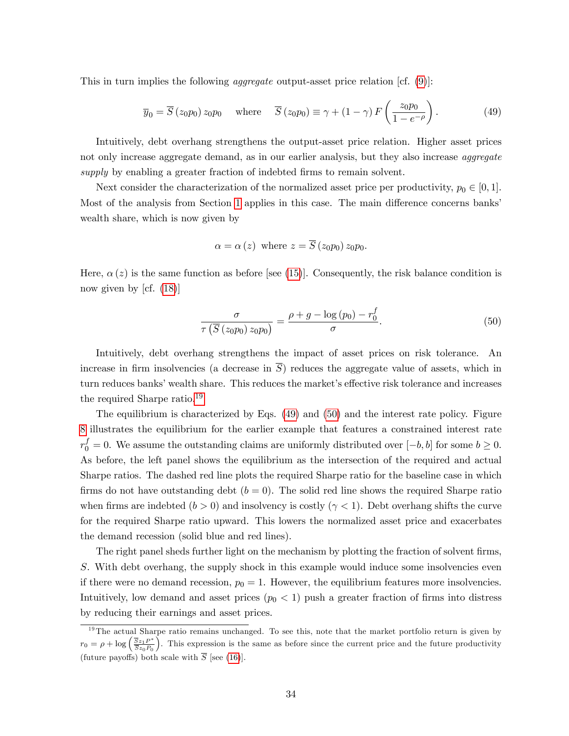This in turn implies the following *aggregate* output-asset price relation [cf. (9)]:

$$\overline{y}_0 = \overline{S}\left(z_0 p_0\right) z_0 p_0 \quad \text{ where } \quad \overline{S}\left(z_0 p_0\right) \equiv \gamma + \left(1-\gamma\right) F\left(\frac{z_0 p_0}{1-e^{-\rho}}\right). \tag{49}$$

Intuitively, debt overhang strengthens the output-asset price relation. Higher asset prices not only increase aggregate demand, as in our earlier analysis, but they also increase *aggregate supply* by enabling a greater fraction of indebted firms to remain solvent.

Next consider the characterization of the normalized asset price per productivity, $p_0 \in [0,1]$. Most of the analysis from Section 1 applies in this case. The main difference concerns banks' wealth share, which is now given by

$$\alpha = \alpha\left(z\right) \text{ where } z = \overline{S}\left(z_0 p_0\right) z_0 p_0.$$

Here, $\alpha\left(z\right)$ is the same function as before [see (15)]. Consequently, the risk balance condition is now given by [cf. (18)]

$$\frac{\sigma}{\tau\left(\overline{S}\left(z_0 p_0\right) z_0 p_0\right)} = \frac{\rho + g - \log\left(p_0\right) - r_0^f}{\sigma}. \tag{50}$$

Intuitively, debt overhang strengthens the impact of asset prices on risk tolerance. An increase in firm insolvencies (a decrease in $\overline{S}$) reduces the aggregate value of assets, which in turn reduces banks' wealth share. This reduces the market's effective risk tolerance and increases the required Sharpe ratio.[19]

The equilibrium is characterized by Eqs. (49) and (50) and the interest rate policy. Figure 8 illustrates the equilibrium for the earlier example that features a constrained interest rate $r_0^f = 0$. We assume the outstanding claims are uniformly distributed over $[-b, b]$ for some $b \geq 0$. As before, the left panel shows the equilibrium as the intersection of the required and actual Sharpe ratios. The dashed red line plots the required Sharpe ratio for the baseline case in which firms do not have outstanding debt ($b = 0$). The solid red line shows the required Sharpe ratio when firms are indebted ($b > 0$) and insolvency is costly ($\gamma < 1$). Debt overhang shifts the curve for the required Sharpe ratio upward. This lowers the normalized asset price and exacerbates the demand recession (solid blue and red lines).

The right panel sheds further light on the mechanism by plotting the fraction of solvent firms, $S$. With debt overhang, the supply shock in this example would induce some insolvencies even if there were no demand recession, $p_0 = 1$. However, the equilibrium features more insolvencies. Intuitively, low demand and asset prices ($p_0 < 1$) push a greater fraction of firms into distress by reducing their earnings and asset prices.

[19] The actual Sharpe ratio remains unchanged. To see this, note that the market portfolio return is given by $r_0 = \rho + \log\left(\frac{\overline{S} z_1 P^*}{\overline{S} z_0 P_0}\right)$. This expression is the same as before since the current price and the future productivity (future payoffs) both scale with $\overline{S}$ [see (16)].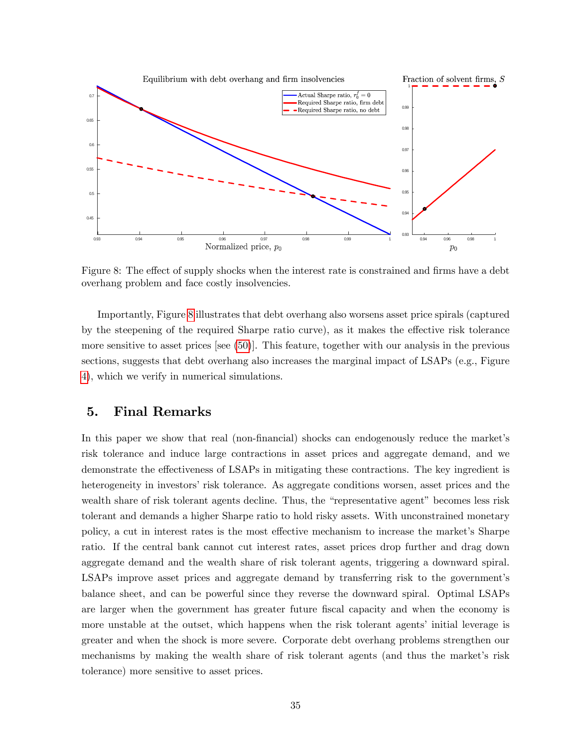Figure 8: The effect of supply shocks when the interest rate is constrained and firms have a debt overhang problem and face costly insolvencies.

Importantly, Figure 8 illustrates that debt overhang also worsens asset price spirals (captured by the steepening of the required Sharpe ratio curve), as it makes the effective risk tolerance more sensitive to asset prices [see (50)]. This feature, together with our analysis in the previous sections, suggests that debt overhang also increases the marginal impact of LSAPs (e.g., Figure 4), which we verify in numerical simulations.

## 5. Final Remarks

In this paper we show that real (non-financial) shocks can endogenously reduce the market's risk tolerance and induce large contractions in asset prices and aggregate demand, and we demonstrate the effectiveness of LSAPs in mitigating these contractions. The key ingredient is heterogeneity in investors' risk tolerance. As aggregate conditions worsen, asset prices and the wealth share of risk tolerant agents decline. Thus, the "representative agent" becomes less risk tolerant and demands a higher Sharpe ratio to hold risky assets. With unconstrained monetary policy, a cut in interest rates is the most effective mechanism to increase the market's Sharpe ratio. If the central bank cannot cut interest rates, asset prices drop further and drag down aggregate demand and the wealth share of risk tolerant agents, triggering a downward spiral. LSAPs improve asset prices and aggregate demand by transferring risk to the government's balance sheet, and can be powerful since they reverse the downward spiral. Optimal LSAPs are larger when the government has greater future fiscal capacity and when the economy is more unstable at the outset, which happens when the risk tolerant agents' initial leverage is greater and when the shock is more severe. Corporate debt overhang problems strengthen our mechanisms by making the wealth share of risk tolerant agents (and thus the market's risk tolerance) more sensitive to asset prices.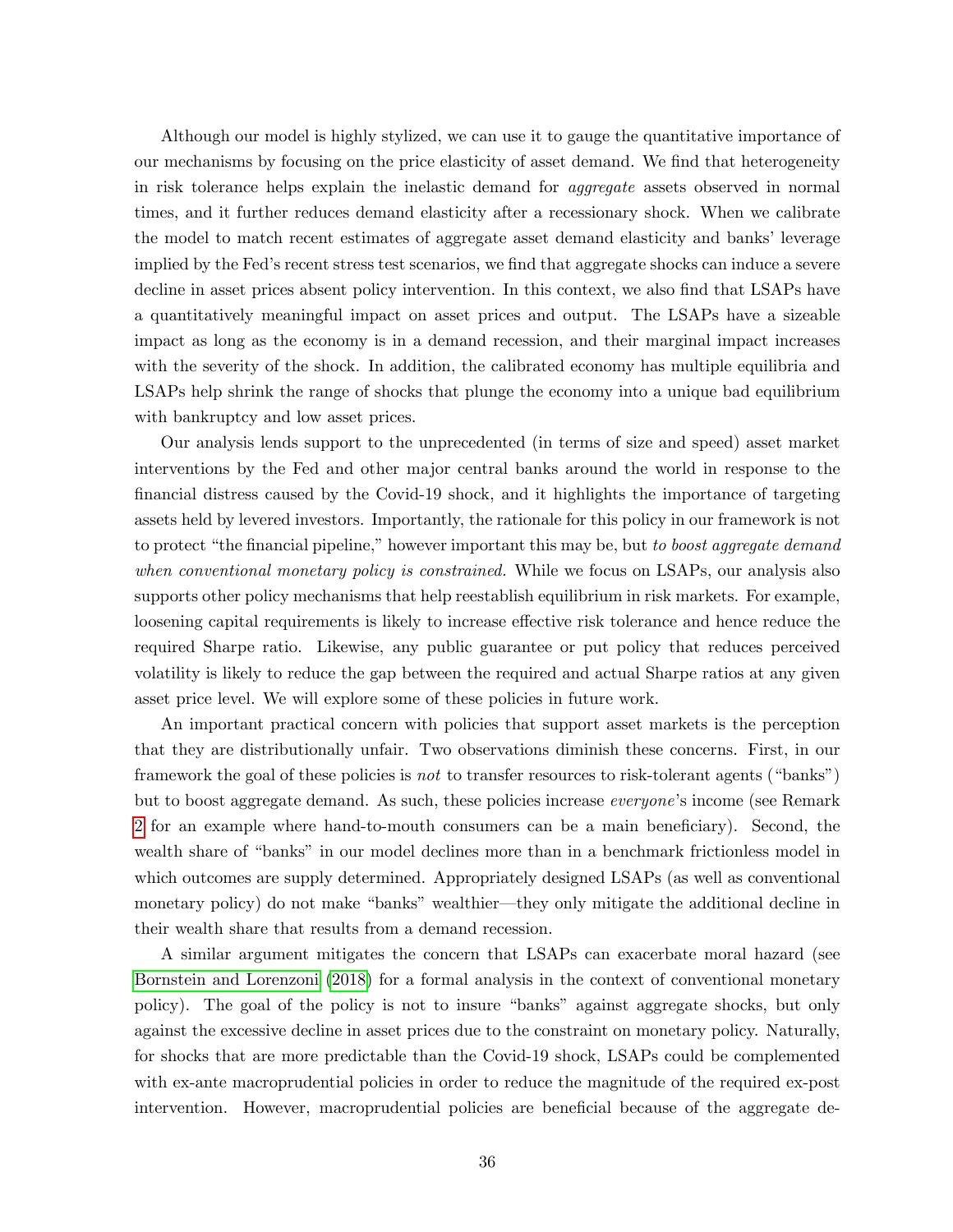Although our model is highly stylized, we can use it to gauge the quantitative importance of our mechanisms by focusing on the price elasticity of asset demand. We find that heterogeneity in risk tolerance helps explain the inelastic demand for *aggregate* assets observed in normal times, and it further reduces demand elasticity after a recessionary shock. When we calibrate the model to match recent estimates of aggregate asset demand elasticity and banks' leverage implied by the Fed's recent stress test scenarios, we find that aggregate shocks can induce a severe decline in asset prices absent policy intervention. In this context, we also find that LSAPs have a quantitatively meaningful impact on asset prices and output. The LSAPs have a sizeable impact as long as the economy is in a demand recession, and their marginal impact increases with the severity of the shock. In addition, the calibrated economy has multiple equilibria and LSAPs help shrink the range of shocks that plunge the economy into a unique bad equilibrium with bankruptcy and low asset prices.

Our analysis lends support to the unprecedented (in terms of size and speed) asset market interventions by the Fed and other major central banks around the world in response to the financial distress caused by the Covid-19 shock, and it highlights the importance of targeting assets held by levered investors. Importantly, the rationale for this policy in our framework is not to protect "the financial pipeline," however important this may be, but *to boost aggregate demand when conventional monetary policy is constrained.* While we focus on LSAPs, our analysis also supports other policy mechanisms that help reestablish equilibrium in risk markets. For example, loosening capital requirements is likely to increase effective risk tolerance and hence reduce the required Sharpe ratio. Likewise, any public guarantee or put policy that reduces perceived volatility is likely to reduce the gap between the required and actual Sharpe ratios at any given asset price level. We will explore some of these policies in future work.

An important practical concern with policies that support asset markets is the perception that they are distributionally unfair. Two observations diminish these concerns. First, in our framework the goal of these policies is *not* to transfer resources to risk-tolerant agents ("banks") but to boost aggregate demand. As such, these policies increase *everyone*'s income (see Remark 2 for an example where hand-to-mouth consumers can be a main beneficiary). Second, the wealth share of "banks" in our model declines more than in a benchmark frictionless model in which outcomes are supply determined. Appropriately designed LSAPs (as well as conventional monetary policy) do not make "banks" wealthier—they only mitigate the additional decline in their wealth share that results from a demand recession.

A similar argument mitigates the concern that LSAPs can exacerbate moral hazard (see Bornstein and Lorenzoni (2018) for a formal analysis in the context of conventional monetary policy). The goal of the policy is not to insure "banks" against aggregate shocks, but only against the excessive decline in asset prices due to the constraint on monetary policy. Naturally, for shocks that are more predictable than the Covid-19 shock, LSAPs could be complemented with ex-ante macroprudential policies in order to reduce the magnitude of the required ex-post intervention. However, macroprudential policies are beneficial because of the aggregate de-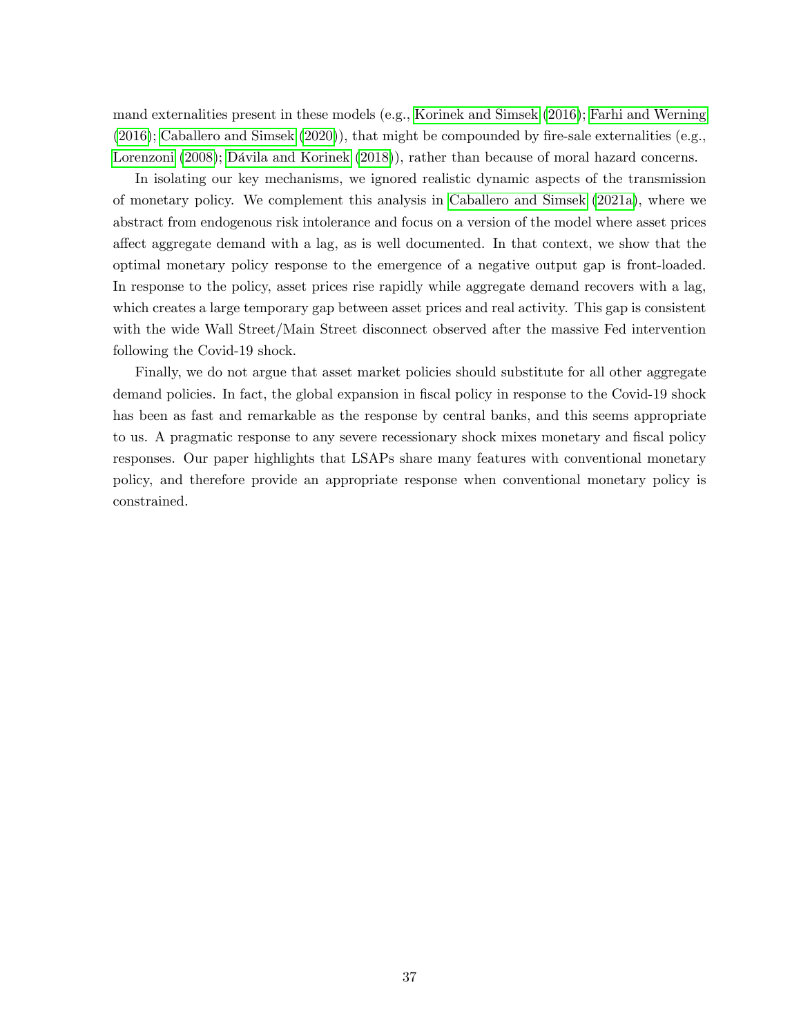mand externalities present in these models (e.g., Korinek and Simsek (2016); Farhi and Werning (2016); Caballero and Simsek (2020)), that might be compounded by fire-sale externalities (e.g., Lorenzoni (2008); Dávila and Korinek (2018)), rather than because of moral hazard concerns.

In isolating our key mechanisms, we ignored realistic dynamic aspects of the transmission of monetary policy. We complement this analysis in Caballero and Simsek (2021a), where we abstract from endogenous risk intolerance and focus on a version of the model where asset prices affect aggregate demand with a lag, as is well documented. In that context, we show that the optimal monetary policy response to the emergence of a negative output gap is front-loaded. In response to the policy, asset prices rise rapidly while aggregate demand recovers with a lag, which creates a large temporary gap between asset prices and real activity. This gap is consistent with the wide Wall Street/Main Street disconnect observed after the massive Fed intervention following the Covid-19 shock.

Finally, we do not argue that asset market policies should substitute for all other aggregate demand policies. In fact, the global expansion in fiscal policy in response to the Covid-19 shock has been as fast and remarkable as the response by central banks, and this seems appropriate to us. A pragmatic response to any severe recessionary shock mixes monetary and fiscal policy responses. Our paper highlights that LSAPs share many features with conventional monetary policy, and therefore provide an appropriate response when conventional monetary policy is constrained.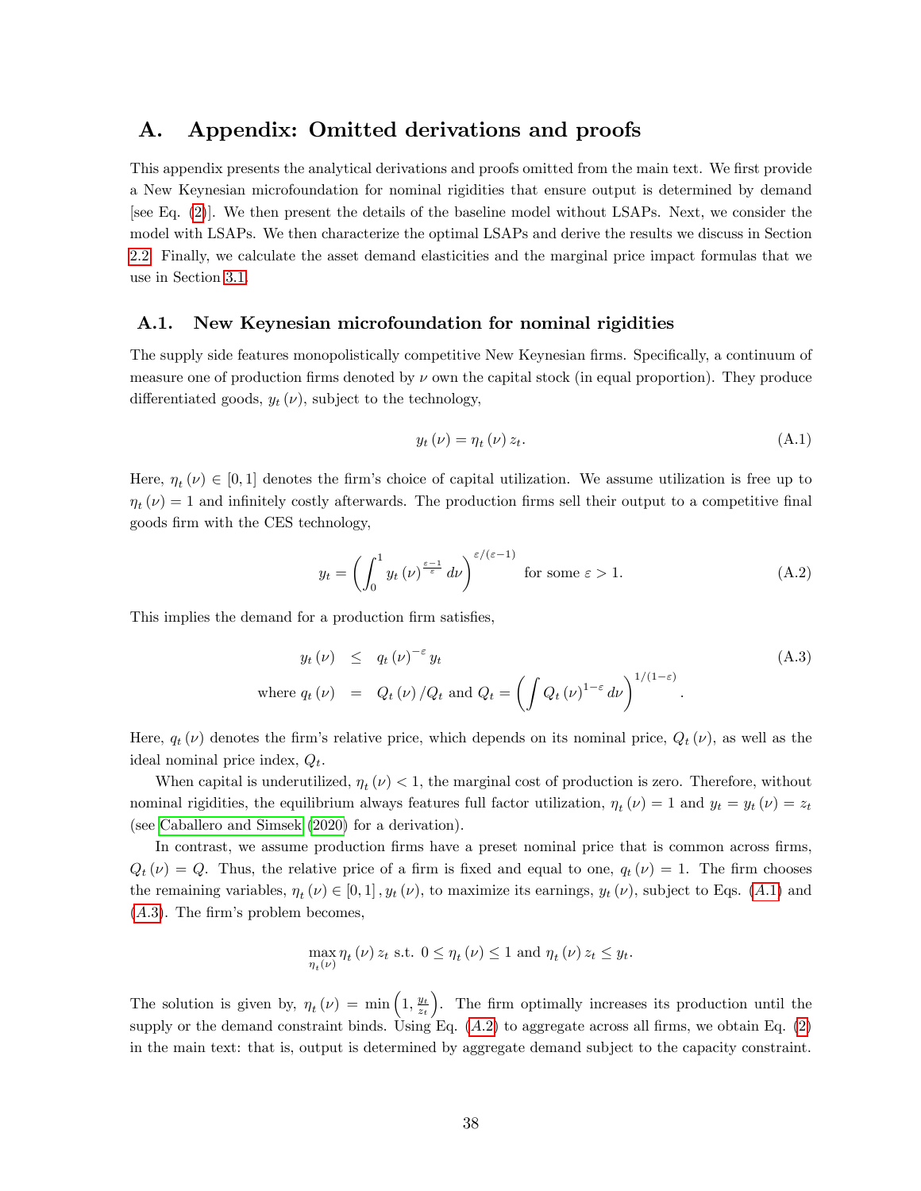# A. Appendix: Omitted derivations and proofs

This appendix presents the analytical derivations and proofs omitted from the main text. We first provide a New Keynesian microfoundation for nominal rigidities that ensure output is determined by demand [see Eq. (2)]. We then present the details of the baseline model without LSAPs. Next, we consider the model with LSAPs. We then characterize the optimal LSAPs and derive the results we discuss in Section 2.2. Finally, we calculate the asset demand elasticities and the marginal price impact formulas that we use in Section 3.1.

## A.1. New Keynesian microfoundation for nominal rigidities

The supply side features monopolistically competitive New Keynesian firms. Specifically, a continuum of measure one of production firms denoted by $\nu$ own the capital stock (in equal proportion). They produce differentiated goods, $y_t(\nu)$, subject to the technology,

$$y_t(\nu) = \eta_t(\nu) z_t. \tag{A.1}$$

Here, $\eta_t(\nu) \in [0, 1]$ denotes the firm's choice of capital utilization. We assume utilization is free up to $\eta_t(\nu) = 1$ and infinitely costly afterwards. The production firms sell their output to a competitive final goods firm with the CES technology,

$$y_t = \left( \int_0^1 y_t(\nu)^{\frac{\varepsilon-1}{\varepsilon}} d\nu \right)^{\varepsilon/(\varepsilon-1)} \text{ for some } \varepsilon > 1. \tag{A.2}$$

This implies the demand for a production firm satisfies,

$$\begin{aligned} y_t(\nu) &\leq q_t(\nu)^{-\varepsilon} y_t \\ \text{where } q_t(\nu) &= Q_t(\nu)/Q_t \text{ and } Q_t = \left( \int Q_t(\nu)^{1-\varepsilon} d\nu \right)^{1/(1-\varepsilon)}. \end{aligned} \tag{A.3}$$

Here, $q_t(\nu)$ denotes the firm's relative price, which depends on its nominal price, $Q_t(\nu)$, as well as the ideal nominal price index, $Q_t$.

When capital is underutilized, $\eta_t(\nu) < 1$, the marginal cost of production is zero. Therefore, without nominal rigidities, the equilibrium always features full factor utilization, $\eta_t(\nu) = 1$ and $y_t = y_t(\nu) = z_t$ (see Caballero and Simsek (2020) for a derivation).

In contrast, we assume production firms have a preset nominal price that is common across firms, $Q_t(\nu) = Q$. Thus, the relative price of a firm is fixed and equal to one, $q_t(\nu) = 1$. The firm chooses the remaining variables, $\eta_t(\nu) \in [0, 1], y_t(\nu)$, to maximize its earnings, $y_t(\nu)$, subject to Eqs. (A.1) and (A.3). The firm's problem becomes,

$$\max_{\eta_t(\nu)} \eta_t(\nu) z_t \text{ s.t. } 0 \leq \eta_t(\nu) \leq 1 \text{ and } \eta_t(\nu) z_t \leq y_t.$$

The solution is given by, $\eta_t(\nu) = \min\left(1, \frac{y_t}{z_t}\right)$. The firm optimally increases its production until the supply or the demand constraint binds. Using Eq. (A.2) to aggregate across all firms, we obtain Eq. (2) in the main text: that is, output is determined by aggregate demand subject to the capacity constraint.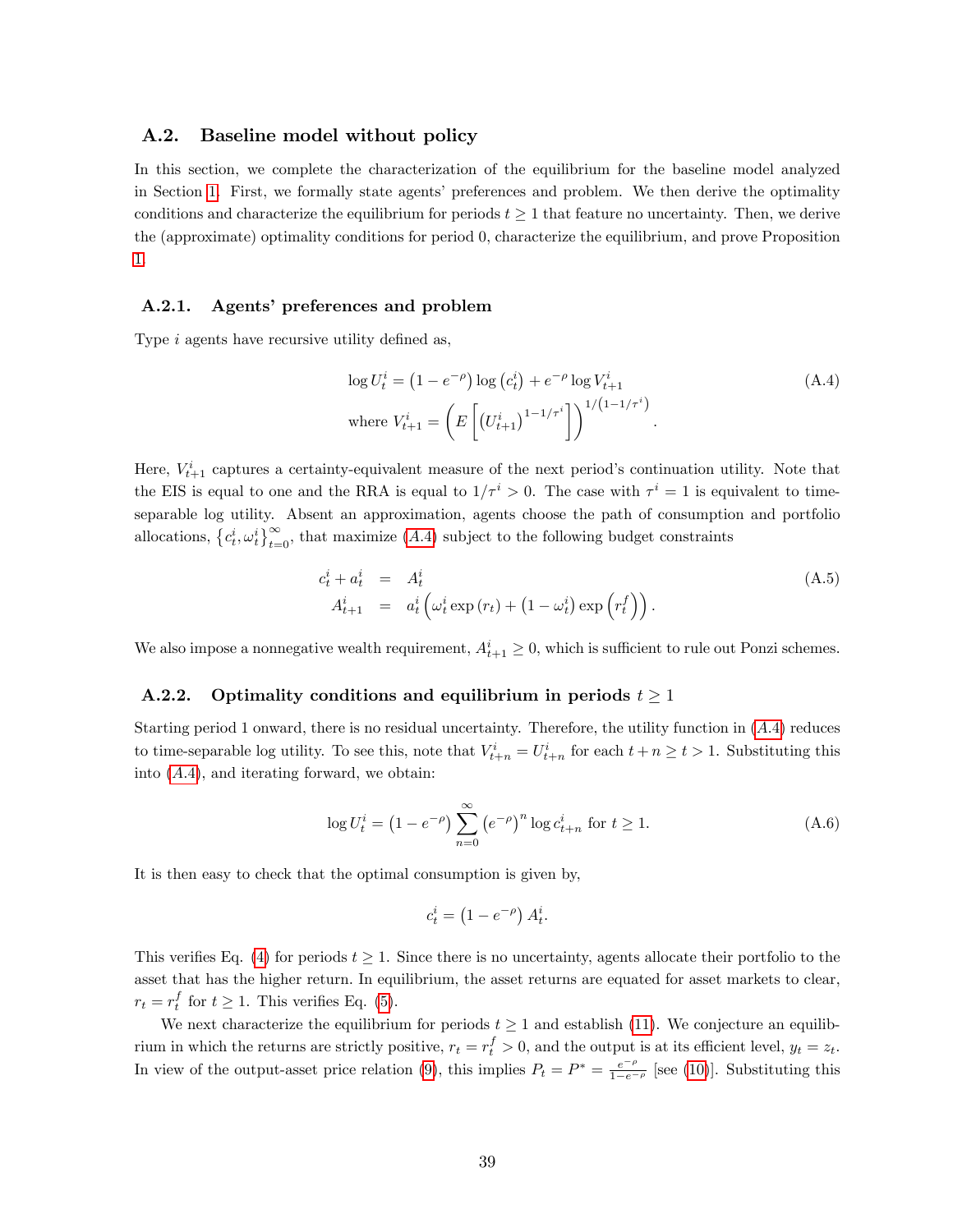## A.2. Baseline model without policy

In this section, we complete the characterization of the equilibrium for the baseline model analyzed in Section 1. First, we formally state agents' preferences and problem. We then derive the optimality conditions and characterize the equilibrium for periods $t \geq 1$ that feature no uncertainty. Then, we derive the (approximate) optimality conditions for period 0, characterize the equilibrium, and prove Proposition 1.

### A.2.1. Agents' preferences and problem

Type $i$ agents have recursive utility defined as,

$$\log U_t^i = \left(1 - e^{-\rho}\right) \log\left(c_t^i\right) + e^{-\rho} \log V_{t+1}^i \tag{A.4}$$
$$\text{where } V_{t+1}^i = \left(E\left[\left(U_{t+1}^i\right)^{1-1/\tau^i}\right]\right)^{1/\left(1-1/\tau^i\right)}.$$

Here, $V_{t+1}^i$ captures a certainty-equivalent measure of the next period's continuation utility. Note that the EIS is equal to one and the RRA is equal to $1/\tau^i > 0$. The case with $\tau^i = 1$ is equivalent to time-separable log utility. Absent an approximation, agents choose the path of consumption and portfolio allocations, $\left\{c_t^i, \omega_t^i\right\}_{t=0}^\infty$, that maximize (A.4) subject to the following budget constraints

$$\begin{aligned} c_t^i + a_t^i &= A_t^i \\ A_{t+1}^i &= a_t^i \left(\omega_t^i \exp\left(r_t\right) + \left(1 - \omega_t^i\right) \exp\left(r_t^f\right)\right). \end{aligned} \tag{A.5}$$

We also impose a nonnegative wealth requirement, $A_{t+1}^i \geq 0$, which is sufficient to rule out Ponzi schemes.

### A.2.2. Optimality conditions and equilibrium in periods $t \geq 1$

Starting period 1 onward, there is no residual uncertainty. Therefore, the utility function in (A.4) reduces to time-separable log utility. To see this, note that $V_{t+n}^i = U_{t+n}^i$ for each $t + n \geq t > 1$. Substituting this into (A.4), and iterating forward, we obtain:

$$\log U_t^i = \left(1 - e^{-\rho}\right) \sum_{n=0}^{\infty} \left(e^{-\rho}\right)^n \log c_{t+n}^i \text{ for } t \geq 1. \tag{A.6}$$

It is then easy to check that the optimal consumption is given by,

$$c_t^i = \left(1 - e^{-\rho}\right) A_t^i.$$

This verifies Eq. (4) for periods $t \geq 1$. Since there is no uncertainty, agents allocate their portfolio to the asset that has the higher return. In equilibrium, the asset returns are equated for asset markets to clear, $r_t = r_t^f$ for $t \geq 1$. This verifies Eq. (5).

We next characterize the equilibrium for periods $t \geq 1$ and establish (11). We conjecture an equilibrium in which the returns are strictly positive, $r_t = r_t^f > 0$, and the output is at its efficient level, $y_t = z_t$. In view of the output-asset price relation (9), this implies $P_t = P^* = \frac{e^{-\rho}}{1-e^{-\rho}}$ [see (10)]. Substituting this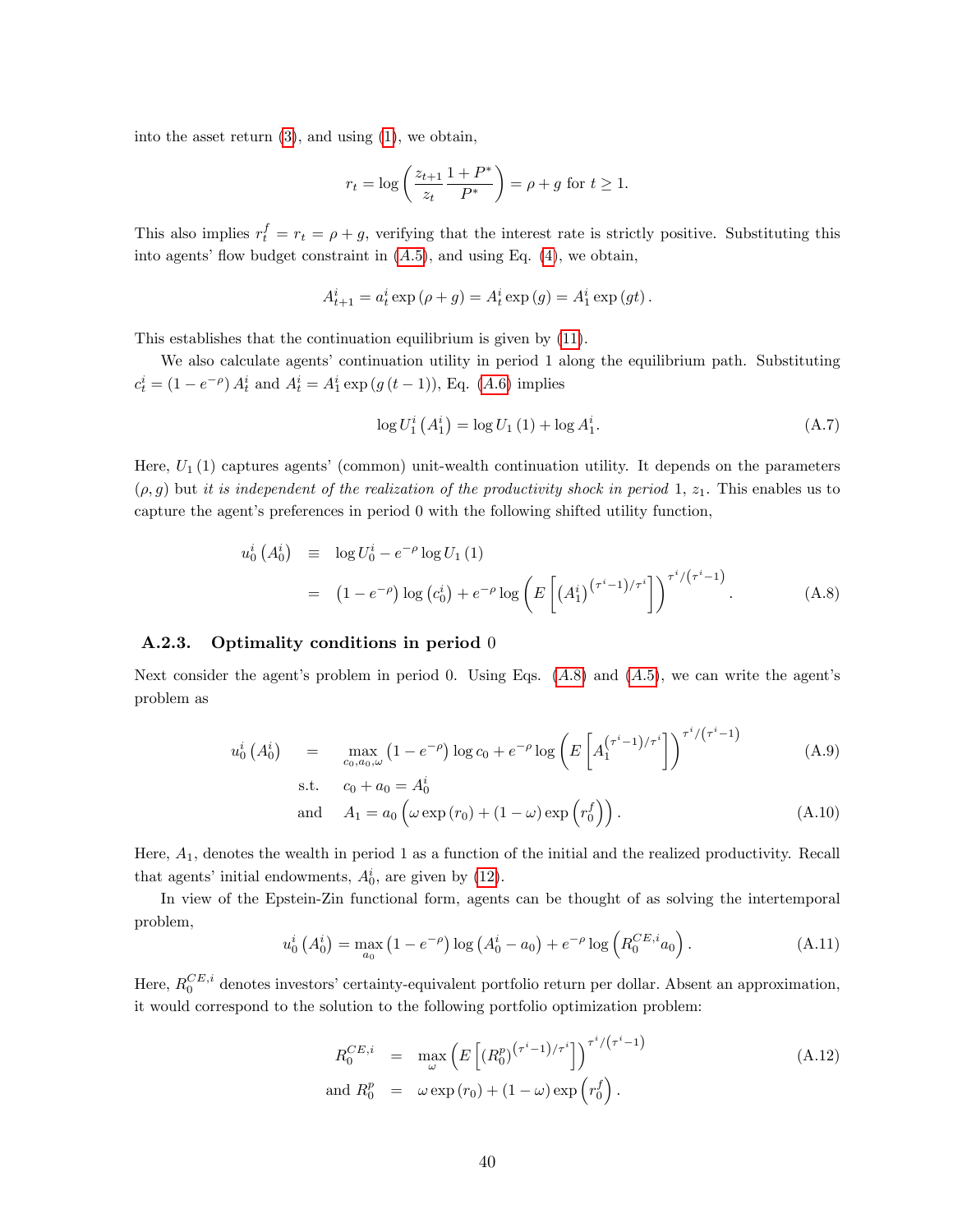into the asset return (3), and using (1), we obtain,

$$r_t = \log\left(\frac{z_{t+1}}{z_t}\frac{1+P^*}{P^*}\right) = \rho + g \text{ for } t \geq 1.$$

This also implies $r_t^f = r_t = \rho + g$, verifying that the interest rate is strictly positive. Substituting this into agents' flow budget constraint in (A.5), and using Eq. (4), we obtain,

$$A_{t+1}^i = a_t^i \exp(\rho + g) = A_t^i \exp(g) = A_1^i \exp(gt).$$

This establishes that the continuation equilibrium is given by (11).

We also calculate agents' continuation utility in period 1 along the equilibrium path. Substituting $c_t^i = (1 - e^{-\rho}) A_t^i$ and $A_t^i = A_1^i \exp(g(t-1))$, Eq. (A.6) implies

$$\log U_1^i\left(A_1^i\right) = \log U_1(1) + \log A_1^i. \tag{A.7}$$

Here, $U_1(1)$ captures agents' (common) unit-wealth continuation utility. It depends on the parameters $(\rho, g)$ but *it is independent of the realization of the productivity shock in period* 1, $z_1$. This enables us to capture the agent's preferences in period 0 with the following shifted utility function,

$$\begin{aligned} u_0^i\left(A_0^i\right) &\equiv \log U_0^i - e^{-\rho}\log U_1(1) \\ &= \left(1 - e^{-\rho}\right)\log\left(c_0^i\right) + e^{-\rho}\log\left(E\left[\left(A_1^i\right)^{\left(\tau^i - 1\right)/\tau^i}\right]\right)^{\tau^i/\left(\tau^i - 1\right)}. \end{aligned} \tag{A.8}$$

### A.2.3. Optimality conditions in period 0

Next consider the agent's problem in period 0. Using Eqs. (A.8) and (A.5), we can write the agent's problem as

$$u_0^i\left(A_0^i\right) = \max_{c_0, a_0, \omega}\left(1 - e^{-\rho}\right)\log c_0 + e^{-\rho}\log\left(E\left[A_1^{\left(\tau^i - 1\right)/\tau^i}\right]\right)^{\tau^i/\left(\tau^i - 1\right)} \tag{A.9}$$

$$\text{s.t. } c_0 + a_0 = A_0^i$$

$$\text{and } A_1 = a_0\left(\omega\exp(r_0) + (1 - \omega)\exp\left(r_0^f\right)\right). \tag{A.10}$$

Here, $A_1$, denotes the wealth in period 1 as a function of the initial and the realized productivity. Recall that agents' initial endowments, $A_0^i$, are given by (12).

In view of the Epstein-Zin functional form, agents can be thought of as solving the intertemporal problem,

$$u_0^i\left(A_0^i\right) = \max_{a_0}\left(1 - e^{-\rho}\right)\log\left(A_0^i - a_0\right) + e^{-\rho}\log\left(R_0^{CE,i} a_0\right). \tag{A.11}$$

Here, $R_0^{CE,i}$ denotes investors' certainty-equivalent portfolio return per dollar. Absent an approximation, it would correspond to the solution to the following portfolio optimization problem:

$$\begin{aligned} R_0^{CE,i} &= \max_{\omega}\left(E\left[\left(R_0^p\right)^{\left(\tau^i - 1\right)/\tau^i}\right]\right)^{\tau^i/\left(\tau^i - 1\right)} \\ \text{and } R_0^p &= \omega\exp(r_0) + (1 - \omega)\exp\left(r_0^f\right). \end{aligned} \tag{A.12}$$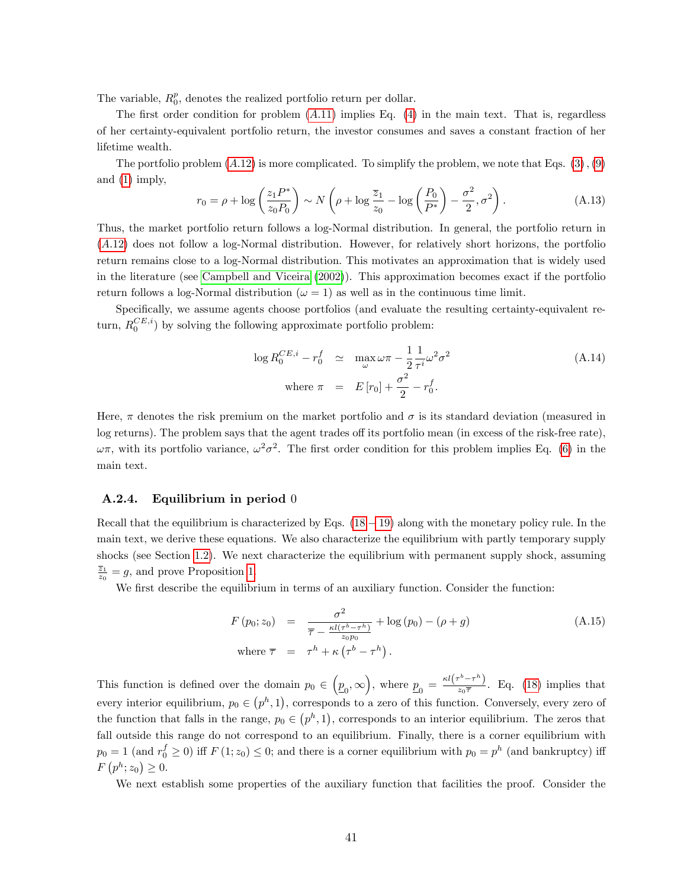The variable, $R_0^p$, denotes the realized portfolio return per dollar.

The first order condition for problem ($A.11$) implies Eq. (4) in the main text. That is, regardless of her certainty-equivalent portfolio return, the investor consumes and saves a constant fraction of her lifetime wealth.

The portfolio problem ($A.12$) is more complicated. To simplify the problem, we note that Eqs. (3), (9) and (1) imply,

$$r_0 = \rho + \log\left(\frac{z_1 P^*}{z_0 P_0}\right) \sim N\left(\rho + \log\frac{\overline{z}_1}{z_0} - \log\left(\frac{P_0}{P^*}\right) - \frac{\sigma^2}{2}, \sigma^2\right). \tag{A.13}$$

Thus, the market portfolio return follows a log-Normal distribution. In general, the portfolio return in ($A.12$) does not follow a log-Normal distribution. However, for relatively short horizons, the portfolio return remains close to a log-Normal distribution. This motivates an approximation that is widely used in the literature (see Campbell and Viceira (2002)). This approximation becomes exact if the portfolio return follows a log-Normal distribution ($\omega = 1$) as well as in the continuous time limit.

Specifically, we assume agents choose portfolios (and evaluate the resulting certainty-equivalent return, $R_0^{CE,i}$) by solving the following approximate portfolio problem:

$$\begin{aligned}
\log R_0^{CE,i} - r_0^f &\simeq \max_{\omega} \omega\pi - \frac{1}{2}\frac{1}{\tau^i}\omega^2\sigma^2 \\
\text{where } \pi &= E[r_0] + \frac{\sigma^2}{2} - r_0^f.
\end{aligned} \tag{A.14}$$

Here, $\pi$ denotes the risk premium on the market portfolio and $\sigma$ is its standard deviation (measured in log returns). The problem says that the agent trades off its portfolio mean (in excess of the risk-free rate), $\omega\pi$, with its portfolio variance, $\omega^2\sigma^2$. The first order condition for this problem implies Eq. (6) in the main text.

### A.2.4. Equilibrium in period 0

Recall that the equilibrium is characterized by Eqs. (18)−(19) along with the monetary policy rule. In the main text, we derive these equations. We also characterize the equilibrium with partly temporary supply shocks (see Section 1.2). We next characterize the equilibrium with permanent supply shock, assuming $\frac{\overline{z}_1}{z_0} = g$, and prove Proposition 1.

We first describe the equilibrium in terms of an auxiliary function. Consider the function:

$$\begin{aligned}
F(p_0; z_0) &= \frac{\sigma^2}{\overline{\tau} - \frac{\kappa l(\tau^b - \tau^h)}{z_0 p_0}} + \log(p_0) - (\rho + g) \\
\text{where } \overline{\tau} &= \tau^h + \kappa\left(\tau^b - \tau^h\right).
\end{aligned} \tag{A.15}$$

This function is defined over the domain $p_0 \in \left(\underline{p}_0, \infty\right)$, where $\underline{p}_0 = \frac{\kappa l\left(\tau^b - \tau^h\right)}{z_0 \overline{\tau}}$. Eq. (18) implies that every interior equilibrium, $p_0 \in \left(p^h, 1\right)$, corresponds to a zero of this function. Conversely, every zero of the function that falls in the range, $p_0 \in \left(p^h, 1\right)$, corresponds to an interior equilibrium. The zeros that fall outside this range do not correspond to an equilibrium. Finally, there is a corner equilibrium with $p_0 = 1$ (and $r_0^f \geq 0$) iff $F(1; z_0) \leq 0$; and there is a corner equilibrium with $p_0 = p^h$ (and bankruptcy) iff $F\left(p^h; z_0\right) \geq 0$.

We next establish some properties of the auxiliary function that facilities the proof. Consider the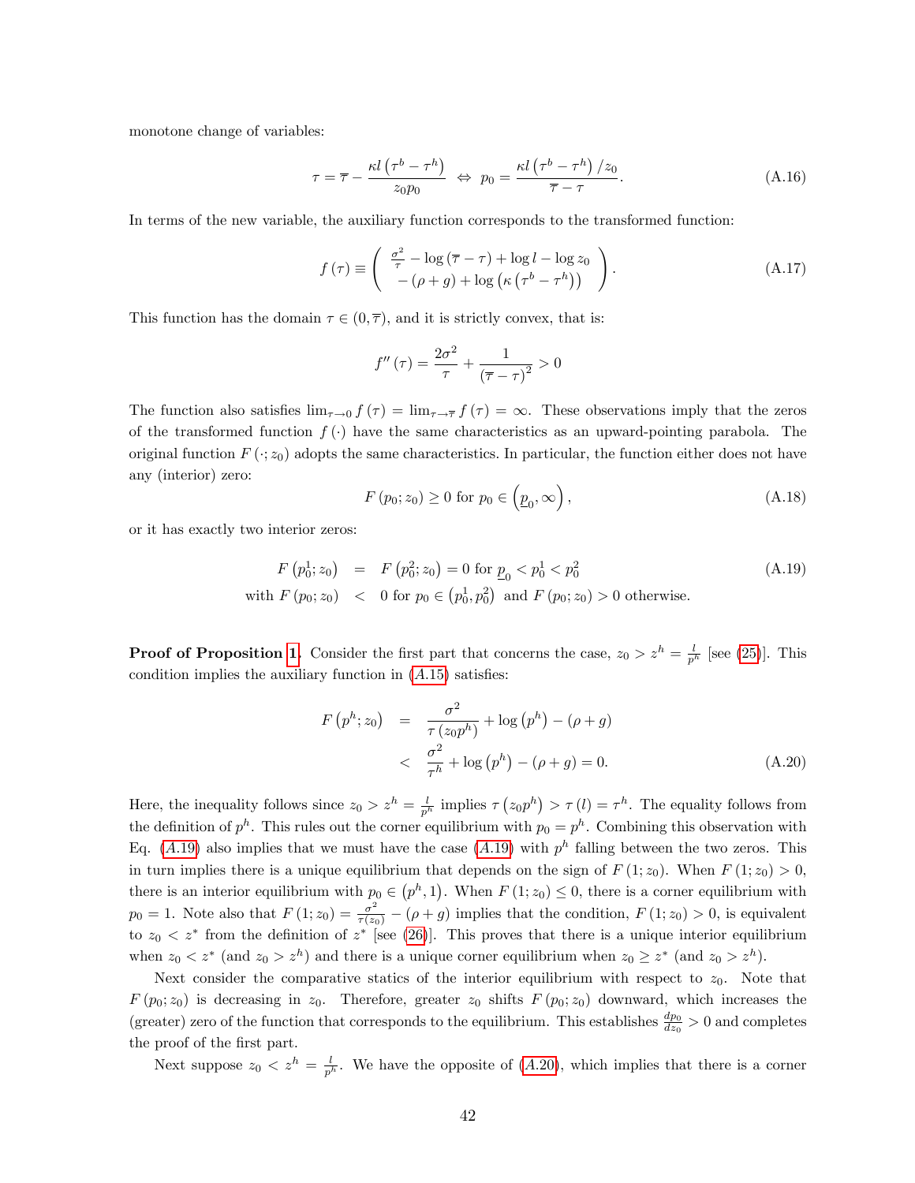monotone change of variables:

$$\tau = \overline{\tau} - \frac{\kappa l \left(\tau^b - \tau^h\right)}{z_0 p_0} \;\Leftrightarrow\; p_0 = \frac{\kappa l \left(\tau^b - \tau^h\right)/z_0}{\overline{\tau} - \tau}. \tag{A.16}$$

In terms of the new variable, the auxiliary function corresponds to the transformed function:

$$f(\tau) \equiv \left( \begin{array}{c} \frac{\sigma^2}{\tau} - \log(\overline{\tau} - \tau) + \log l - \log z_0 \\ -(\rho + g) + \log\left(\kappa\left(\tau^b - \tau^h\right)\right) \end{array} \right). \tag{A.17}$$

This function has the domain $\tau \in (0, \overline{\tau})$, and it is strictly convex, that is:

$$f''(\tau) = \frac{2\sigma^2}{\tau} + \frac{1}{(\overline{\tau} - \tau)^2} > 0$$

The function also satisfies $\lim_{\tau \to 0} f(\tau) = \lim_{\tau \to \overline{\tau}} f(\tau) = \infty$. These observations imply that the zeros of the transformed function $f(\cdot)$ have the same characteristics as an upward-pointing parabola. The original function $F(\cdot; z_0)$ adopts the same characteristics. In particular, the function either does not have any (interior) zero:

$$F(p_0; z_0) \geq 0 \text{ for } p_0 \in \left(\underline{p}_0, \infty\right), \tag{A.18}$$

or it has exactly two interior zeros:

$$\begin{aligned} F\left(p_0^1; z_0\right) &= F\left(p_0^2; z_0\right) = 0 \text{ for } \underline{p}_0 < p_0^1 < p_0^2 \\ \text{with } F(p_0; z_0) &< 0 \text{ for } p_0 \in \left(p_0^1, p_0^2\right) \text{ and } F(p_0; z_0) > 0 \text{ otherwise.} \end{aligned} \tag{A.19}$$

**Proof of Proposition 1.** Consider the first part that concerns the case, $z_0 > z^h = \frac{l}{p^h}$ [see (25)]. This condition implies the auxiliary function in (A.15) satisfies:

$$\begin{aligned} F\left(p^h; z_0\right) &= \frac{\sigma^2}{\tau\left(z_0 p^h\right)} + \log\left(p^h\right) - (\rho + g) \\ &< \frac{\sigma^2}{\tau^h} + \log\left(p^h\right) - (\rho + g) = 0. \end{aligned} \tag{A.20}$$

Here, the inequality follows since $z_0 > z^h = \frac{l}{p^h}$ implies $\tau\left(z_0 p^h\right) > \tau(l) = \tau^h$. The equality follows from the definition of $p^h$. This rules out the corner equilibrium with $p_0 = p^h$. Combining this observation with Eq. (A.19) also implies that we must have the case (A.19) with $p^h$ falling between the two zeros. This in turn implies there is a unique equilibrium that depends on the sign of $F(1; z_0)$. When $F(1; z_0) > 0$, there is an interior equilibrium with $p_0 \in \left(p^h, 1\right)$. When $F(1; z_0) \leq 0$, there is a corner equilibrium with $p_0 = 1$. Note also that $F(1; z_0) = \frac{\sigma^2}{\tau(z_0)} - (\rho + g)$ implies that the condition, $F(1; z_0) > 0$, is equivalent to $z_0 < z^*$ from the definition of $z^*$ [see (26)]. This proves that there is a unique interior equilibrium when $z_0 < z^*$ (and $z_0 > z^h$) and there is a unique corner equilibrium when $z_0 \geq z^*$ (and $z_0 > z^h$).

Next consider the comparative statics of the interior equilibrium with respect to $z_0$. Note that $F(p_0; z_0)$ is decreasing in $z_0$. Therefore, greater $z_0$ shifts $F(p_0; z_0)$ downward, which increases the (greater) zero of the function that corresponds to the equilibrium. This establishes $\frac{dp_0}{dz_0} > 0$ and completes the proof of the first part.

Next suppose $z_0 < z^h = \frac{l}{p^h}$. We have the opposite of (A.20), which implies that there is a corner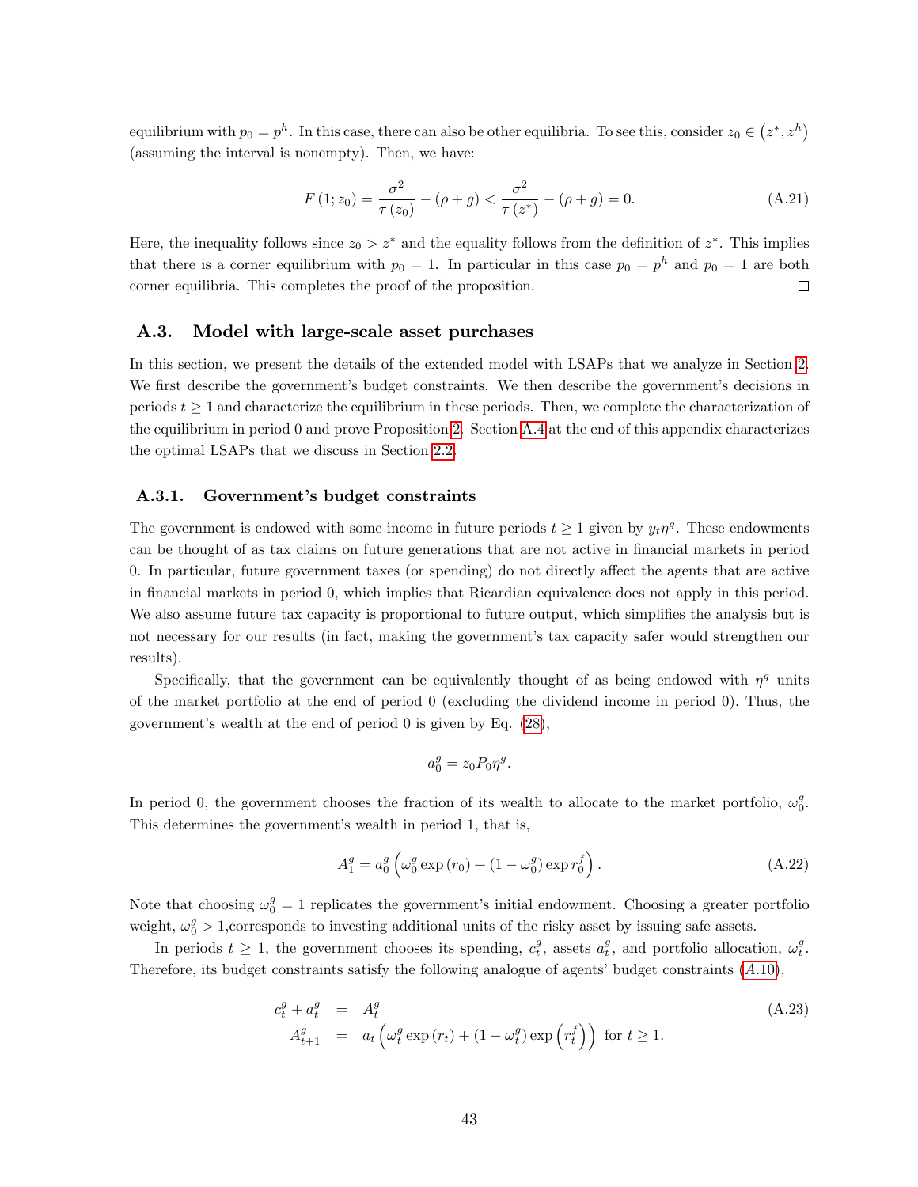equilibrium with $p_0 = p^h$. In this case, there can also be other equilibria. To see this, consider $z_0 \in (z^*, z^h)$ (assuming the interval is nonempty). Then, we have:

$$F(1; z_0) = \frac{\sigma^2}{\tau(z_0)} - (\rho + g) < \frac{\sigma^2}{\tau(z^*)} - (\rho + g) = 0. \tag{A.21}$$

Here, the inequality follows since $z_0 > z^*$ and the equality follows from the definition of $z^*$. This implies that there is a corner equilibrium with $p_0 = 1$. In particular in this case $p_0 = p^h$ and $p_0 = 1$ are both corner equilibria. This completes the proof of the proposition. □

## A.3. Model with large-scale asset purchases

In this section, we present the details of the extended model with LSAPs that we analyze in Section 2. We first describe the government's budget constraints. We then describe the government's decisions in periods $t \geq 1$ and characterize the equilibrium in these periods. Then, we complete the characterization of the equilibrium in period 0 and prove Proposition 2. Section A.4 at the end of this appendix characterizes the optimal LSAPs that we discuss in Section 2.2.

### A.3.1. Government's budget constraints

The government is endowed with some income in future periods $t \geq 1$ given by $y_t \eta^g$. These endowments can be thought of as tax claims on future generations that are not active in financial markets in period 0. In particular, future government taxes (or spending) do not directly affect the agents that are active in financial markets in period 0, which implies that Ricardian equivalence does not apply in this period. We also assume future tax capacity is proportional to future output, which simplifies the analysis but is not necessary for our results (in fact, making the government's tax capacity safer would strengthen our results).

Specifically, that the government can be equivalently thought of as being endowed with $\eta^g$ units of the market portfolio at the end of period 0 (excluding the dividend income in period 0). Thus, the government's wealth at the end of period 0 is given by Eq. (28),

$$a_0^g = z_0 P_0 \eta^g.$$

In period 0, the government chooses the fraction of its wealth to allocate to the market portfolio, $\omega_0^g$. This determines the government's wealth in period 1, that is,

$$A_1^g = a_0^g \left( \omega_0^g \exp(r_0) + (1 - \omega_0^g) \exp r_0^f \right). \tag{A.22}$$

Note that choosing $\omega_0^g = 1$ replicates the government's initial endowment. Choosing a greater portfolio weight, $\omega_0^g > 1$,corresponds to investing additional units of the risky asset by issuing safe assets.

In periods $t \geq 1$, the government chooses its spending, $c_t^g$, assets $a_t^g$, and portfolio allocation, $\omega_t^g$. Therefore, its budget constraints satisfy the following analogue of agents' budget constraints (A.10),

$$\begin{aligned} c_t^g + a_t^g &= A_t^g \\ A_{t+1}^g &= a_t \left( \omega_t^g \exp(r_t) + (1 - \omega_t^g) \exp\left(r_t^f\right) \right) \text{ for } t \geq 1. \end{aligned} \tag{A.23}$$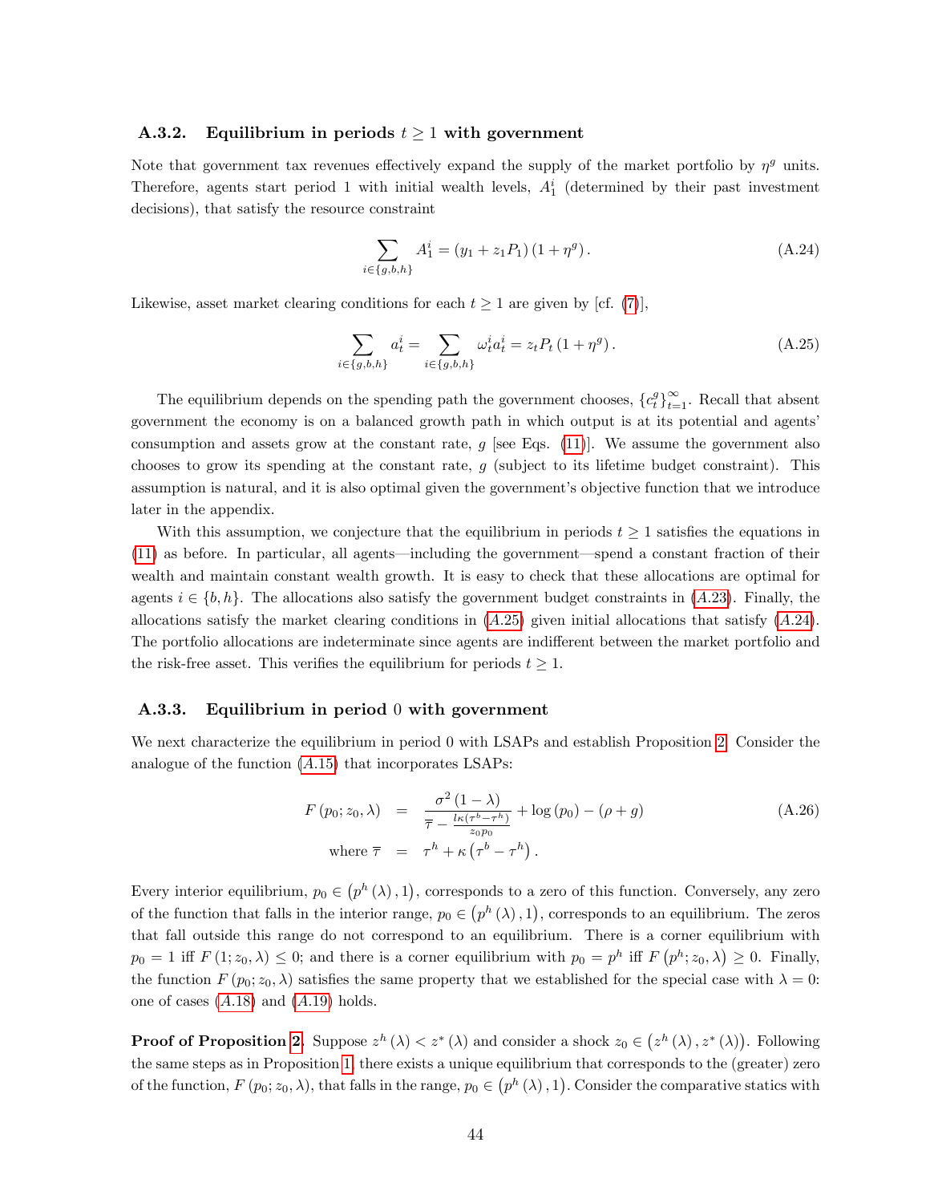### A.3.2. Equilibrium in periods $t \geq 1$ with government

Note that government tax revenues effectively expand the supply of the market portfolio by $\eta^g$ units. Therefore, agents start period 1 with initial wealth levels, $A_1^i$ (determined by their past investment decisions), that satisfy the resource constraint

$$\sum_{i \in \{g,b,h\}} A_1^i = (y_1 + z_1 P_1)(1 + \eta^g). \tag{A.24}$$

Likewise, asset market clearing conditions for each $t \geq 1$ are given by [cf. (7)],

$$\sum_{i \in \{g,b,h\}} a_t^i = \sum_{i \in \{g,b,h\}} \omega_t^i a_t^i = z_t P_t (1 + \eta^g). \tag{A.25}$$

The equilibrium depends on the spending path the government chooses, $\{c_t^g\}_{t=1}^\infty$. Recall that absent government the economy is on a balanced growth path in which output is at its potential and agents' consumption and assets grow at the constant rate, $g$ [see Eqs. (11)]. We assume the government also chooses to grow its spending at the constant rate, $g$ (subject to its lifetime budget constraint). This assumption is natural, and it is also optimal given the government's objective function that we introduce later in the appendix.

With this assumption, we conjecture that the equilibrium in periods $t \geq 1$ satisfies the equations in (11) as before. In particular, all agents—including the government—spend a constant fraction of their wealth and maintain constant wealth growth. It is easy to check that these allocations are optimal for agents $i \in \{b, h\}$. The allocations also satisfy the government budget constraints in ($A.23$). Finally, the allocations satisfy the market clearing conditions in ($A.25$) given initial allocations that satisfy ($A.24$). The portfolio allocations are indeterminate since agents are indifferent between the market portfolio and the risk-free asset. This verifies the equilibrium for periods $t \geq 1$.

### A.3.3. Equilibrium in period 0 with government

We next characterize the equilibrium in period 0 with LSAPs and establish Proposition 2. Consider the analogue of the function ($A.15$) that incorporates LSAPs:

$$\begin{aligned} F(p_0; z_0, \lambda) &= \frac{\sigma^2 (1-\lambda)}{\overline{\tau} - \frac{l\kappa(\tau^b - \tau^h)}{z_0 p_0}} + \log(p_0) - (\rho + g) \\ \text{where } \overline{\tau} &= \tau^h + \kappa(\tau^b - \tau^h). \end{aligned} \tag{A.26}$$

Every interior equilibrium, $p_0 \in (p^h(\lambda), 1)$, corresponds to a zero of this function. Conversely, any zero of the function that falls in the interior range, $p_0 \in (p^h(\lambda), 1)$, corresponds to an equilibrium. The zeros that fall outside this range do not correspond to an equilibrium. There is a corner equilibrium with $p_0 = 1$ iff $F(1; z_0, \lambda) \leq 0$; and there is a corner equilibrium with $p_0 = p^h$ iff $F(p^h; z_0, \lambda) \geq 0$. Finally, the function $F(p_0; z_0, \lambda)$ satisfies the same property that we established for the special case with $\lambda = 0$: one of cases ($A.18$) and ($A.19$) holds.

**Proof of Proposition 2.** Suppose $z^h(\lambda) < z^*(\lambda)$ and consider a shock $z_0 \in (z^h(\lambda), z^*(\lambda))$. Following the same steps as in Proposition 1, there exists a unique equilibrium that corresponds to the (greater) zero of the function, $F(p_0; z_0, \lambda)$, that falls in the range, $p_0 \in (p^h(\lambda), 1)$. Consider the comparative statics with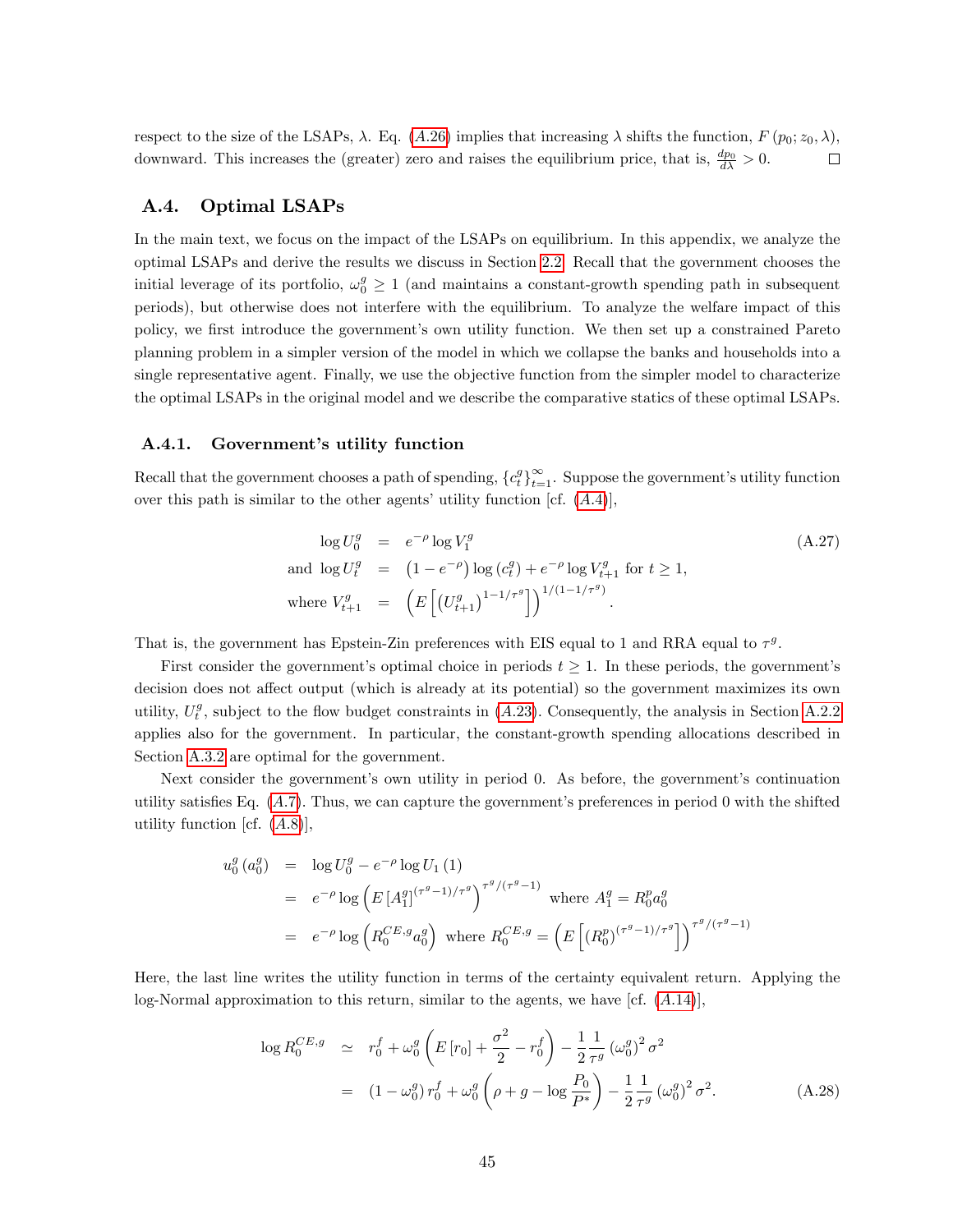respect to the size of the LSAPs, $\lambda$. Eq. (A.26) implies that increasing $\lambda$ shifts the function, $F(p_0; z_0, \lambda)$, downward. This increases the (greater) zero and raises the equilibrium price, that is, $\frac{dp_0}{d\lambda} > 0$. $\square$

## A.4. Optimal LSAPs

In the main text, we focus on the impact of the LSAPs on equilibrium. In this appendix, we analyze the optimal LSAPs and derive the results we discuss in Section 2.2. Recall that the government chooses the initial leverage of its portfolio, $\omega_0^g \geq 1$ (and maintains a constant-growth spending path in subsequent periods), but otherwise does not interfere with the equilibrium. To analyze the welfare impact of this policy, we first introduce the government's own utility function. We then set up a constrained Pareto planning problem in a simpler version of the model in which we collapse the banks and households into a single representative agent. Finally, we use the objective function from the simpler model to characterize the optimal LSAPs in the original model and we describe the comparative statics of these optimal LSAPs.

### A.4.1. Government's utility function

Recall that the government chooses a path of spending, $\{c_t^g\}_{t=1}^{\infty}$. Suppose the government's utility function over this path is similar to the other agents' utility function [cf. (A.4)],

$$
\begin{aligned}
\log U_0^g &= e^{-\rho} \log V_1^g \\
\text{and } \log U_t^g &= \left(1 - e^{-\rho}\right) \log \left(c_t^g\right) + e^{-\rho} \log V_{t+1}^g \text{ for } t \geq 1, \\
\text{where } V_{t+1}^g &= \left(E\left[\left(U_{t+1}^g\right)^{1-1/\tau^g}\right]\right)^{1/(1-1/\tau^g)}.
\end{aligned}
\tag{A.27}
$$

That is, the government has Epstein-Zin preferences with EIS equal to 1 and RRA equal to $\tau^g$.

First consider the government's optimal choice in periods $t \geq 1$. In these periods, the government's decision does not affect output (which is already at its potential) so the government maximizes its own utility, $U_t^g$, subject to the flow budget constraints in (A.23). Consequently, the analysis in Section A.2.2 applies also for the government. In particular, the constant-growth spending allocations described in Section A.3.2 are optimal for the government.

Next consider the government's own utility in period 0. As before, the government's continuation utility satisfies Eq. (A.7). Thus, we can capture the government's preferences in period 0 with the shifted utility function [cf. (A.8)],

$$
\begin{aligned}
u_0^g\left(a_0^g\right) &= \log U_0^g - e^{-\rho} \log U_1(1) \\
&= e^{-\rho} \log \left(E\left[A_1^g\right]^{(\tau^g-1)/\tau^g}\right)^{\tau^g/(\tau^g-1)} \text{ where } A_1^g = R_0^p a_0^g \\
&= e^{-\rho} \log \left(R_0^{CE,g} a_0^g\right) \text{ where } R_0^{CE,g} = \left(E\left[\left(R_0^p\right)^{(\tau^g-1)/\tau^g}\right]\right)^{\tau^g/(\tau^g-1)}
\end{aligned}
$$

Here, the last line writes the utility function in terms of the certainty equivalent return. Applying the log-Normal approximation to this return, similar to the agents, we have [cf. (A.14)],

$$
\begin{aligned}
\log R_0^{CE,g} &\simeq r_0^f + \omega_0^g \left(E\left[r_0\right] + \frac{\sigma^2}{2} - r_0^f\right) - \frac{1}{2} \frac{1}{\tau^g} \left(\omega_0^g\right)^2 \sigma^2 \\
&= \left(1 - \omega_0^g\right) r_0^f + \omega_0^g \left(\rho + g - \log \frac{P_0}{P^*}\right) - \frac{1}{2} \frac{1}{\tau^g} \left(\omega_0^g\right)^2 \sigma^2.
\end{aligned}
\tag{A.28}
$$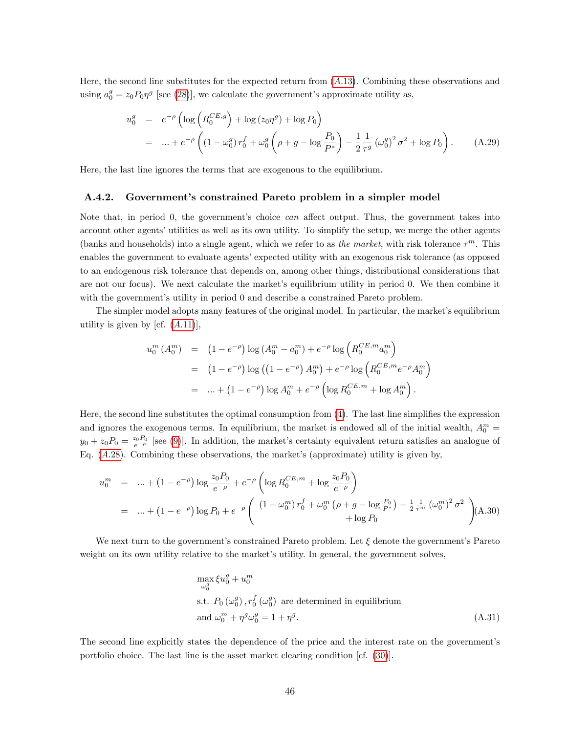Here, the second line substitutes for the expected return from ($A.13$). Combining these observations and using $a_0^g = z_0 P_0 \eta^g$ [see (28)], we calculate the government's approximate utility as,

$$
\begin{aligned}
u_0^g &= e^{-\rho}\left(\log\left(R_0^{CE,g}\right) + \log\left(z_0\eta^g\right) + \log P_0\right) \\
&= \ldots + e^{-\rho}\left(\left(1-\omega_0^g\right) r_0^f + \omega_0^g\left(\rho + g - \log\frac{P_0}{P^*}\right) - \frac{1}{2}\frac{1}{\tau^g}\left(\omega_0^g\right)^2\sigma^2 + \log P_0\right).
\end{aligned}
\tag{A.29}
$$

Here, the last line ignores the terms that are exogenous to the equilibrium.

### A.4.2. Government's constrained Pareto problem in a simpler model

Note that, in period 0, the government's choice *can* affect output. Thus, the government takes into account other agents' utilities as well as its own utility. To simplify the setup, we merge the other agents (banks and households) into a single agent, which we refer to as *the market*, with risk tolerance $\tau^m$. This enables the government to evaluate agents' expected utility with an exogenous risk tolerance (as opposed to an endogenous risk tolerance that depends on, among other things, distributional considerations that are not our focus). We next calculate the market's equilibrium utility in period 0. We then combine it with the government's utility in period 0 and describe a constrained Pareto problem.

The simpler model adopts many features of the original model. In particular, the market's equilibrium utility is given by [cf. ($A.11$)],

$$
\begin{aligned}
u_0^m\left(A_0^m\right) &= \left(1-e^{-\rho}\right)\log\left(A_0^m - a_0^m\right) + e^{-\rho}\log\left(R_0^{CE,m} a_0^m\right) \\
&= \left(1-e^{-\rho}\right)\log\left(\left(1-e^{-\rho}\right)A_0^m\right) + e^{-\rho}\log\left(R_0^{CE,m} e^{-\rho} A_0^m\right) \\
&= \ldots + \left(1-e^{-\rho}\right)\log A_0^m + e^{-\rho}\left(\log R_0^{CE,m} + \log A_0^m\right).
\end{aligned}
$$

Here, the second line substitutes the optimal consumption from (4). The last line simplifies the expression and ignores the exogenous terms. In equilibrium, the market is endowed all of the initial wealth, $A_0^m = y_0 + z_0 P_0 = \frac{z_0 P_0}{e^{-\rho}}$ [see (9)]. In addition, the market's certainty equivalent return satisfies an analogue of Eq. ($A.28$). Combining these observations, the market's (approximate) utility is given by,

$$
\begin{aligned}
u_0^m &= \ldots + \left(1-e^{-\rho}\right)\log\frac{z_0 P_0}{e^{-\rho}} + e^{-\rho}\left(\log R_0^{CE,m} + \log\frac{z_0 P_0}{e^{-\rho}}\right) \\
&= \ldots + \left(1-e^{-\rho}\right)\log P_0 + e^{-\rho}\left(\begin{array}{c}\left(1-\omega_0^m\right) r_0^f + \omega_0^m\left(\rho + g - \log\frac{P_0}{P^*}\right) - \frac{1}{2}\frac{1}{\tau^m}\left(\omega_0^m\right)^2\sigma^2 \\ + \log P_0\end{array}\right)
\end{aligned}
\tag{A.30}
$$

We next turn to the government's constrained Pareto problem. Let $\xi$ denote the government's Pareto weight on its own utility relative to the market's utility. In general, the government solves,

$$
\begin{aligned}
&\max_{\omega_0^g} \xi u_0^g + u_0^m \\
&\text{s.t. } P_0\left(\omega_0^g\right), r_0^f\left(\omega_0^g\right) \text{ are determined in equilibrium} \\
&\text{and } \omega_0^m + \eta^g\omega_0^g = 1 + \eta^g.
\end{aligned}
\tag{A.31}
$$

The second line explicitly states the dependence of the price and the interest rate on the government's portfolio choice. The last line is the asset market clearing condition [cf. (30)].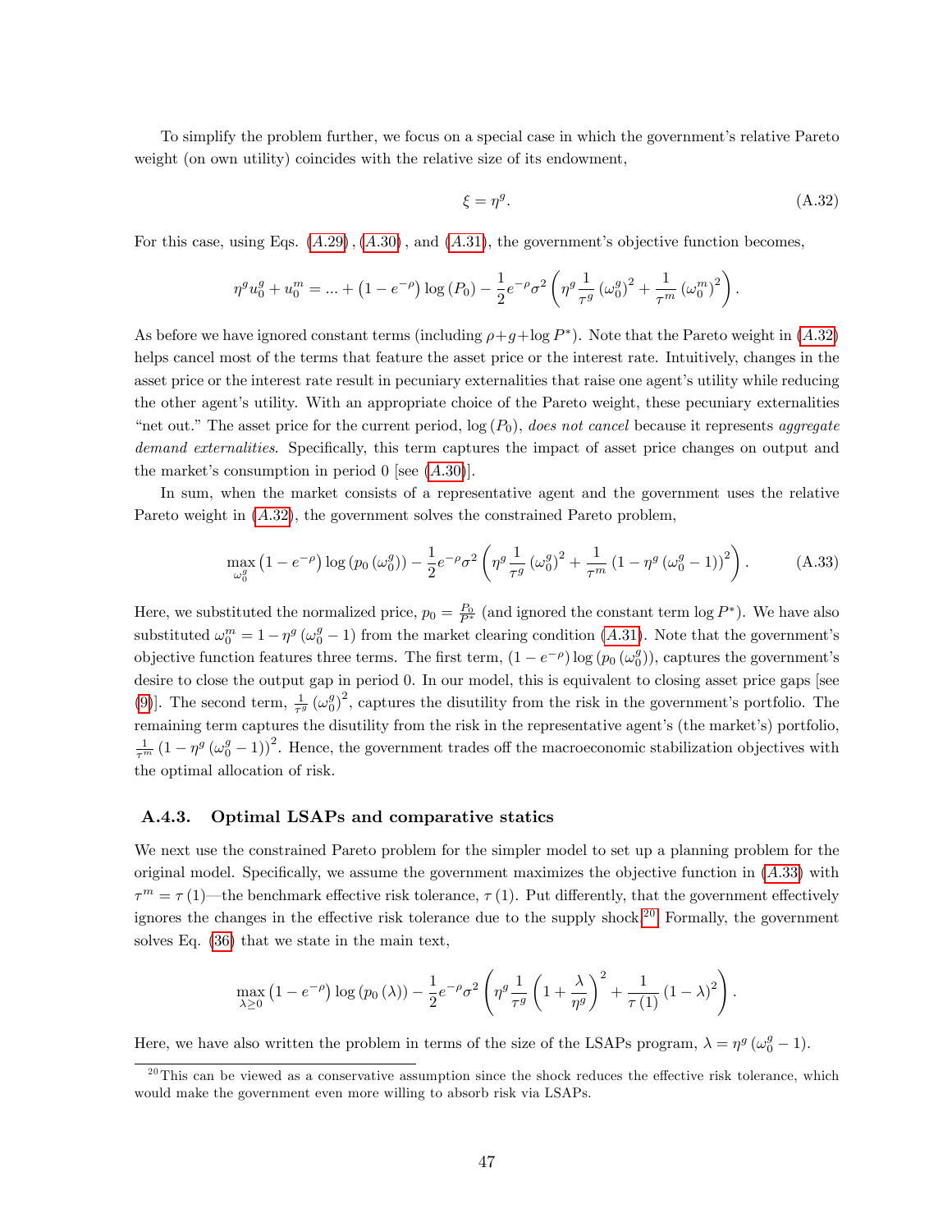To simplify the problem further, we focus on a special case in which the government's relative Pareto weight (on own utility) coincides with the relative size of its endowment,

$$\xi = \eta^g. \tag{A.32}$$

For this case, using Eqs. $(A.29)$, $(A.30)$, and $(A.31)$, the government's objective function becomes,

$$\eta^g u_0^g + u_0^m = ... + \left(1 - e^{-\rho}\right) \log\left(P_0\right) - \frac{1}{2} e^{-\rho} \sigma^2 \left( \eta^g \frac{1}{\tau^g} \left(\omega_0^g\right)^2 + \frac{1}{\tau^m} \left(\omega_0^m\right)^2 \right).$$

As before we have ignored constant terms (including $\rho + g + \log P^*$). Note that the Pareto weight in $(A.32)$ helps cancel most of the terms that feature the asset price or the interest rate. Intuitively, changes in the asset price or the interest rate result in pecuniary externalities that raise one agent's utility while reducing the other agent's utility. With an appropriate choice of the Pareto weight, these pecuniary externalities "net out." The asset price for the current period, $\log(P_0)$, *does not cancel* because it represents *aggregate demand externalities*. Specifically, this term captures the impact of asset price changes on output and the market's consumption in period 0 [see $(A.30)$].

In sum, when the market consists of a representative agent and the government uses the relative Pareto weight in $(A.32)$, the government solves the constrained Pareto problem,

$$\max_{\omega_0^g} \left(1 - e^{-\rho}\right) \log\left(p_0\left(\omega_0^g\right)\right) - \frac{1}{2} e^{-\rho} \sigma^2 \left( \eta^g \frac{1}{\tau^g} \left(\omega_0^g\right)^2 + \frac{1}{\tau^m} \left(1 - \eta^g \left(\omega_0^g - 1\right)\right)^2 \right). \tag{A.33}$$

Here, we substituted the normalized price, $p_0 = \frac{P_0}{P^*}$ (and ignored the constant term $\log P^*$). We have also substituted $\omega_0^m = 1 - \eta^g \left(\omega_0^g - 1\right)$ from the market clearing condition $(A.31)$. Note that the government's objective function features three terms. The first term, $\left(1 - e^{-\rho}\right) \log\left(p_0\left(\omega_0^g\right)\right)$, captures the government's desire to close the output gap in period 0. In our model, this is equivalent to closing asset price gaps [see (9)]. The second term, $\frac{1}{\tau^g}\left(\omega_0^g\right)^2$, captures the disutility from the risk in the government's portfolio. The remaining term captures the disutility from the risk in the representative agent's (the market's) portfolio, $\frac{1}{\tau^m}\left(1 - \eta^g\left(\omega_0^g - 1\right)\right)^2$. Hence, the government trades off the macroeconomic stabilization objectives with the optimal allocation of risk.

### A.4.3. Optimal LSAPs and comparative statics

We next use the constrained Pareto problem for the simpler model to set up a planning problem for the original model. Specifically, we assume the government maximizes the objective function in $(A.33)$ with $\tau^m = \tau(1)$—the benchmark effective risk tolerance, $\tau(1)$. Put differently, that the government effectively ignores the changes in the effective risk tolerance due to the supply shock.[20] Formally, the government solves Eq. (36) that we state in the main text,

$$\max_{\lambda \geq 0} \left(1 - e^{-\rho}\right) \log\left(p_0(\lambda)\right) - \frac{1}{2} e^{-\rho} \sigma^2 \left( \eta^g \frac{1}{\tau^g} \left(1 + \frac{\lambda}{\eta^g}\right)^2 + \frac{1}{\tau(1)} (1 - \lambda)^2 \right).$$

Here, we have also written the problem in terms of the size of the LSAPs program, $\lambda = \eta^g\left(\omega_0^g - 1\right)$.

[20] This can be viewed as a conservative assumption since the shock reduces the effective risk tolerance, which would make the government even more willing to absorb risk via LSAPs.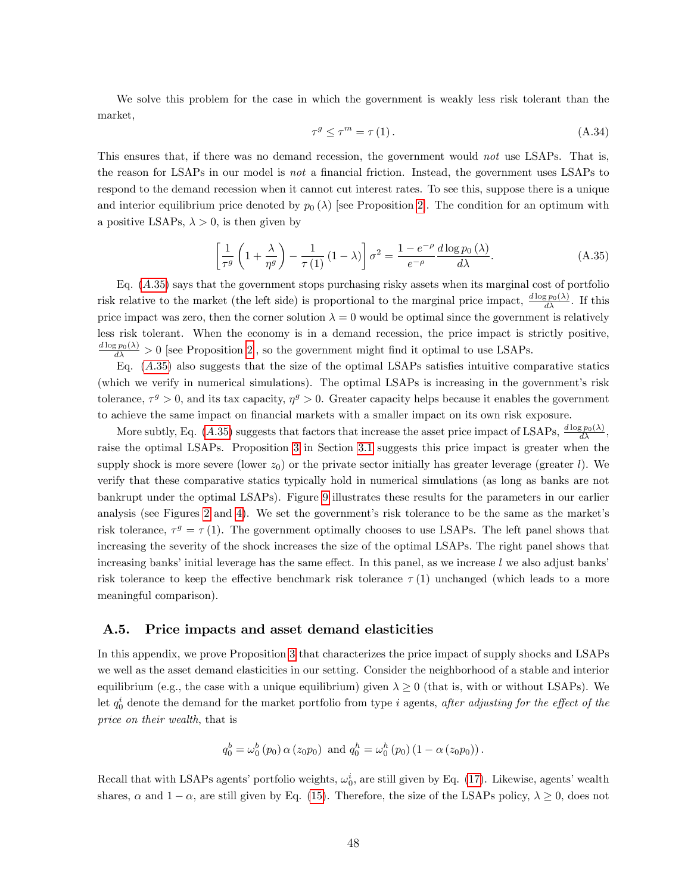We solve this problem for the case in which the government is weakly less risk tolerant than the market,

$$\tau^g \leq \tau^m = \tau(1). \tag{A.34}$$

This ensures that, if there was no demand recession, the government would *not* use LSAPs. That is, the reason for LSAPs in our model is *not* a financial friction. Instead, the government uses LSAPs to respond to the demand recession when it cannot cut interest rates. To see this, suppose there is a unique and interior equilibrium price denoted by $p_0(\lambda)$ [see Proposition 2]. The condition for an optimum with a positive LSAPs, $\lambda > 0$, is then given by

$$\left[\frac{1}{\tau^g}\left(1+\frac{\lambda}{\eta^g}\right) - \frac{1}{\tau(1)}(1-\lambda)\right]\sigma^2 = \frac{1-e^{-\rho}}{e^{-\rho}}\frac{d\log p_0(\lambda)}{d\lambda}. \tag{A.35}$$

Eq. (A.35) says that the government stops purchasing risky assets when its marginal cost of portfolio risk relative to the market (the left side) is proportional to the marginal price impact, $\frac{d\log p_0(\lambda)}{d\lambda}$. If this price impact was zero, then the corner solution $\lambda = 0$ would be optimal since the government is relatively less risk tolerant. When the economy is in a demand recession, the price impact is strictly positive, $\frac{d\log p_0(\lambda)}{d\lambda} > 0$ [see Proposition 2], so the government might find it optimal to use LSAPs.

Eq. (A.35) also suggests that the size of the optimal LSAPs satisfies intuitive comparative statics (which we verify in numerical simulations). The optimal LSAPs is increasing in the government's risk tolerance, $\tau^g > 0$, and its tax capacity, $\eta^g > 0$. Greater capacity helps because it enables the government to achieve the same impact on financial markets with a smaller impact on its own risk exposure.

More subtly, Eq. (A.35) suggests that factors that increase the asset price impact of LSAPs, $\frac{d\log p_0(\lambda)}{d\lambda}$, raise the optimal LSAPs. Proposition 3 in Section 3.1 suggests this price impact is greater when the supply shock is more severe (lower $z_0$) or the private sector initially has greater leverage (greater $l$). We verify that these comparative statics typically hold in numerical simulations (as long as banks are not bankrupt under the optimal LSAPs). Figure 9 illustrates these results for the parameters in our earlier analysis (see Figures 2 and 4). We set the government's risk tolerance to be the same as the market's risk tolerance, $\tau^g = \tau(1)$. The government optimally chooses to use LSAPs. The left panel shows that increasing the severity of the shock increases the size of the optimal LSAPs. The right panel shows that increasing banks' initial leverage has the same effect. In this panel, as we increase $l$ we also adjust banks' risk tolerance to keep the effective benchmark risk tolerance $\tau(1)$ unchanged (which leads to a more meaningful comparison).

## A.5. Price impacts and asset demand elasticities

In this appendix, we prove Proposition 3 that characterizes the price impact of supply shocks and LSAPs we well as the asset demand elasticities in our setting. Consider the neighborhood of a stable and interior equilibrium (e.g., the case with a unique equilibrium) given $\lambda \geq 0$ (that is, with or without LSAPs). We let $q_0^i$ denote the demand for the market portfolio from type $i$ agents, *after adjusting for the effect of the price on their wealth*, that is

$$q_0^b = \omega_0^b(p_0)\,\alpha(z_0 p_0) \text{ and } q_0^h = \omega_0^h(p_0)\,(1-\alpha(z_0 p_0)).$$

Recall that with LSAPs agents' portfolio weights, $\omega_0^i$, are still given by Eq. (17). Likewise, agents' wealth shares, $\alpha$ and $1-\alpha$, are still given by Eq. (15). Therefore, the size of the LSAPs policy, $\lambda \geq 0$, does not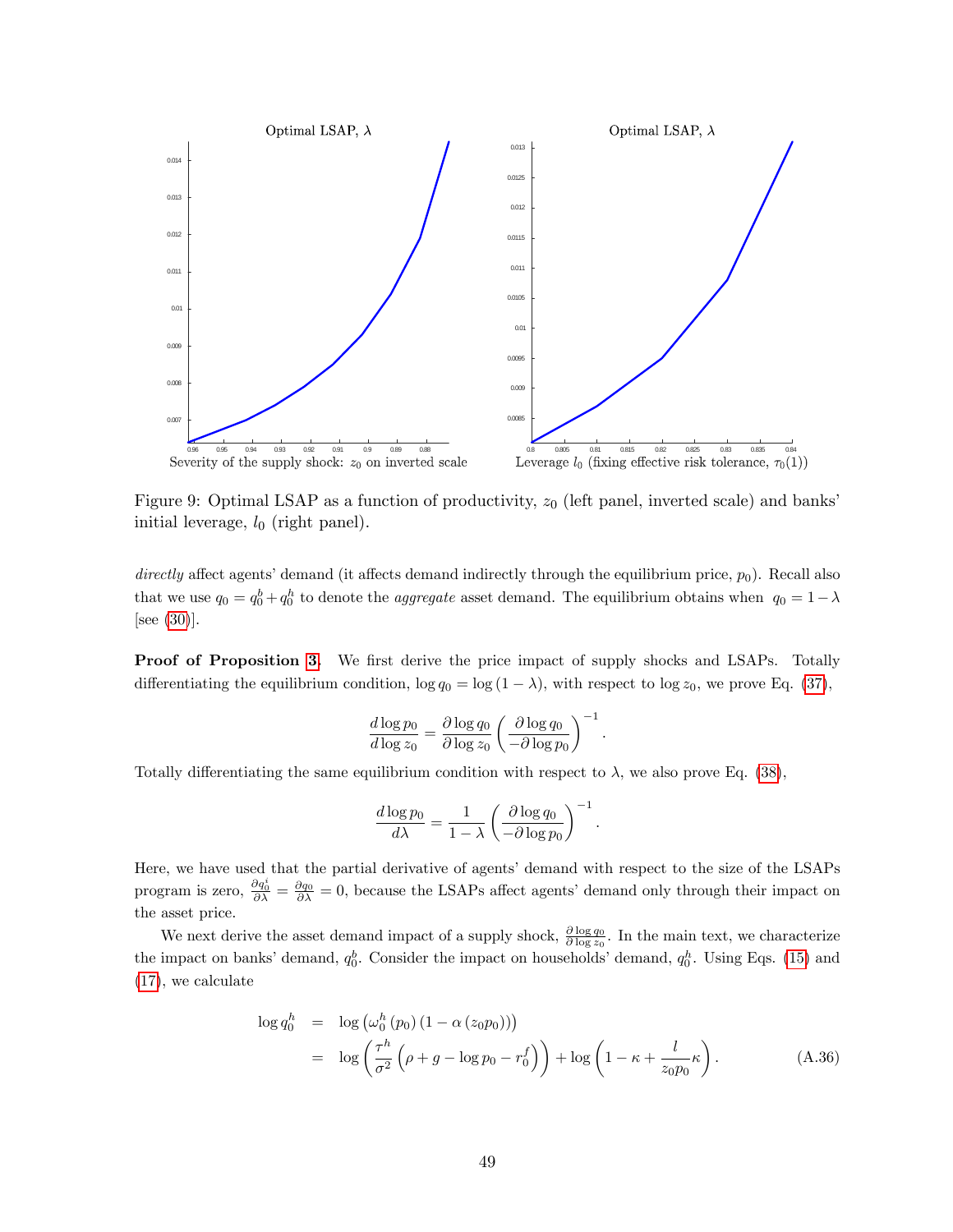Figure 9: Optimal LSAP as a function of productivity, $z_0$ (left panel, inverted scale) and banks' initial leverage, $l_0$ (right panel).

*directly* affect agents' demand (it affects demand indirectly through the equilibrium price, $p_0$). Recall also that we use $q_0 = q_0^b + q_0^h$ to denote the *aggregate* asset demand. The equilibrium obtains when $q_0 = 1 - \lambda$ [see (30)].

**Proof of Proposition 3.** We first derive the price impact of supply shocks and LSAPs. Totally differentiating the equilibrium condition, $\log q_0 = \log(1 - \lambda)$, with respect to $\log z_0$, we prove Eq. (37),

$$\frac{d \log p_0}{d \log z_0} = \frac{\partial \log q_0}{\partial \log z_0} \left( \frac{\partial \log q_0}{-\partial \log p_0} \right)^{-1}.$$

Totally differentiating the same equilibrium condition with respect to $\lambda$, we also prove Eq. (38),

$$\frac{d \log p_0}{d\lambda} = \frac{1}{1 - \lambda} \left( \frac{\partial \log q_0}{-\partial \log p_0} \right)^{-1}.$$

Here, we have used that the partial derivative of agents' demand with respect to the size of the LSAPs program is zero, $\frac{\partial q_0^i}{\partial \lambda} = \frac{\partial q_0}{\partial \lambda} = 0$, because the LSAPs affect agents' demand only through their impact on the asset price.

We next derive the asset demand impact of a supply shock, $\frac{\partial \log q_0}{\partial \log z_0}$. In the main text, we characterize the impact on banks' demand, $q_0^b$. Consider the impact on households' demand, $q_0^h$. Using Eqs. (15) and (17), we calculate

$$\begin{aligned} \log q_0^h &= \log\left(\omega_0^h(p_0)\left(1 - \alpha(z_0 p_0)\right)\right) \\ &= \log\left(\frac{\tau^h}{\sigma^2}\left(\rho + g - \log p_0 - r_0^f\right)\right) + \log\left(1 - \kappa + \frac{l}{z_0 p_0}\kappa\right). \end{aligned} \tag{A.36}$$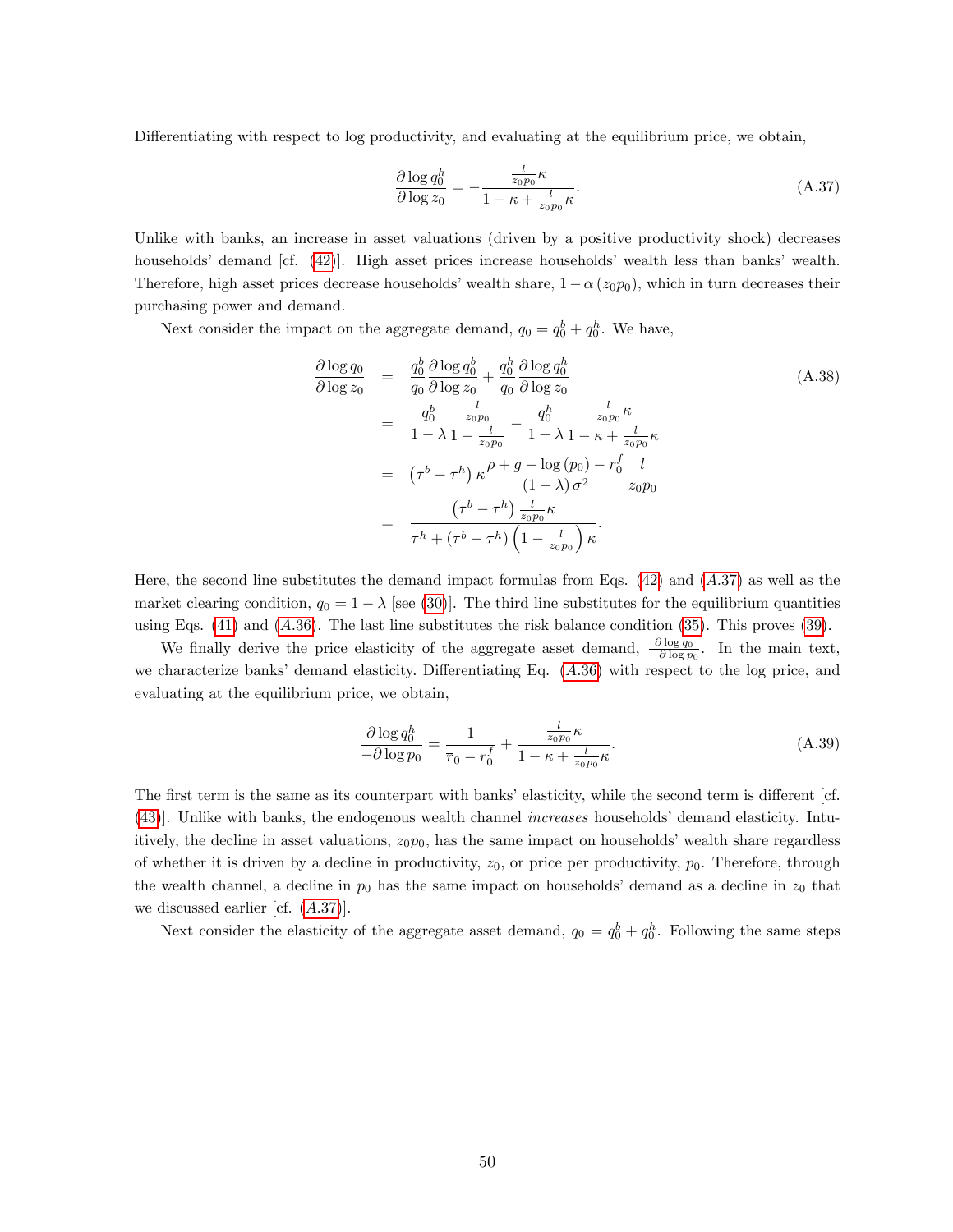Differentiating with respect to log productivity, and evaluating at the equilibrium price, we obtain,

$$\frac{\partial \log q_0^h}{\partial \log z_0} = -\frac{\frac{l}{z_0 p_0}\kappa}{1-\kappa+\frac{l}{z_0 p_0}\kappa}. \tag{A.37}$$

Unlike with banks, an increase in asset valuations (driven by a positive productivity shock) decreases households' demand [cf. (42)]. High asset prices increase households' wealth less than banks' wealth. Therefore, high asset prices decrease households' wealth share, $1-\alpha(z_0 p_0)$, which in turn decreases their purchasing power and demand.

Next consider the impact on the aggregate demand, $q_0 = q_0^b + q_0^h$. We have,

$$\begin{aligned}
\frac{\partial \log q_0}{\partial \log z_0} &= \frac{q_0^b}{q_0}\frac{\partial \log q_0^b}{\partial \log z_0} + \frac{q_0^h}{q_0}\frac{\partial \log q_0^h}{\partial \log z_0} \\
&= \frac{q_0^b}{1-\lambda}\frac{\frac{l}{z_0 p_0}}{1-\frac{l}{z_0 p_0}} - \frac{q_0^h}{1-\lambda}\frac{\frac{l}{z_0 p_0}\kappa}{1-\kappa+\frac{l}{z_0 p_0}\kappa} \\
&= \left(\tau^b - \tau^h\right)\kappa \frac{\rho + g - \log(p_0) - r_0^f}{(1-\lambda)\sigma^2}\frac{l}{z_0 p_0} \\
&= \frac{\left(\tau^b - \tau^h\right)\frac{l}{z_0 p_0}\kappa}{\tau^h + \left(\tau^b - \tau^h\right)\left(1-\frac{l}{z_0 p_0}\right)\kappa}.
\end{aligned} \tag{A.38}$$

Here, the second line substitutes the demand impact formulas from Eqs. (42) and (A.37) as well as the market clearing condition, $q_0 = 1-\lambda$ [see (30)]. The third line substitutes for the equilibrium quantities using Eqs. (41) and (A.36). The last line substitutes the risk balance condition (35). This proves (39).

We finally derive the price elasticity of the aggregate asset demand, $\frac{\partial \log q_0}{-\partial \log p_0}$. In the main text, we characterize banks' demand elasticity. Differentiating Eq. (A.36) with respect to the log price, and evaluating at the equilibrium price, we obtain,

$$\frac{\partial \log q_0^h}{-\partial \log p_0} = \frac{1}{\overline{r}_0 - r_0^f} + \frac{\frac{l}{z_0 p_0}\kappa}{1-\kappa+\frac{l}{z_0 p_0}\kappa}. \tag{A.39}$$

The first term is the same as its counterpart with banks' elasticity, while the second term is different [cf. (43)]. Unlike with banks, the endogenous wealth channel *increases* households' demand elasticity. Intuitively, the decline in asset valuations, $z_0 p_0$, has the same impact on households' wealth share regardless of whether it is driven by a decline in productivity, $z_0$, or price per productivity, $p_0$. Therefore, through the wealth channel, a decline in $p_0$ has the same impact on households' demand as a decline in $z_0$ that we discussed earlier [cf. (A.37)].

Next consider the elasticity of the aggregate asset demand, $q_0 = q_0^b + q_0^h$. Following the same steps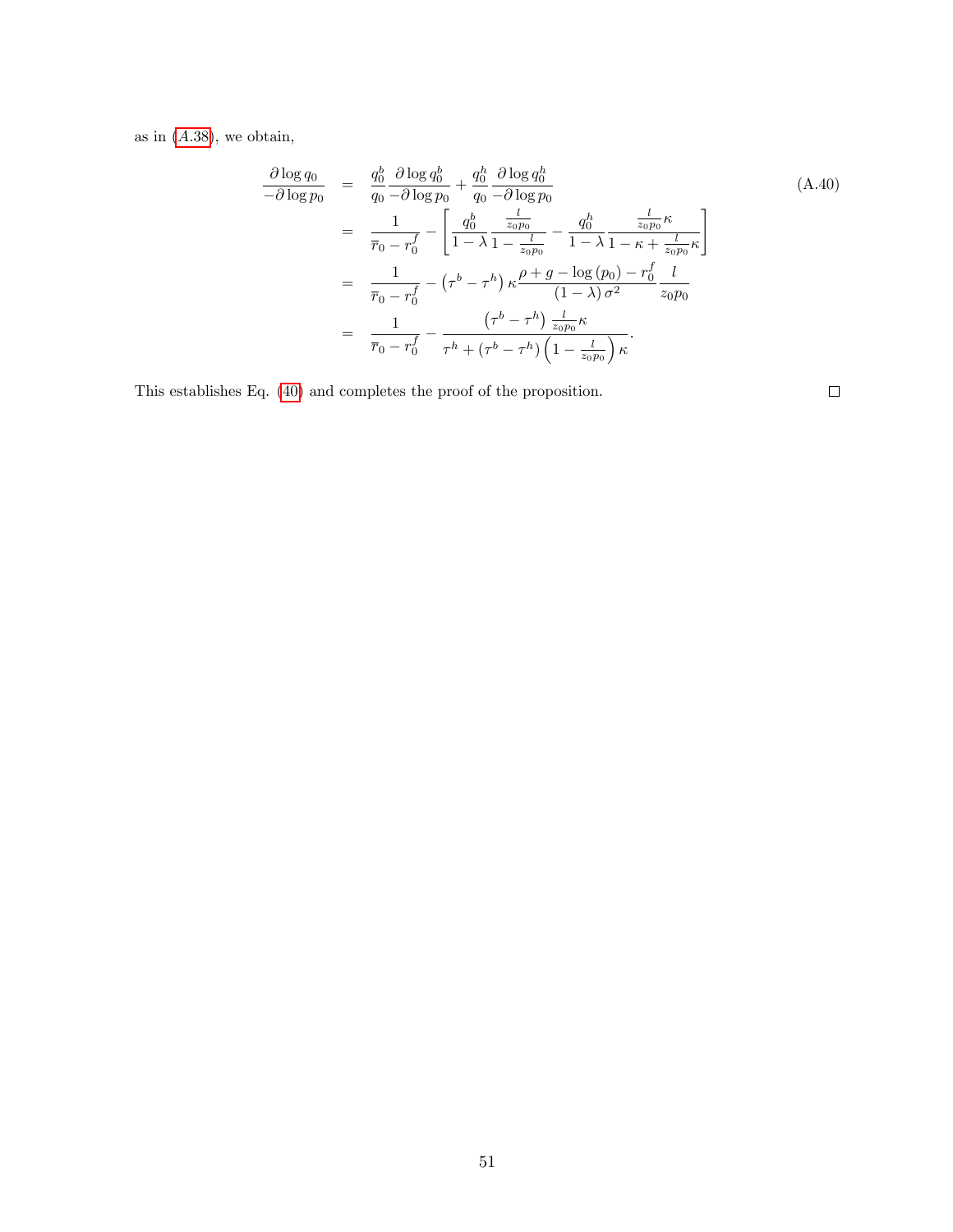as in (A.38), we obtain,

$$
\begin{aligned}
\frac{\partial \log q_0}{-\partial \log p_0} &= \frac{q_0^b}{q_0}\frac{\partial \log q_0^b}{-\partial \log p_0} + \frac{q_0^h}{q_0}\frac{\partial \log q_0^h}{-\partial \log p_0} \\
&= \frac{1}{\overline{r}_0 - r_0^f} - \left[ \frac{q_0^b}{1-\lambda}\frac{\frac{l}{z_0 p_0}}{1-\frac{l}{z_0 p_0}} - \frac{q_0^h}{1-\lambda}\frac{\frac{l}{z_0 p_0}\kappa}{1-\kappa+\frac{l}{z_0 p_0}\kappa} \right] \\
&= \frac{1}{\overline{r}_0 - r_0^f} - \left(\tau^b - \tau^h\right)\kappa \frac{\rho + g - \log\left(p_0\right) - r_0^f}{\left(1-\lambda\right)\sigma^2}\frac{l}{z_0 p_0} \\
&= \frac{1}{\overline{r}_0 - r_0^f} - \frac{\left(\tau^b - \tau^h\right)\frac{l}{z_0 p_0}\kappa}{\tau^h + \left(\tau^b - \tau^h\right)\left(1 - \frac{l}{z_0 p_0}\right)\kappa}.
\end{aligned}
\tag{A.40}
$$

This establishes Eq. (40) and completes the proof of the proposition. □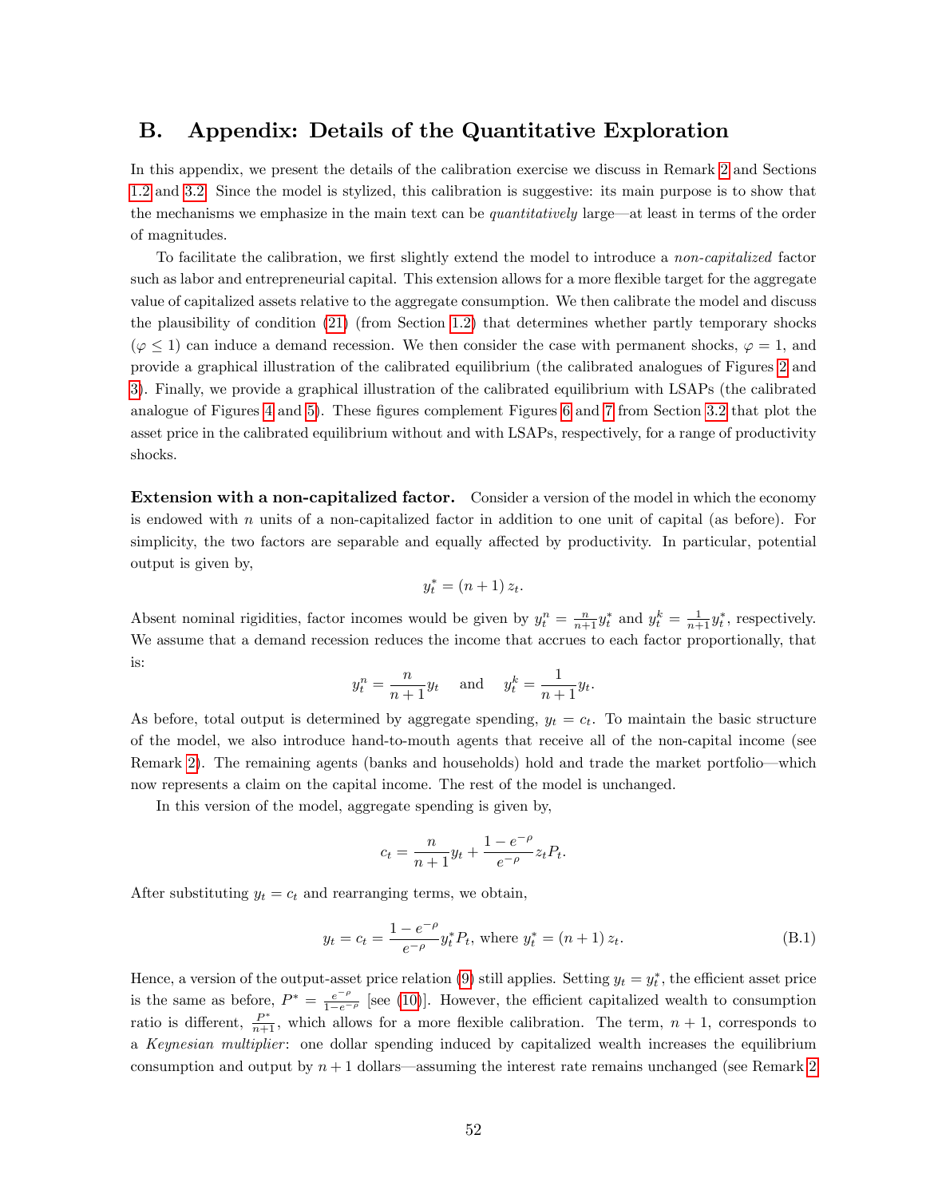# B. Appendix: Details of the Quantitative Exploration

In this appendix, we present the details of the calibration exercise we discuss in Remark 2 and Sections 1.2 and 3.2. Since the model is stylized, this calibration is suggestive: its main purpose is to show that the mechanisms we emphasize in the main text can be *quantitatively* large—at least in terms of the order of magnitudes.

To facilitate the calibration, we first slightly extend the model to introduce a *non-capitalized* factor such as labor and entrepreneurial capital. This extension allows for a more flexible target for the aggregate value of capitalized assets relative to the aggregate consumption. We then calibrate the model and discuss the plausibility of condition (21) (from Section 1.2) that determines whether partly temporary shocks ($\varphi \leq 1$) can induce a demand recession. We then consider the case with permanent shocks, $\varphi = 1$, and provide a graphical illustration of the calibrated equilibrium (the calibrated analogues of Figures 2 and 3). Finally, we provide a graphical illustration of the calibrated equilibrium with LSAPs (the calibrated analogue of Figures 4 and 5). These figures complement Figures 6 and 7 from Section 3.2 that plot the asset price in the calibrated equilibrium without and with LSAPs, respectively, for a range of productivity shocks.

**Extension with a non-capitalized factor.** Consider a version of the model in which the economy is endowed with $n$ units of a non-capitalized factor in addition to one unit of capital (as before). For simplicity, the two factors are separable and equally affected by productivity. In particular, potential output is given by,

$$y_t^* = (n+1)\, z_t.$$

Absent nominal rigidities, factor incomes would be given by $y_t^n = \frac{n}{n+1} y_t^*$ and $y_t^k = \frac{1}{n+1} y_t^*$, respectively. We assume that a demand recession reduces the income that accrues to each factor proportionally, that is:

$$y_t^n = \frac{n}{n+1} y_t \quad \text{ and } \quad y_t^k = \frac{1}{n+1} y_t.$$

As before, total output is determined by aggregate spending, $y_t = c_t$. To maintain the basic structure of the model, we also introduce hand-to-mouth agents that receive all of the non-capital income (see Remark 2). The remaining agents (banks and households) hold and trade the market portfolio—which now represents a claim on the capital income. The rest of the model is unchanged.

In this version of the model, aggregate spending is given by,

$$c_t = \frac{n}{n+1} y_t + \frac{1-e^{-\rho}}{e^{-\rho}} z_t P_t.$$

After substituting $y_t = c_t$ and rearranging terms, we obtain,

$$y_t = c_t = \frac{1-e^{-\rho}}{e^{-\rho}} y_t^* P_t, \text{ where } y_t^* = (n+1)\, z_t. \tag{B.1}$$

Hence, a version of the output-asset price relation (9) still applies. Setting $y_t = y_t^*$, the efficient asset price is the same as before, $P^* = \frac{e^{-\rho}}{1-e^{-\rho}}$ [see (10)]. However, the efficient capitalized wealth to consumption ratio is different, $\frac{P^*}{n+1}$, which allows for a more flexible calibration. The term, $n+1$, corresponds to a *Keynesian multiplier*: one dollar spending induced by capitalized wealth increases the equilibrium consumption and output by $n+1$ dollars—assuming the interest rate remains unchanged (see Remark 2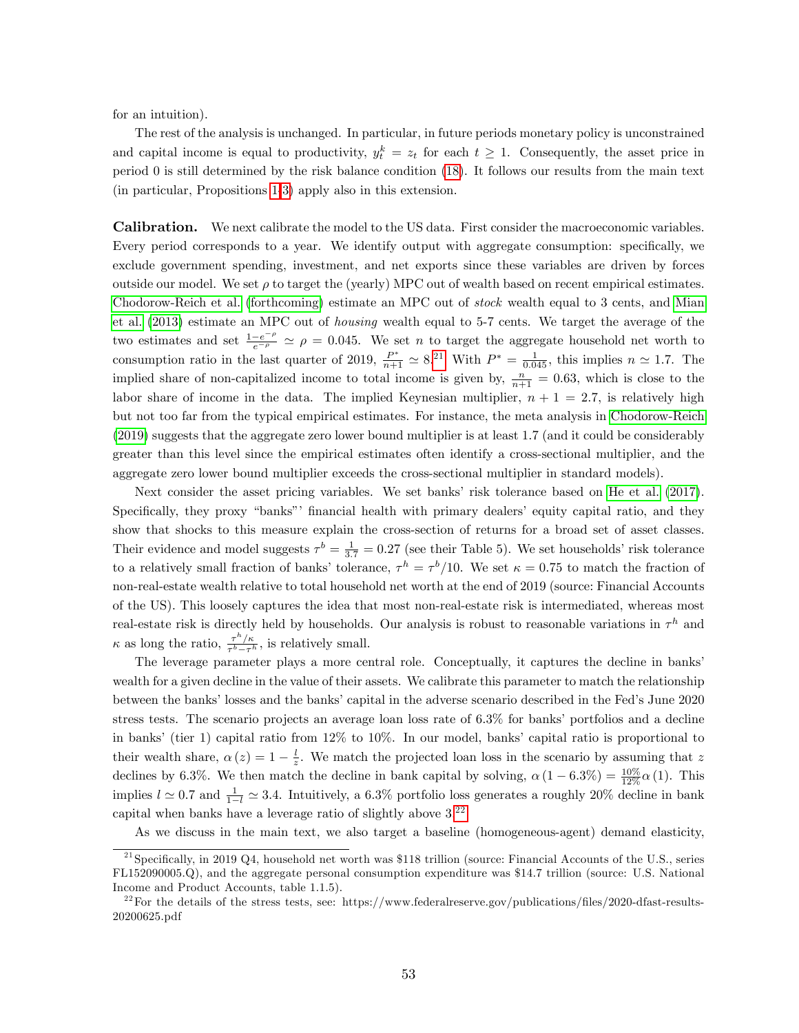for an intuition).

The rest of the analysis is unchanged. In particular, in future periods monetary policy is unconstrained and capital income is equal to productivity, $y_t^k = z_t$ for each $t \geq 1$. Consequently, the asset price in period 0 is still determined by the risk balance condition (18). It follows our results from the main text (in particular, Propositions 1-3) apply also in this extension.

**Calibration.** We next calibrate the model to the US data. First consider the macroeconomic variables. Every period corresponds to a year. We identify output with aggregate consumption: specifically, we exclude government spending, investment, and net exports since these variables are driven by forces outside our model. We set $\rho$ to target the (yearly) MPC out of wealth based on recent empirical estimates. Chodorow-Reich et al. (forthcoming) estimate an MPC out of *stock* wealth equal to 3 cents, and Mian et al. (2013) estimate an MPC out of *housing* wealth equal to 5-7 cents. We target the average of the two estimates and set $\frac{1-e^{-\rho}}{e^{-\rho}} \simeq \rho = 0.045$. We set $n$ to target the aggregate household net worth to consumption ratio in the last quarter of 2019, $\frac{P^*}{n+1} \simeq 8$.[21] With $P^* = \frac{1}{0.045}$, this implies $n \simeq 1.7$. The implied share of non-capitalized income to total income is given by, $\frac{n}{n+1} = 0.63$, which is close to the labor share of income in the data. The implied Keynesian multiplier, $n + 1 = 2.7$, is relatively high but not too far from the typical empirical estimates. For instance, the meta analysis in Chodorow-Reich (2019) suggests that the aggregate zero lower bound multiplier is at least 1.7 (and it could be considerably greater than this level since the empirical estimates often identify a cross-sectional multiplier, and the aggregate zero lower bound multiplier exceeds the cross-sectional multiplier in standard models).

Next consider the asset pricing variables. We set banks' risk tolerance based on He et al. (2017). Specifically, they proxy "banks"' financial health with primary dealers' equity capital ratio, and they show that shocks to this measure explain the cross-section of returns for a broad set of asset classes. Their evidence and model suggests $\tau^b = \frac{1}{3.7} = 0.27$ (see their Table 5). We set households' risk tolerance to a relatively small fraction of banks' tolerance, $\tau^h = \tau^b/10$. We set $\kappa = 0.75$ to match the fraction of non-real-estate wealth relative to total household net worth at the end of 2019 (source: Financial Accounts of the US). This loosely captures the idea that most non-real-estate risk is intermediated, whereas most real-estate risk is directly held by households. Our analysis is robust to reasonable variations in $\tau^h$ and $\kappa$ as long the ratio, $\frac{\tau^h/\kappa}{\tau^b - \tau^h}$, is relatively small.

The leverage parameter plays a more central role. Conceptually, it captures the decline in banks' wealth for a given decline in the value of their assets. We calibrate this parameter to match the relationship between the banks' losses and the banks' capital in the adverse scenario described in the Fed's June 2020 stress tests. The scenario projects an average loan loss rate of 6.3% for banks' portfolios and a decline in banks' (tier 1) capital ratio from 12% to 10%. In our model, banks' capital ratio is proportional to their wealth share, $\alpha(z) = 1 - \frac{l}{z}$. We match the projected loan loss in the scenario by assuming that $z$ declines by 6.3%. We then match the decline in bank capital by solving, $\alpha(1 - 6.3\%) = \frac{10\%}{12\%}\alpha(1)$. This implies $l \simeq 0.7$ and $\frac{1}{1-l} \simeq 3.4$. Intuitively, a 6.3% portfolio loss generates a roughly 20% decline in bank capital when banks have a leverage ratio of slightly above 3.[22]

As we discuss in the main text, we also target a baseline (homogeneous-agent) demand elasticity,

[21] Specifically, in 2019 Q4, household net worth was \$118 trillion (source: Financial Accounts of the U.S., series FL152090005.Q), and the aggregate personal consumption expenditure was \$14.7 trillion (source: U.S. National Income and Product Accounts, table 1.1.5).

[22] For the details of the stress tests, see: https://www.federalreserve.gov/publications/files/2020-dfast-results-20200625.pdf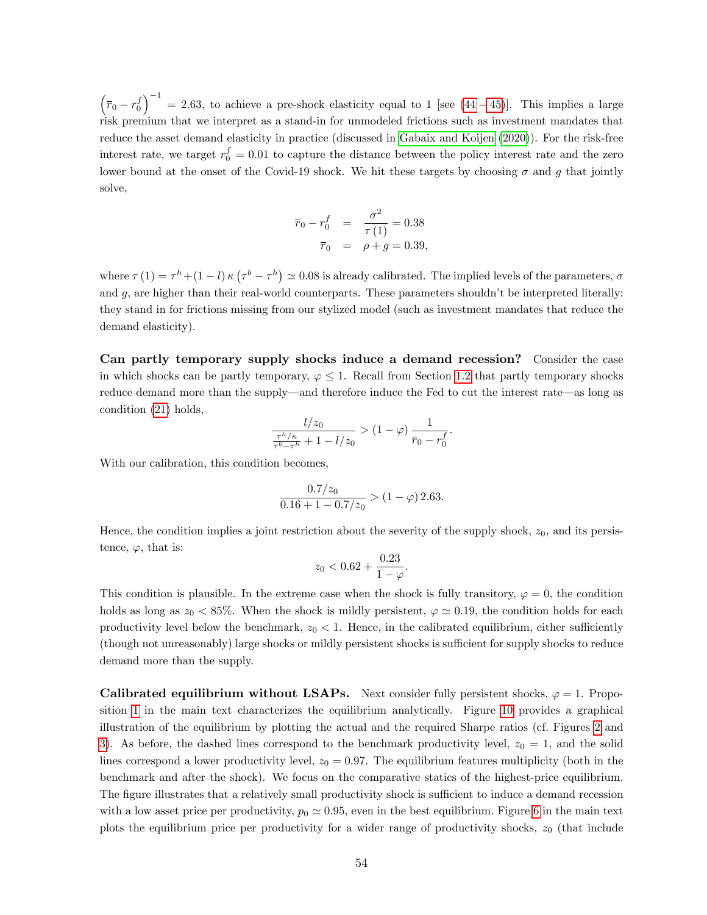$\left(\overline{r}_0 - r_0^f\right)^{-1} = 2.63$, to achieve a pre-shock elasticity equal to 1 [see (44)–(45)]. This implies a large risk premium that we interpret as a stand-in for unmodeled frictions such as investment mandates that reduce the asset demand elasticity in practice (discussed in Gabaix and Koijen (2020)). For the risk-free interest rate, we target $r_0^f = 0.01$ to capture the distance between the policy interest rate and the zero lower bound at the onset of the Covid-19 shock. We hit these targets by choosing $\sigma$ and $g$ that jointly solve,

$$
\begin{aligned}
\overline{r}_0 - r_0^f &= \frac{\sigma^2}{\tau(1)} = 0.38 \\
\overline{r}_0 &= \rho + g = 0.39,
\end{aligned}
$$

where $\tau(1) = \tau^h + (1-l)\kappa\left(\tau^b - \tau^h\right) \simeq 0.08$ is already calibrated. The implied levels of the parameters, $\sigma$ and $g$, are higher than their real-world counterparts. These parameters shouldn't be interpreted literally: they stand in for frictions missing from our stylized model (such as investment mandates that reduce the demand elasticity).

**Can partly temporary supply shocks induce a demand recession?** Consider the case in which shocks can be partly temporary, $\varphi \leq 1$. Recall from Section 1.2 that partly temporary shocks reduce demand more than the supply—and therefore induce the Fed to cut the interest rate—as long as condition (21) holds,

$$
\frac{l/z_0}{\frac{\tau^h/\kappa}{\tau^b - \tau^h} + 1 - l/z_0} > (1-\varphi)\frac{1}{\overline{r}_0 - r_0^f}.
$$

With our calibration, this condition becomes,

$$
\frac{0.7/z_0}{0.16 + 1 - 0.7/z_0} > (1-\varphi)\, 2.63.
$$

Hence, the condition implies a joint restriction about the severity of the supply shock, $z_0$, and its persistence, $\varphi$, that is:

$$
z_0 < 0.62 + \frac{0.23}{1-\varphi}.
$$

This condition is plausible. In the extreme case when the shock is fully transitory, $\varphi = 0$, the condition holds as long as $z_0 < 85\%$. When the shock is mildly persistent, $\varphi \simeq 0.19$, the condition holds for each productivity level below the benchmark, $z_0 < 1$. Hence, in the calibrated equilibrium, either sufficiently (though not unreasonably) large shocks or mildly persistent shocks is sufficient for supply shocks to reduce demand more than the supply.

**Calibrated equilibrium without LSAPs.** Next consider fully persistent shocks, $\varphi = 1$. Proposition 1 in the main text characterizes the equilibrium analytically. Figure 10 provides a graphical illustration of the equilibrium by plotting the actual and the required Sharpe ratios (cf. Figures 2 and 3). As before, the dashed lines correspond to the benchmark productivity level, $z_0 = 1$, and the solid lines correspond a lower productivity level, $z_0 = 0.97$. The equilibrium features multiplicity (both in the benchmark and after the shock). We focus on the comparative statics of the highest-price equilibrium. The figure illustrates that a relatively small productivity shock is sufficient to induce a demand recession with a low asset price per productivity, $p_0 \simeq 0.95$, even in the best equilibrium. Figure 6 in the main text plots the equilibrium price per productivity for a wider range of productivity shocks, $z_0$ (that include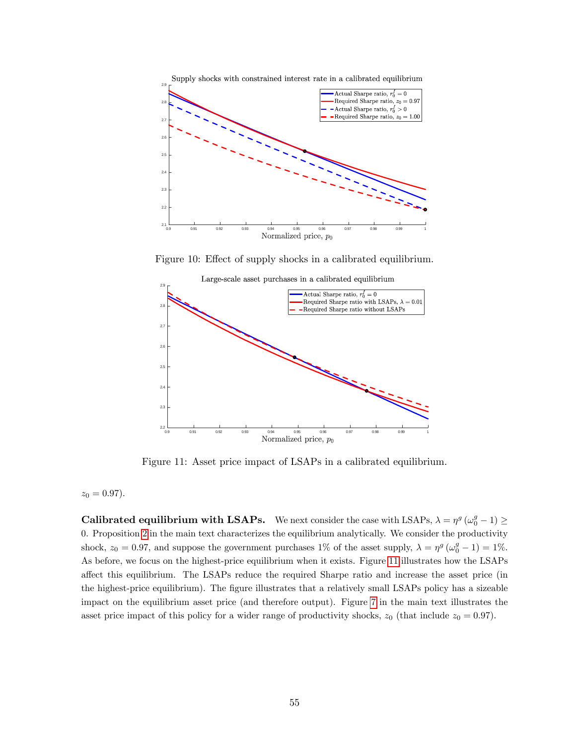Figure 10: Effect of supply shocks in a calibrated equilibrium.

Figure 11: Asset price impact of LSAPs in a calibrated equilibrium.

$z_0 = 0.97$).

**Calibrated equilibrium with LSAPs.** We next consider the case with LSAPs, $\lambda = \eta^g (\omega_0^g - 1) \geq 0$. Proposition 2 in the main text characterizes the equilibrium analytically. We consider the productivity shock, $z_0 = 0.97$, and suppose the government purchases 1% of the asset supply, $\lambda = \eta^g (\omega_0^g - 1) = 1\%$. As before, we focus on the highest-price equilibrium when it exists. Figure 11 illustrates how the LSAPs affect this equilibrium. The LSAPs reduce the required Sharpe ratio and increase the asset price (in the highest-price equilibrium). The figure illustrates that a relatively small LSAPs policy has a sizeable impact on the equilibrium asset price (and therefore output). Figure 7 in the main text illustrates the asset price impact of this policy for a wider range of productivity shocks, $z_0$ (that include $z_0 = 0.97$).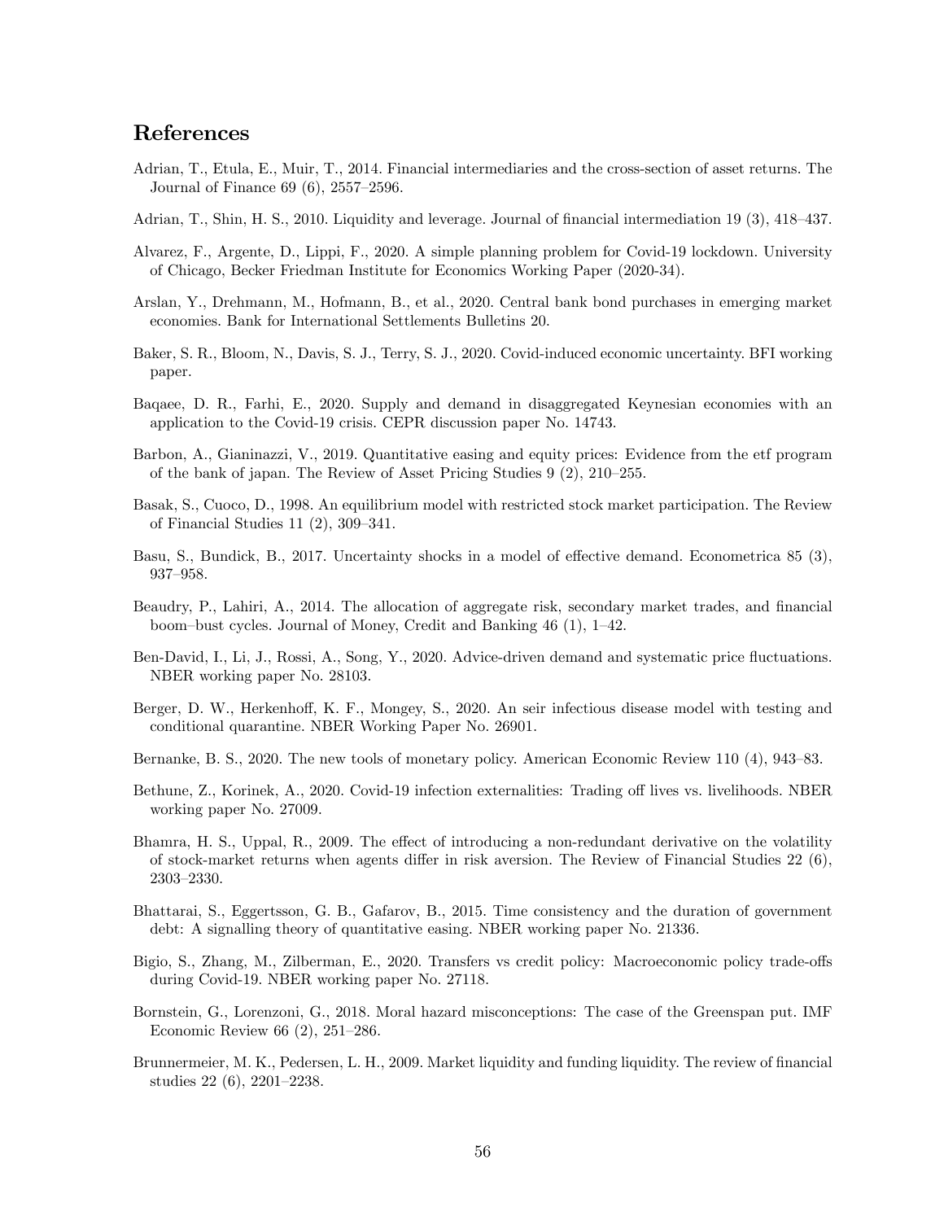## References

Adrian, T., Etula, E., Muir, T., 2014. Financial intermediaries and the cross-section of asset returns. The Journal of Finance 69 (6), 2557–2596.

Adrian, T., Shin, H. S., 2010. Liquidity and leverage. Journal of financial intermediation 19 (3), 418–437.

Alvarez, F., Argente, D., Lippi, F., 2020. A simple planning problem for Covid-19 lockdown. University of Chicago, Becker Friedman Institute for Economics Working Paper (2020-34).

Arslan, Y., Drehmann, M., Hofmann, B., et al., 2020. Central bank bond purchases in emerging market economies. Bank for International Settlements Bulletins 20.

Baker, S. R., Bloom, N., Davis, S. J., Terry, S. J., 2020. Covid-induced economic uncertainty. BFI working paper.

Baqaee, D. R., Farhi, E., 2020. Supply and demand in disaggregated Keynesian economies with an application to the Covid-19 crisis. CEPR discussion paper No. 14743.

Barbon, A., Gianinazzi, V., 2019. Quantitative easing and equity prices: Evidence from the etf program of the bank of japan. The Review of Asset Pricing Studies 9 (2), 210–255.

Basak, S., Cuoco, D., 1998. An equilibrium model with restricted stock market participation. The Review of Financial Studies 11 (2), 309–341.

Basu, S., Bundick, B., 2017. Uncertainty shocks in a model of effective demand. Econometrica 85 (3), 937–958.

Beaudry, P., Lahiri, A., 2014. The allocation of aggregate risk, secondary market trades, and financial boom–bust cycles. Journal of Money, Credit and Banking 46 (1), 1–42.

Ben-David, I., Li, J., Rossi, A., Song, Y., 2020. Advice-driven demand and systematic price fluctuations. NBER working paper No. 28103.

Berger, D. W., Herkenhoff, K. F., Mongey, S., 2020. An seir infectious disease model with testing and conditional quarantine. NBER Working Paper No. 26901.

Bernanke, B. S., 2020. The new tools of monetary policy. American Economic Review 110 (4), 943–83.

Bethune, Z., Korinek, A., 2020. Covid-19 infection externalities: Trading off lives vs. livelihoods. NBER working paper No. 27009.

Bhamra, H. S., Uppal, R., 2009. The effect of introducing a non-redundant derivative on the volatility of stock-market returns when agents differ in risk aversion. The Review of Financial Studies 22 (6), 2303–2330.

Bhattarai, S., Eggertsson, G. B., Gafarov, B., 2015. Time consistency and the duration of government debt: A signalling theory of quantitative easing. NBER working paper No. 21336.

Bigio, S., Zhang, M., Zilberman, E., 2020. Transfers vs credit policy: Macroeconomic policy trade-offs during Covid-19. NBER working paper No. 27118.

Bornstein, G., Lorenzoni, G., 2018. Moral hazard misconceptions: The case of the Greenspan put. IMF Economic Review 66 (2), 251–286.

Brunnermeier, M. K., Pedersen, L. H., 2009. Market liquidity and funding liquidity. The review of financial studies 22 (6), 2201–2238.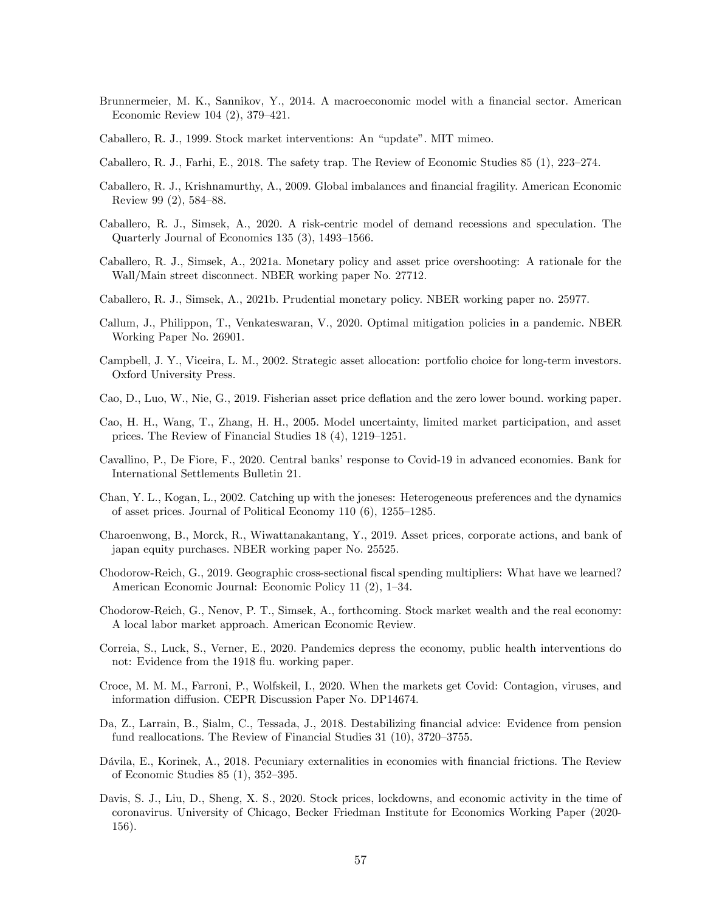Brunnermeier, M. K., Sannikov, Y., 2014. A macroeconomic model with a financial sector. American Economic Review 104 (2), 379–421.

Caballero, R. J., 1999. Stock market interventions: An "update". MIT mimeo.

Caballero, R. J., Farhi, E., 2018. The safety trap. The Review of Economic Studies 85 (1), 223–274.

Caballero, R. J., Krishnamurthy, A., 2009. Global imbalances and financial fragility. American Economic Review 99 (2), 584–88.

Caballero, R. J., Simsek, A., 2020. A risk-centric model of demand recessions and speculation. The Quarterly Journal of Economics 135 (3), 1493–1566.

Caballero, R. J., Simsek, A., 2021a. Monetary policy and asset price overshooting: A rationale for the Wall/Main street disconnect. NBER working paper No. 27712.

Caballero, R. J., Simsek, A., 2021b. Prudential monetary policy. NBER working paper no. 25977.

Callum, J., Philippon, T., Venkateswaran, V., 2020. Optimal mitigation policies in a pandemic. NBER Working Paper No. 26901.

Campbell, J. Y., Viceira, L. M., 2002. Strategic asset allocation: portfolio choice for long-term investors. Oxford University Press.

Cao, D., Luo, W., Nie, G., 2019. Fisherian asset price deflation and the zero lower bound. working paper.

Cao, H. H., Wang, T., Zhang, H. H., 2005. Model uncertainty, limited market participation, and asset prices. The Review of Financial Studies 18 (4), 1219–1251.

Cavallino, P., De Fiore, F., 2020. Central banks' response to Covid-19 in advanced economies. Bank for International Settlements Bulletin 21.

Chan, Y. L., Kogan, L., 2002. Catching up with the joneses: Heterogeneous preferences and the dynamics of asset prices. Journal of Political Economy 110 (6), 1255–1285.

Charoenwong, B., Morck, R., Wiwattanakantang, Y., 2019. Asset prices, corporate actions, and bank of japan equity purchases. NBER working paper No. 25525.

Chodorow-Reich, G., 2019. Geographic cross-sectional fiscal spending multipliers: What have we learned? American Economic Journal: Economic Policy 11 (2), 1–34.

Chodorow-Reich, G., Nenov, P. T., Simsek, A., forthcoming. Stock market wealth and the real economy: A local labor market approach. American Economic Review.

Correia, S., Luck, S., Verner, E., 2020. Pandemics depress the economy, public health interventions do not: Evidence from the 1918 flu. working paper.

Croce, M. M. M., Farroni, P., Wolfskeil, I., 2020. When the markets get Covid: Contagion, viruses, and information diffusion. CEPR Discussion Paper No. DP14674.

Da, Z., Larrain, B., Sialm, C., Tessada, J., 2018. Destabilizing financial advice: Evidence from pension fund reallocations. The Review of Financial Studies 31 (10), 3720–3755.

Dávila, E., Korinek, A., 2018. Pecuniary externalities in economies with financial frictions. The Review of Economic Studies 85 (1), 352–395.

Davis, S. J., Liu, D., Sheng, X. S., 2020. Stock prices, lockdowns, and economic activity in the time of coronavirus. University of Chicago, Becker Friedman Institute for Economics Working Paper (2020-156).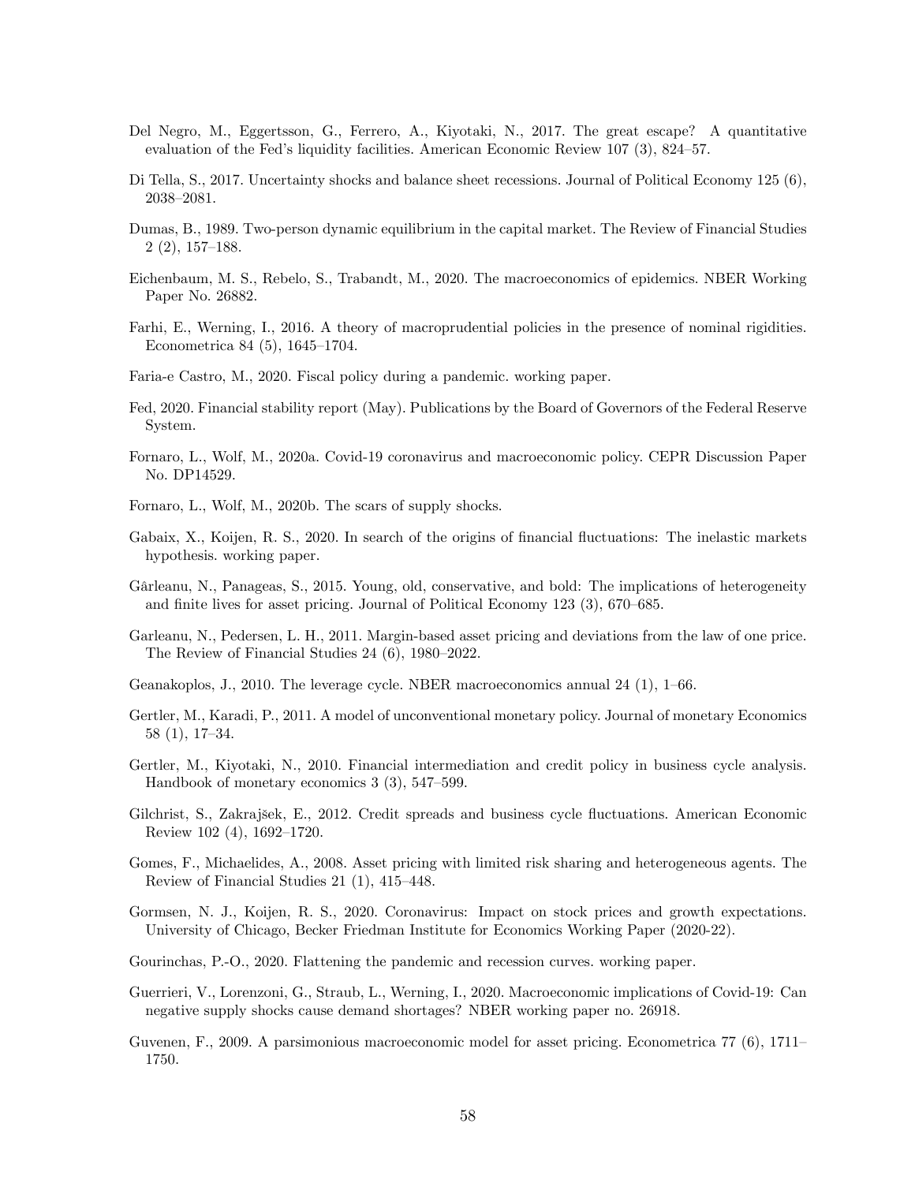Del Negro, M., Eggertsson, G., Ferrero, A., Kiyotaki, N., 2017. The great escape? A quantitative evaluation of the Fed's liquidity facilities. American Economic Review 107 (3), 824–57.

Di Tella, S., 2017. Uncertainty shocks and balance sheet recessions. Journal of Political Economy 125 (6), 2038–2081.

Dumas, B., 1989. Two-person dynamic equilibrium in the capital market. The Review of Financial Studies 2 (2), 157–188.

Eichenbaum, M. S., Rebelo, S., Trabandt, M., 2020. The macroeconomics of epidemics. NBER Working Paper No. 26882.

Farhi, E., Werning, I., 2016. A theory of macroprudential policies in the presence of nominal rigidities. Econometrica 84 (5), 1645–1704.

Faria-e Castro, M., 2020. Fiscal policy during a pandemic. working paper.

Fed, 2020. Financial stability report (May). Publications by the Board of Governors of the Federal Reserve System.

Fornaro, L., Wolf, M., 2020a. Covid-19 coronavirus and macroeconomic policy. CEPR Discussion Paper No. DP14529.

Fornaro, L., Wolf, M., 2020b. The scars of supply shocks.

Gabaix, X., Koijen, R. S., 2020. In search of the origins of financial fluctuations: The inelastic markets hypothesis. working paper.

Gârleanu, N., Panageas, S., 2015. Young, old, conservative, and bold: The implications of heterogeneity and finite lives for asset pricing. Journal of Political Economy 123 (3), 670–685.

Garleanu, N., Pedersen, L. H., 2011. Margin-based asset pricing and deviations from the law of one price. The Review of Financial Studies 24 (6), 1980–2022.

Geanakoplos, J., 2010. The leverage cycle. NBER macroeconomics annual 24 (1), 1–66.

Gertler, M., Karadi, P., 2011. A model of unconventional monetary policy. Journal of monetary Economics 58 (1), 17–34.

Gertler, M., Kiyotaki, N., 2010. Financial intermediation and credit policy in business cycle analysis. Handbook of monetary economics 3 (3), 547–599.

Gilchrist, S., Zakrajšek, E., 2012. Credit spreads and business cycle fluctuations. American Economic Review 102 (4), 1692–1720.

Gomes, F., Michaelides, A., 2008. Asset pricing with limited risk sharing and heterogeneous agents. The Review of Financial Studies 21 (1), 415–448.

Gormsen, N. J., Koijen, R. S., 2020. Coronavirus: Impact on stock prices and growth expectations. University of Chicago, Becker Friedman Institute for Economics Working Paper (2020-22).

Gourinchas, P.-O., 2020. Flattening the pandemic and recession curves. working paper.

Guerrieri, V., Lorenzoni, G., Straub, L., Werning, I., 2020. Macroeconomic implications of Covid-19: Can negative supply shocks cause demand shortages? NBER working paper no. 26918.

Guvenen, F., 2009. A parsimonious macroeconomic model for asset pricing. Econometrica 77 (6), 1711–1750.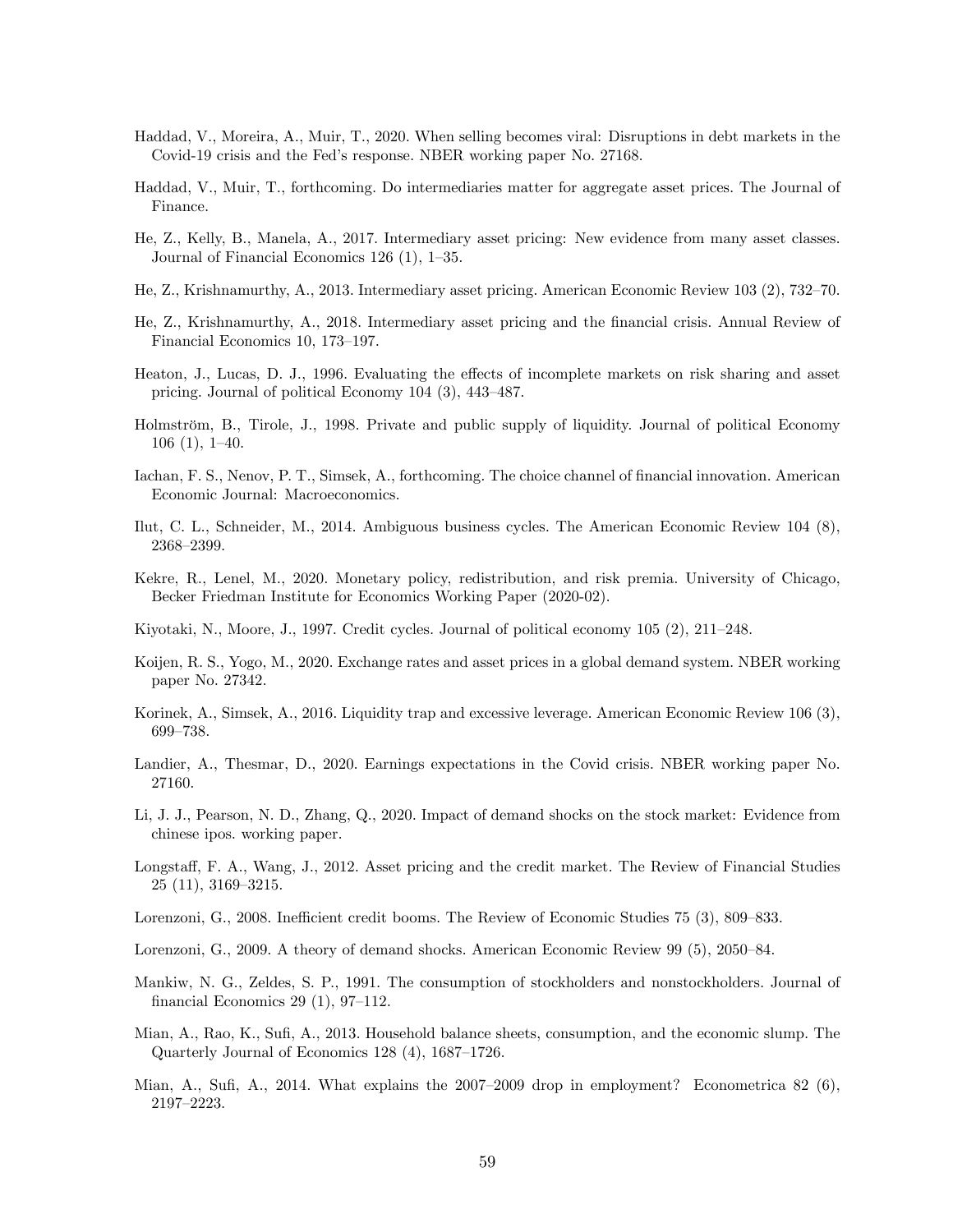Haddad, V., Moreira, A., Muir, T., 2020. When selling becomes viral: Disruptions in debt markets in the Covid-19 crisis and the Fed's response. NBER working paper No. 27168.

Haddad, V., Muir, T., forthcoming. Do intermediaries matter for aggregate asset prices. The Journal of Finance.

He, Z., Kelly, B., Manela, A., 2017. Intermediary asset pricing: New evidence from many asset classes. Journal of Financial Economics 126 (1), 1–35.

He, Z., Krishnamurthy, A., 2013. Intermediary asset pricing. American Economic Review 103 (2), 732–70.

He, Z., Krishnamurthy, A., 2018. Intermediary asset pricing and the financial crisis. Annual Review of Financial Economics 10, 173–197.

Heaton, J., Lucas, D. J., 1996. Evaluating the effects of incomplete markets on risk sharing and asset pricing. Journal of political Economy 104 (3), 443–487.

Holmström, B., Tirole, J., 1998. Private and public supply of liquidity. Journal of political Economy 106 (1), 1–40.

Iachan, F. S., Nenov, P. T., Simsek, A., forthcoming. The choice channel of financial innovation. American Economic Journal: Macroeconomics.

Ilut, C. L., Schneider, M., 2014. Ambiguous business cycles. The American Economic Review 104 (8), 2368–2399.

Kekre, R., Lenel, M., 2020. Monetary policy, redistribution, and risk premia. University of Chicago, Becker Friedman Institute for Economics Working Paper (2020-02).

Kiyotaki, N., Moore, J., 1997. Credit cycles. Journal of political economy 105 (2), 211–248.

Koijen, R. S., Yogo, M., 2020. Exchange rates and asset prices in a global demand system. NBER working paper No. 27342.

Korinek, A., Simsek, A., 2016. Liquidity trap and excessive leverage. American Economic Review 106 (3), 699–738.

Landier, A., Thesmar, D., 2020. Earnings expectations in the Covid crisis. NBER working paper No. 27160.

Li, J. J., Pearson, N. D., Zhang, Q., 2020. Impact of demand shocks on the stock market: Evidence from chinese ipos. working paper.

Longstaff, F. A., Wang, J., 2012. Asset pricing and the credit market. The Review of Financial Studies 25 (11), 3169–3215.

Lorenzoni, G., 2008. Inefficient credit booms. The Review of Economic Studies 75 (3), 809–833.

Lorenzoni, G., 2009. A theory of demand shocks. American Economic Review 99 (5), 2050–84.

Mankiw, N. G., Zeldes, S. P., 1991. The consumption of stockholders and nonstockholders. Journal of financial Economics 29 (1), 97–112.

Mian, A., Rao, K., Sufi, A., 2013. Household balance sheets, consumption, and the economic slump. The Quarterly Journal of Economics 128 (4), 1687–1726.

Mian, A., Sufi, A., 2014. What explains the 2007–2009 drop in employment? Econometrica 82 (6), 2197–2223.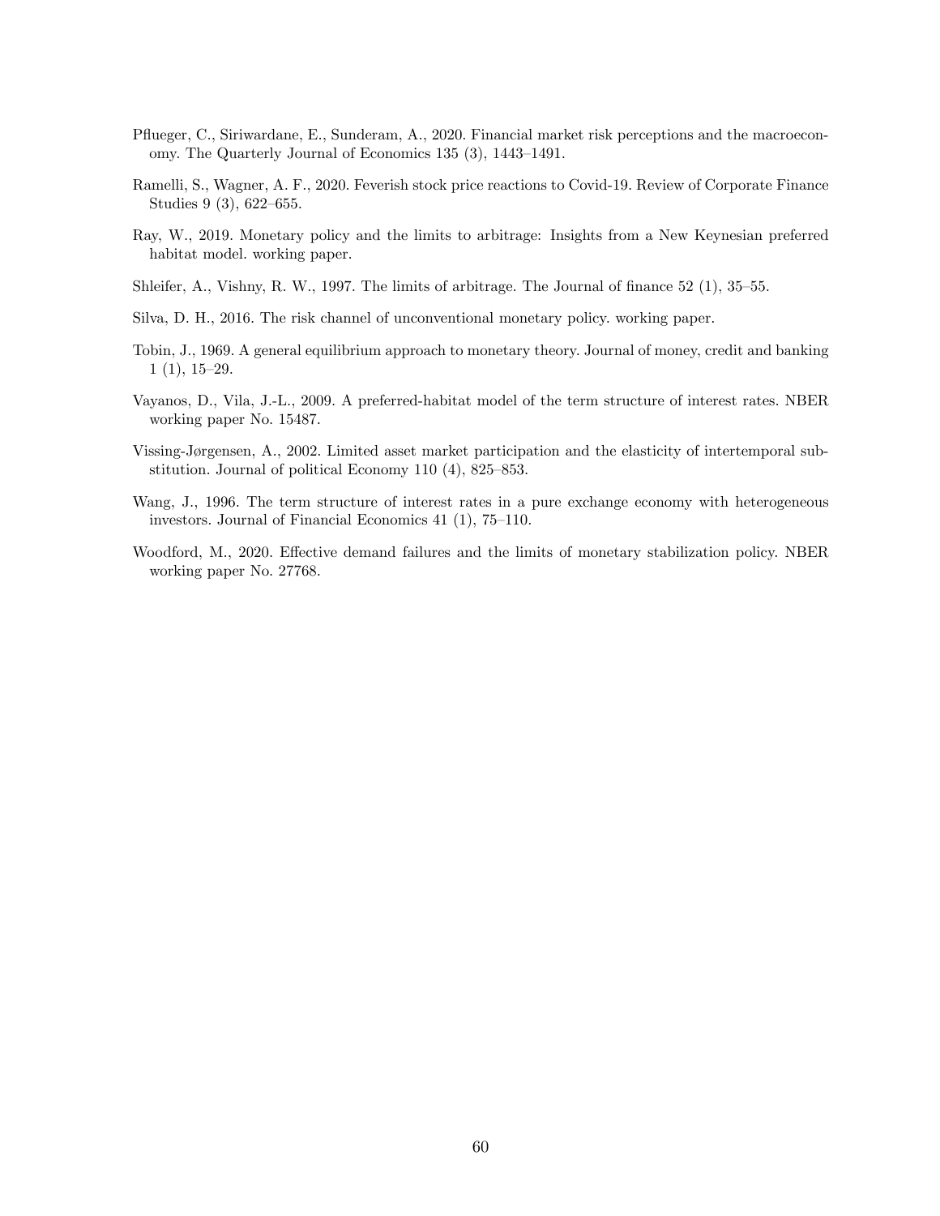Pflueger, C., Siriwardane, E., Sunderam, A., 2020. Financial market risk perceptions and the macroeconomy. The Quarterly Journal of Economics 135 (3), 1443–1491.

Ramelli, S., Wagner, A. F., 2020. Feverish stock price reactions to Covid-19. Review of Corporate Finance Studies 9 (3), 622–655.

Ray, W., 2019. Monetary policy and the limits to arbitrage: Insights from a New Keynesian preferred habitat model. working paper.

Shleifer, A., Vishny, R. W., 1997. The limits of arbitrage. The Journal of finance 52 (1), 35–55.

Silva, D. H., 2016. The risk channel of unconventional monetary policy. working paper.

Tobin, J., 1969. A general equilibrium approach to monetary theory. Journal of money, credit and banking 1 (1), 15–29.

Vayanos, D., Vila, J.-L., 2009. A preferred-habitat model of the term structure of interest rates. NBER working paper No. 15487.

Vissing-Jørgensen, A., 2002. Limited asset market participation and the elasticity of intertemporal substitution. Journal of political Economy 110 (4), 825–853.

Wang, J., 1996. The term structure of interest rates in a pure exchange economy with heterogeneous investors. Journal of Financial Economics 41 (1), 75–110.

Woodford, M., 2020. Effective demand failures and the limits of monetary stabilization policy. NBER working paper No. 27768.